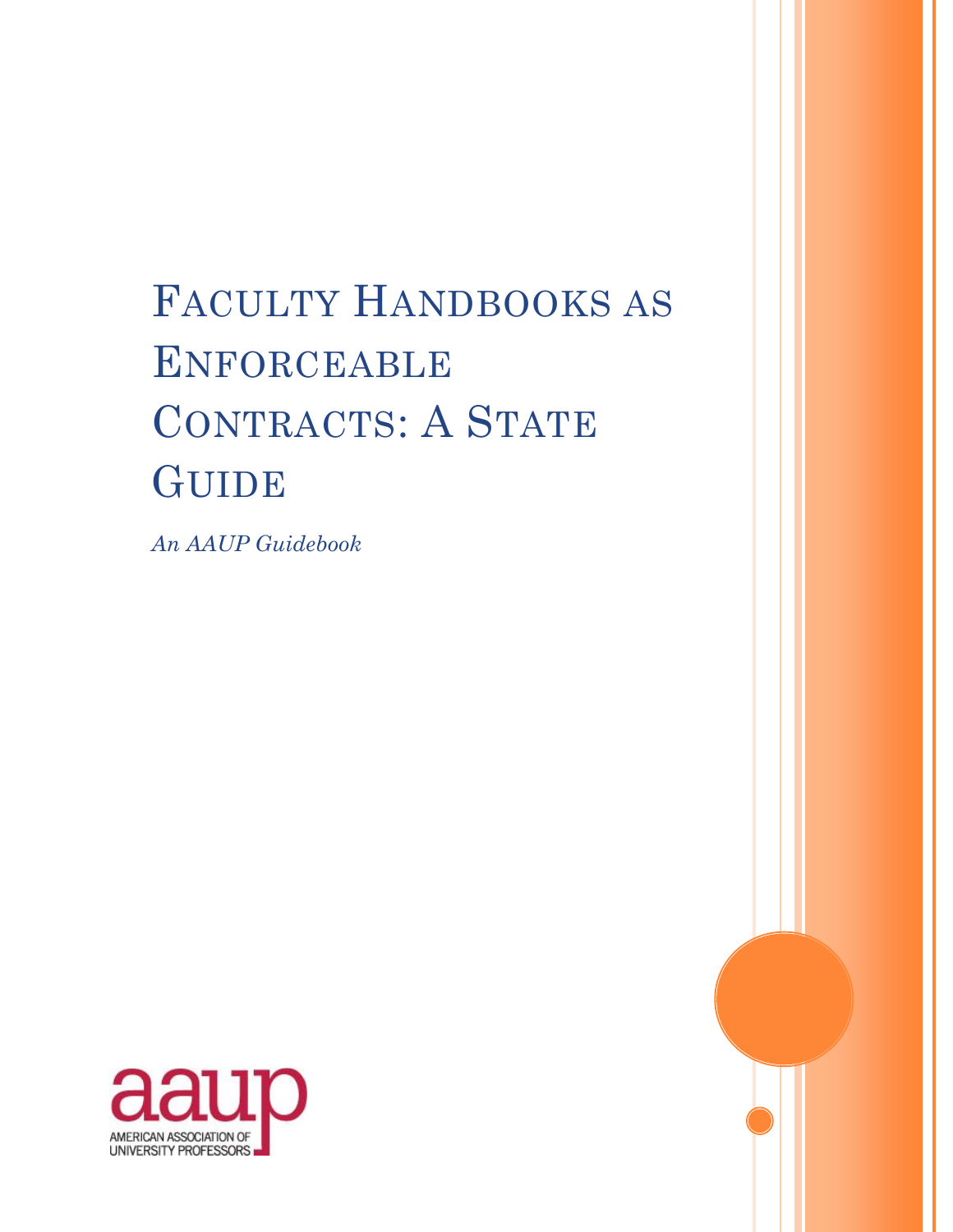# Faculty Handbooks as Enforceable Contracts: A State Guide

*An AAUP Guidebook*

AMERICAN ASSOCIATION OF UNIVERSITY PROFESSORS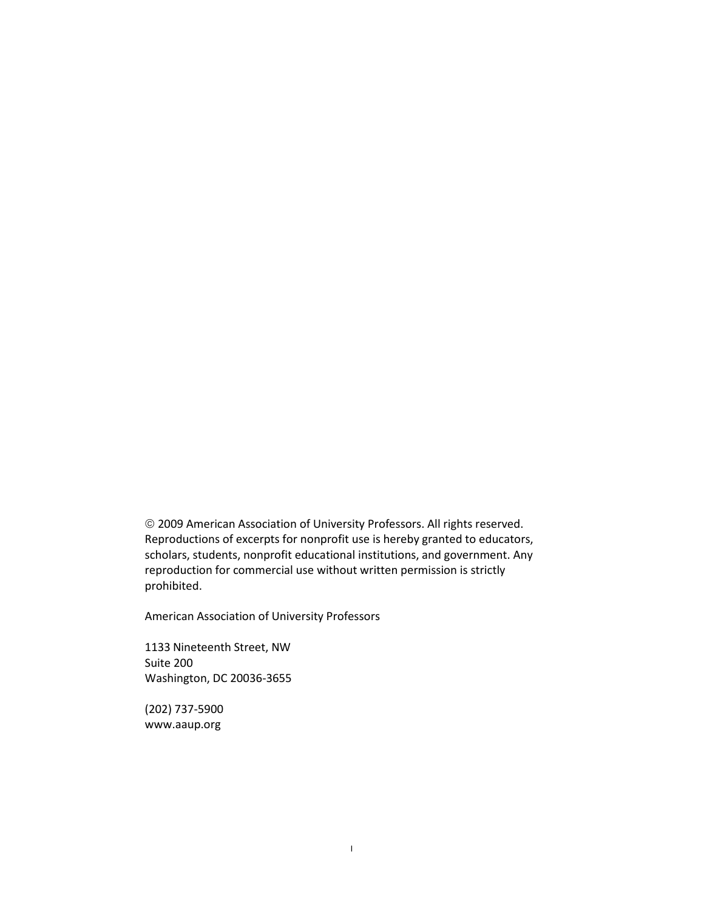© 2009 American Association of University Professors. All rights reserved. Reproductions of excerpts for nonprofit use is hereby granted to educators, scholars, students, nonprofit educational institutions, and government. Any reproduction for commercial use without written permission is strictly prohibited.

American Association of University Professors

1133 Nineteenth Street, NW
Suite 200
Washington, DC 20036-3655

(202) 737-5900
www.aaup.org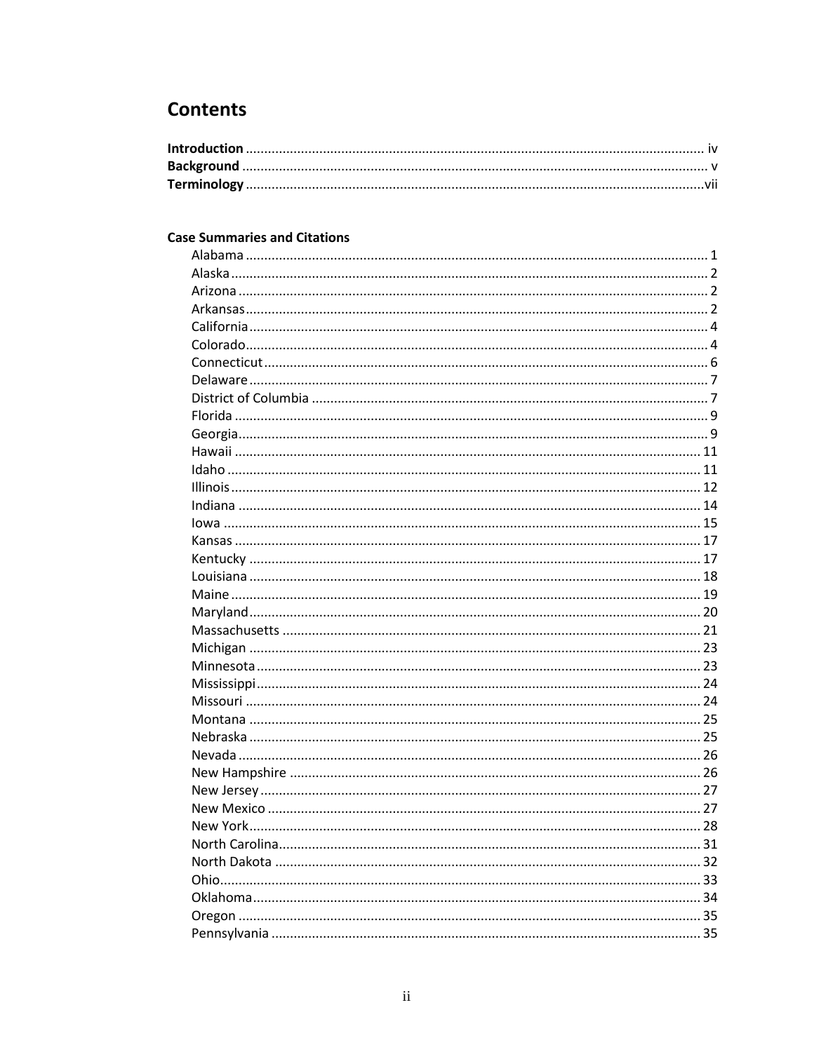# Contents

**Introduction** ........................................................................................................................... iv
**Background** ............................................................................................................................. v
**Terminology** ...........................................................................................................................vii

**Case Summaries and Citations**

- Alabama ............................................................................................................................ 1
- Alaska ................................................................................................................................ 2
- Arizona .............................................................................................................................. 2
- Arkansas ............................................................................................................................ 2
- California ........................................................................................................................... 4
- Colorado ............................................................................................................................ 4
- Connecticut ....................................................................................................................... 6
- Delaware ........................................................................................................................... 7
- District of Columbia ........................................................................................................... 7
- Florida ............................................................................................................................... 9
- Georgia .............................................................................................................................. 9
- Hawaii ............................................................................................................................. 11
- Idaho ............................................................................................................................... 11
- Illinois .............................................................................................................................. 12
- Indiana ............................................................................................................................ 14
- Iowa ................................................................................................................................ 15
- Kansas ............................................................................................................................. 17
- Kentucky ......................................................................................................................... 17
- Louisiana ......................................................................................................................... 18
- Maine .............................................................................................................................. 19
- Maryland ......................................................................................................................... 20
- Massachusetts ................................................................................................................ 21
- Michigan ......................................................................................................................... 23
- Minnesota ....................................................................................................................... 23
- Mississippi ....................................................................................................................... 24
- Missouri .......................................................................................................................... 24
- Montana ......................................................................................................................... 25
- Nebraska ......................................................................................................................... 25
- Nevada ............................................................................................................................ 26
- New Hampshire .............................................................................................................. 26
- New Jersey ...................................................................................................................... 27
- New Mexico .................................................................................................................... 27
- New York ......................................................................................................................... 28
- North Carolina ................................................................................................................. 31
- North Dakota .................................................................................................................. 32
- Ohio ................................................................................................................................. 33
- Oklahoma ........................................................................................................................ 34
- Oregon ............................................................................................................................ 35
- Pennsylvania ................................................................................................................... 35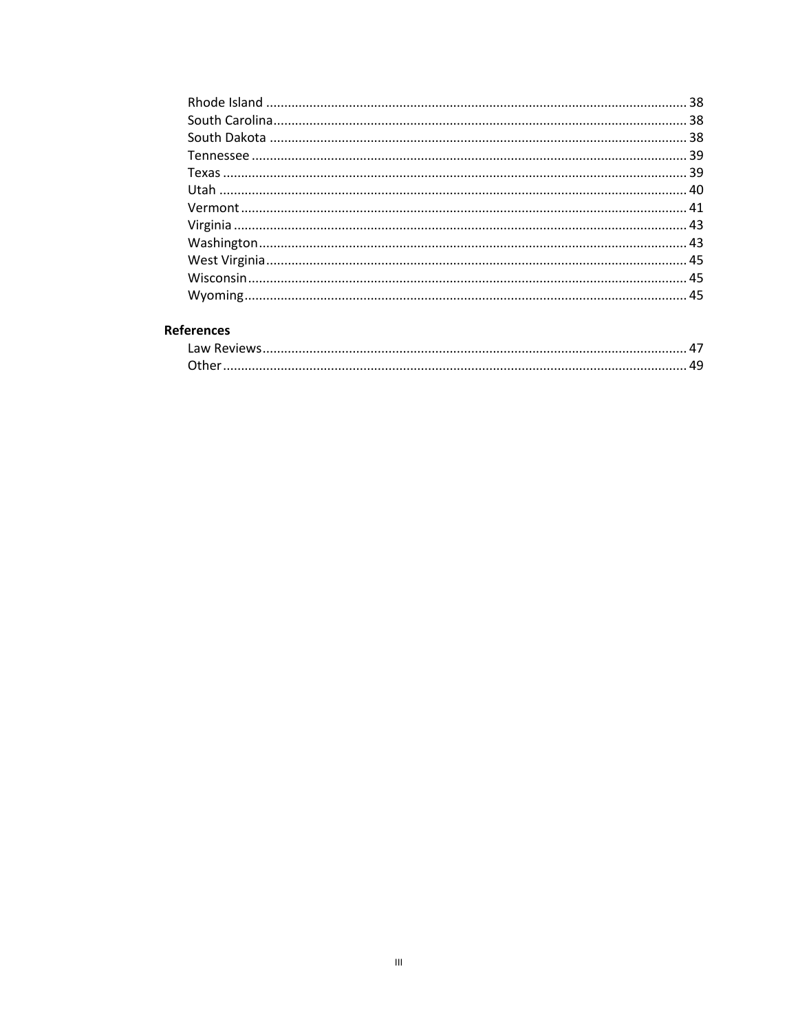- Rhode Island ..................................................................................................................... 38
- South Carolina.................................................................................................................... 38
- South Dakota ..................................................................................................................... 38
- Tennessee .......................................................................................................................... 39
- Texas .................................................................................................................................. 39
- Utah ................................................................................................................................... 40
- Vermont ............................................................................................................................. 41
- Virginia .............................................................................................................................. 43
- Washington ........................................................................................................................ 43
- West Virginia ..................................................................................................................... 45
- Wisconsin .......................................................................................................................... 45
- Wyoming ............................................................................................................................ 45

**References**

- Law Reviews ...................................................................................................................... 47
- Other .................................................................................................................................. 49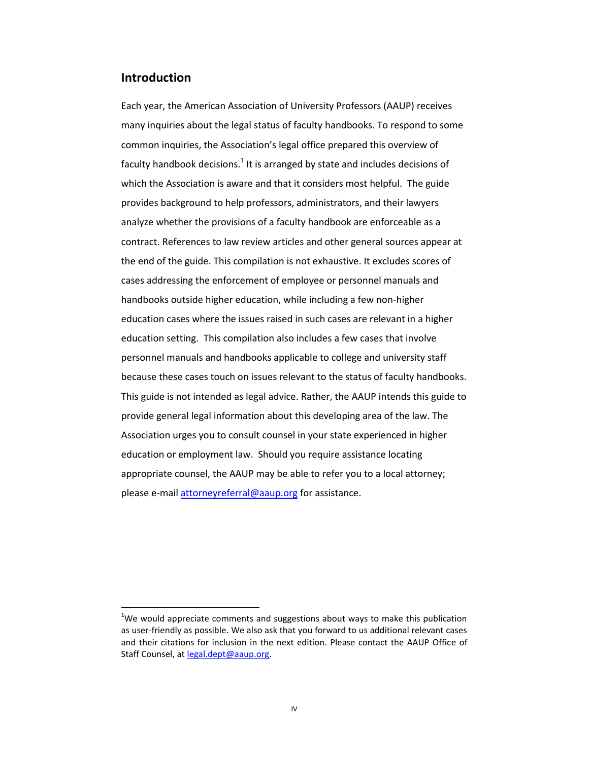## Introduction

Each year, the American Association of University Professors (AAUP) receives many inquiries about the legal status of faculty handbooks. To respond to some common inquiries, the Association's legal office prepared this overview of faculty handbook decisions.[1] It is arranged by state and includes decisions of which the Association is aware and that it considers most helpful. The guide provides background to help professors, administrators, and their lawyers analyze whether the provisions of a faculty handbook are enforceable as a contract. References to law review articles and other general sources appear at the end of the guide. This compilation is not exhaustive. It excludes scores of cases addressing the enforcement of employee or personnel manuals and handbooks outside higher education, while including a few non-higher education cases where the issues raised in such cases are relevant in a higher education setting. This compilation also includes a few cases that involve personnel manuals and handbooks applicable to college and university staff because these cases touch on issues relevant to the status of faculty handbooks. This guide is not intended as legal advice. Rather, the AAUP intends this guide to provide general legal information about this developing area of the law. The Association urges you to consult counsel in your state experienced in higher education or employment law. Should you require assistance locating appropriate counsel, the AAUP may be able to refer you to a local attorney; please e-mail attorneyreferral@aaup.org for assistance.

[1] We would appreciate comments and suggestions about ways to make this publication as user-friendly as possible. We also ask that you forward to us additional relevant cases and their citations for inclusion in the next edition. Please contact the AAUP Office of Staff Counsel, at legal.dept@aaup.org.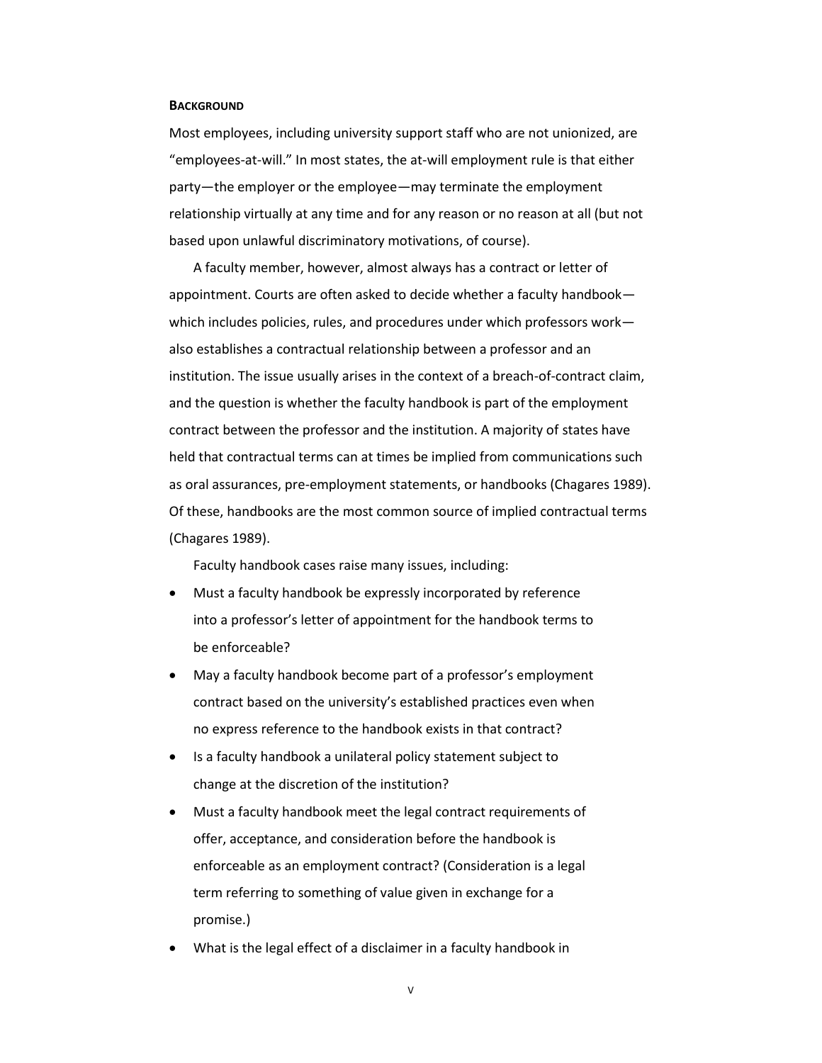**BACKGROUND**

Most employees, including university support staff who are not unionized, are "employees-at-will." In most states, the at-will employment rule is that either party—the employer or the employee—may terminate the employment relationship virtually at any time and for any reason or no reason at all (but not based upon unlawful discriminatory motivations, of course).

A faculty member, however, almost always has a contract or letter of appointment. Courts are often asked to decide whether a faculty handbook—which includes policies, rules, and procedures under which professors work—also establishes a contractual relationship between a professor and an institution. The issue usually arises in the context of a breach-of-contract claim, and the question is whether the faculty handbook is part of the employment contract between the professor and the institution. A majority of states have held that contractual terms can at times be implied from communications such as oral assurances, pre-employment statements, or handbooks (Chagares 1989). Of these, handbooks are the most common source of implied contractual terms (Chagares 1989).

Faculty handbook cases raise many issues, including:

- Must a faculty handbook be expressly incorporated by reference into a professor's letter of appointment for the handbook terms to be enforceable?
- May a faculty handbook become part of a professor's employment contract based on the university's established practices even when no express reference to the handbook exists in that contract?
- Is a faculty handbook a unilateral policy statement subject to change at the discretion of the institution?
- Must a faculty handbook meet the legal contract requirements of offer, acceptance, and consideration before the handbook is enforceable as an employment contract? (Consideration is a legal term referring to something of value given in exchange for a promise.)
- What is the legal effect of a disclaimer in a faculty handbook in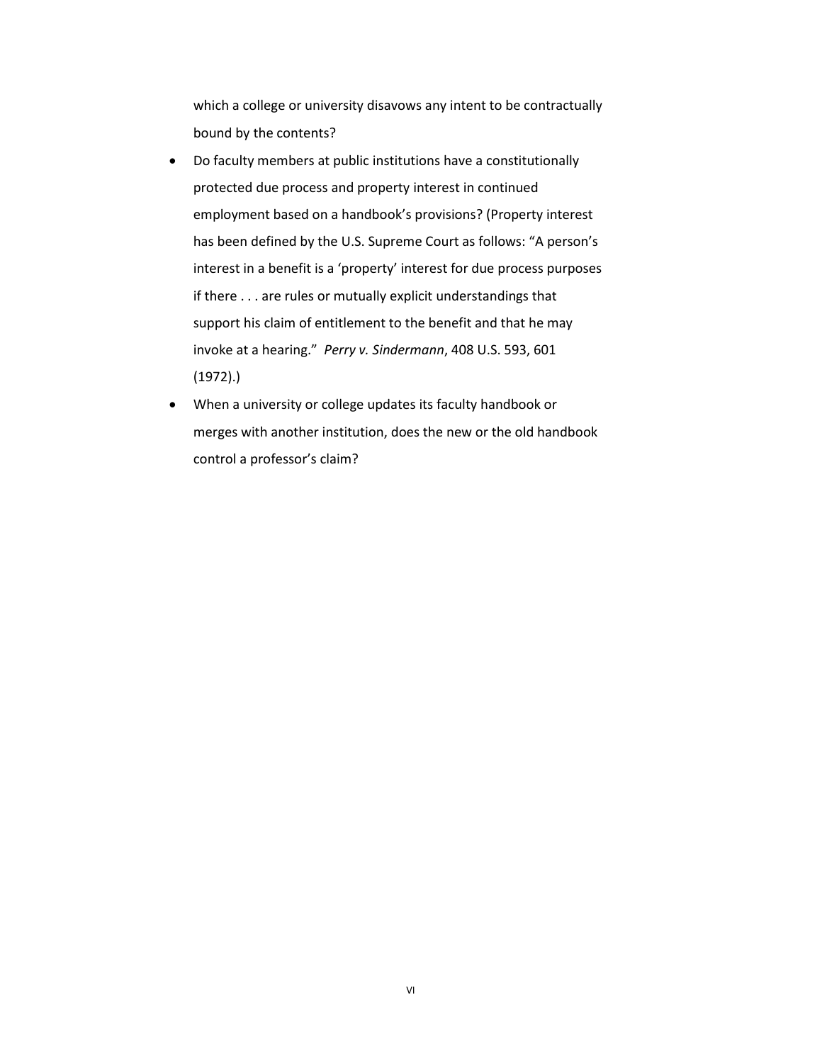which a college or university disavows any intent to be contractually bound by the contents?

- Do faculty members at public institutions have a constitutionally protected due process and property interest in continued employment based on a handbook's provisions? (Property interest has been defined by the U.S. Supreme Court as follows: "A person's interest in a benefit is a 'property' interest for due process purposes if there . . . are rules or mutually explicit understandings that support his claim of entitlement to the benefit and that he may invoke at a hearing." *Perry v. Sindermann*, 408 U.S. 593, 601 (1972).)
- When a university or college updates its faculty handbook or merges with another institution, does the new or the old handbook control a professor's claim?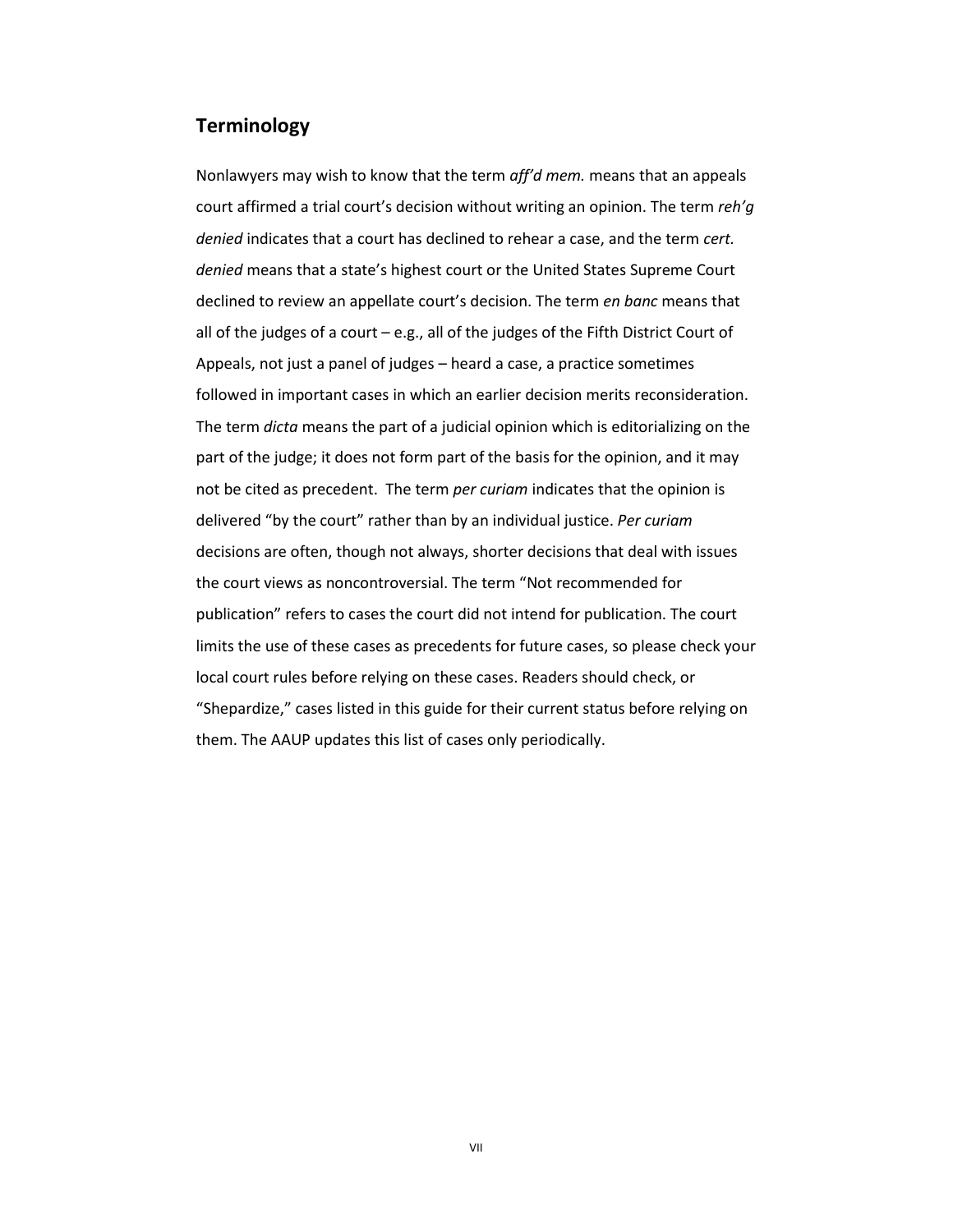## Terminology

Nonlawyers may wish to know that the term *aff'd mem.* means that an appeals court affirmed a trial court's decision without writing an opinion. The term *reh'g denied* indicates that a court has declined to rehear a case, and the term *cert. denied* means that a state's highest court or the United States Supreme Court declined to review an appellate court's decision. The term *en banc* means that all of the judges of a court – e.g., all of the judges of the Fifth District Court of Appeals, not just a panel of judges – heard a case, a practice sometimes followed in important cases in which an earlier decision merits reconsideration. The term *dicta* means the part of a judicial opinion which is editorializing on the part of the judge; it does not form part of the basis for the opinion, and it may not be cited as precedent. The term *per curiam* indicates that the opinion is delivered "by the court" rather than by an individual justice. *Per curiam* decisions are often, though not always, shorter decisions that deal with issues the court views as noncontroversial. The term "Not recommended for publication" refers to cases the court did not intend for publication. The court limits the use of these cases as precedents for future cases, so please check your local court rules before relying on these cases. Readers should check, or "Shepardize," cases listed in this guide for their current status before relying on them. The AAUP updates this list of cases only periodically.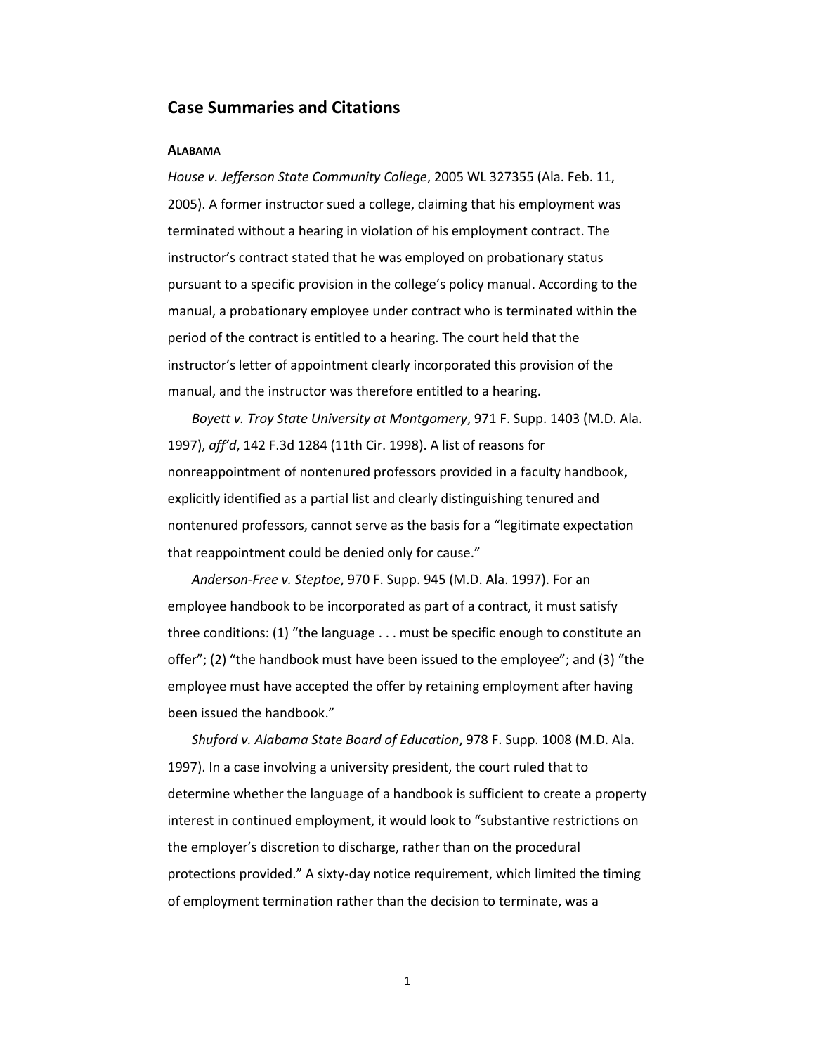## Case Summaries and Citations

### ALABAMA

*House v. Jefferson State Community College*, 2005 WL 327355 (Ala. Feb. 11, 2005). A former instructor sued a college, claiming that his employment was terminated without a hearing in violation of his employment contract. The instructor's contract stated that he was employed on probationary status pursuant to a specific provision in the college's policy manual. According to the manual, a probationary employee under contract who is terminated within the period of the contract is entitled to a hearing. The court held that the instructor's letter of appointment clearly incorporated this provision of the manual, and the instructor was therefore entitled to a hearing.

*Boyett v. Troy State University at Montgomery*, 971 F. Supp. 1403 (M.D. Ala. 1997), *aff'd*, 142 F.3d 1284 (11th Cir. 1998). A list of reasons for nonreappointment of nontenured professors provided in a faculty handbook, explicitly identified as a partial list and clearly distinguishing tenured and nontenured professors, cannot serve as the basis for a "legitimate expectation that reappointment could be denied only for cause."

*Anderson-Free v. Steptoe*, 970 F. Supp. 945 (M.D. Ala. 1997). For an employee handbook to be incorporated as part of a contract, it must satisfy three conditions: (1) "the language . . . must be specific enough to constitute an offer"; (2) "the handbook must have been issued to the employee"; and (3) "the employee must have accepted the offer by retaining employment after having been issued the handbook."

*Shuford v. Alabama State Board of Education*, 978 F. Supp. 1008 (M.D. Ala. 1997). In a case involving a university president, the court ruled that to determine whether the language of a handbook is sufficient to create a property interest in continued employment, it would look to "substantive restrictions on the employer's discretion to discharge, rather than on the procedural protections provided." A sixty-day notice requirement, which limited the timing of employment termination rather than the decision to terminate, was a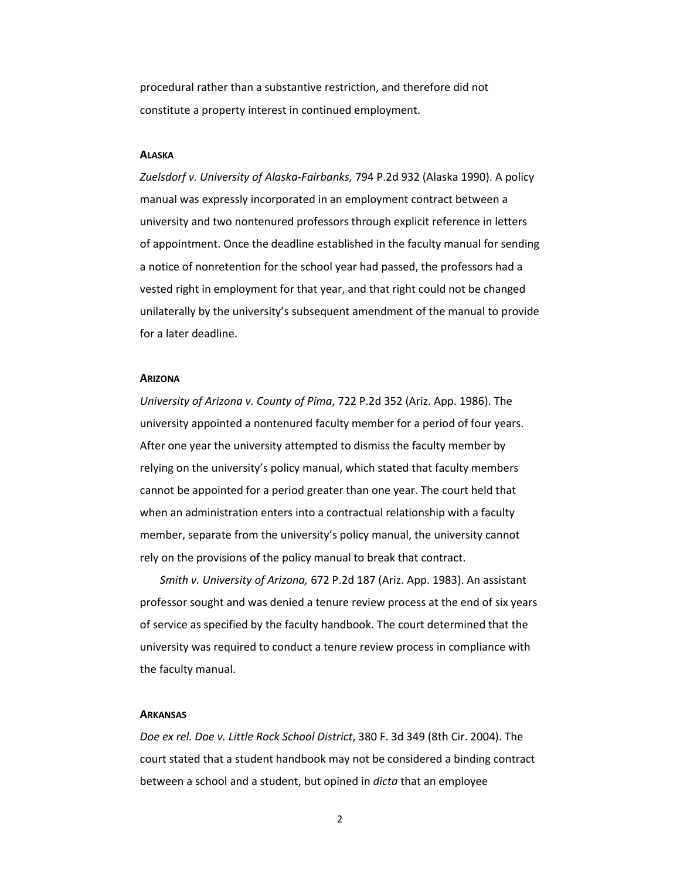procedural rather than a substantive restriction, and therefore did not constitute a property interest in continued employment.

**ALASKA**

*Zuelsdorf v. University of Alaska-Fairbanks,* 794 P.2d 932 (Alaska 1990). A policy manual was expressly incorporated in an employment contract between a university and two nontenured professors through explicit reference in letters of appointment. Once the deadline established in the faculty manual for sending a notice of nonretention for the school year had passed, the professors had a vested right in employment for that year, and that right could not be changed unilaterally by the university's subsequent amendment of the manual to provide for a later deadline.

**ARIZONA**

*University of Arizona v. County of Pima*, 722 P.2d 352 (Ariz. App. 1986). The university appointed a nontenured faculty member for a period of four years. After one year the university attempted to dismiss the faculty member by relying on the university's policy manual, which stated that faculty members cannot be appointed for a period greater than one year. The court held that when an administration enters into a contractual relationship with a faculty member, separate from the university's policy manual, the university cannot rely on the provisions of the policy manual to break that contract.

*Smith v. University of Arizona,* 672 P.2d 187 (Ariz. App. 1983). An assistant professor sought and was denied a tenure review process at the end of six years of service as specified by the faculty handbook. The court determined that the university was required to conduct a tenure review process in compliance with the faculty manual.

**ARKANSAS**

*Doe ex rel. Doe v. Little Rock School District*, 380 F. 3d 349 (8th Cir. 2004). The court stated that a student handbook may not be considered a binding contract between a school and a student, but opined in *dicta* that an employee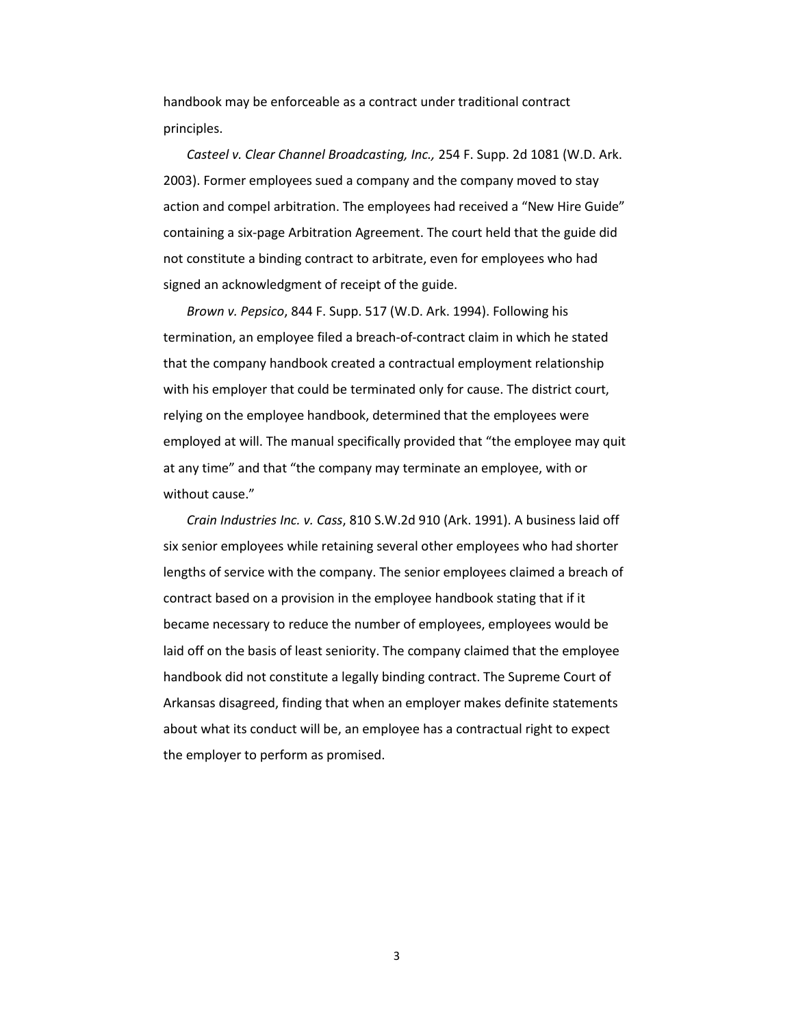handbook may be enforceable as a contract under traditional contract principles.

*Casteel v. Clear Channel Broadcasting, Inc.,* 254 F. Supp. 2d 1081 (W.D. Ark. 2003). Former employees sued a company and the company moved to stay action and compel arbitration. The employees had received a "New Hire Guide" containing a six-page Arbitration Agreement. The court held that the guide did not constitute a binding contract to arbitrate, even for employees who had signed an acknowledgment of receipt of the guide.

*Brown v. Pepsico*, 844 F. Supp. 517 (W.D. Ark. 1994). Following his termination, an employee filed a breach-of-contract claim in which he stated that the company handbook created a contractual employment relationship with his employer that could be terminated only for cause. The district court, relying on the employee handbook, determined that the employees were employed at will. The manual specifically provided that "the employee may quit at any time" and that "the company may terminate an employee, with or without cause."

*Crain Industries Inc. v. Cass*, 810 S.W.2d 910 (Ark. 1991). A business laid off six senior employees while retaining several other employees who had shorter lengths of service with the company. The senior employees claimed a breach of contract based on a provision in the employee handbook stating that if it became necessary to reduce the number of employees, employees would be laid off on the basis of least seniority. The company claimed that the employee handbook did not constitute a legally binding contract. The Supreme Court of Arkansas disagreed, finding that when an employer makes definite statements about what its conduct will be, an employee has a contractual right to expect the employer to perform as promised.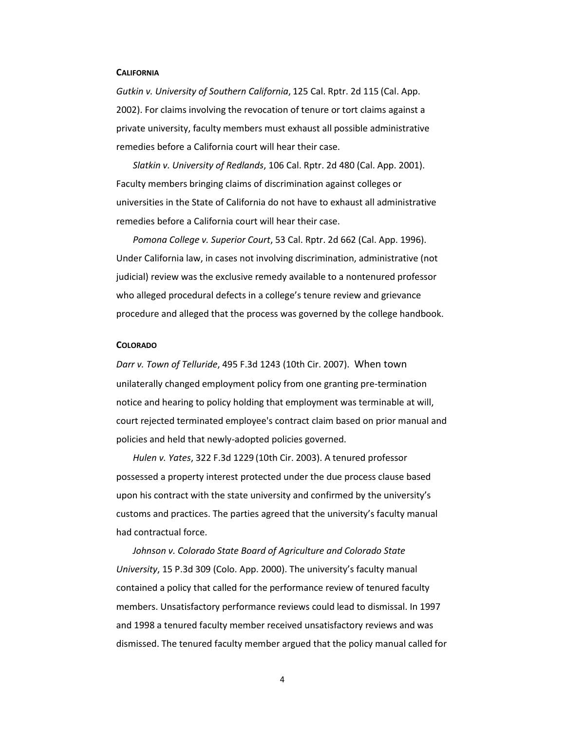#### CALIFORNIA

*Gutkin v. University of Southern California*, 125 Cal. Rptr. 2d 115 (Cal. App. 2002). For claims involving the revocation of tenure or tort claims against a private university, faculty members must exhaust all possible administrative remedies before a California court will hear their case.

*Slatkin v. University of Redlands*, 106 Cal. Rptr. 2d 480 (Cal. App. 2001). Faculty members bringing claims of discrimination against colleges or universities in the State of California do not have to exhaust all administrative remedies before a California court will hear their case.

*Pomona College v. Superior Court*, 53 Cal. Rptr. 2d 662 (Cal. App. 1996). Under California law, in cases not involving discrimination, administrative (not judicial) review was the exclusive remedy available to a nontenured professor who alleged procedural defects in a college's tenure review and grievance procedure and alleged that the process was governed by the college handbook.

#### COLORADO

*Darr v. Town of Telluride*, 495 F.3d 1243 (10th Cir. 2007). When town unilaterally changed employment policy from one granting pre-termination notice and hearing to policy holding that employment was terminable at will, court rejected terminated employee's contract claim based on prior manual and policies and held that newly-adopted policies governed.

*Hulen v. Yates*, 322 F.3d 1229 (10th Cir. 2003). A tenured professor possessed a property interest protected under the due process clause based upon his contract with the state university and confirmed by the university's customs and practices. The parties agreed that the university's faculty manual had contractual force.

*Johnson v. Colorado State Board of Agriculture and Colorado State University*, 15 P.3d 309 (Colo. App. 2000). The university's faculty manual contained a policy that called for the performance review of tenured faculty members. Unsatisfactory performance reviews could lead to dismissal. In 1997 and 1998 a tenured faculty member received unsatisfactory reviews and was dismissed. The tenured faculty member argued that the policy manual called for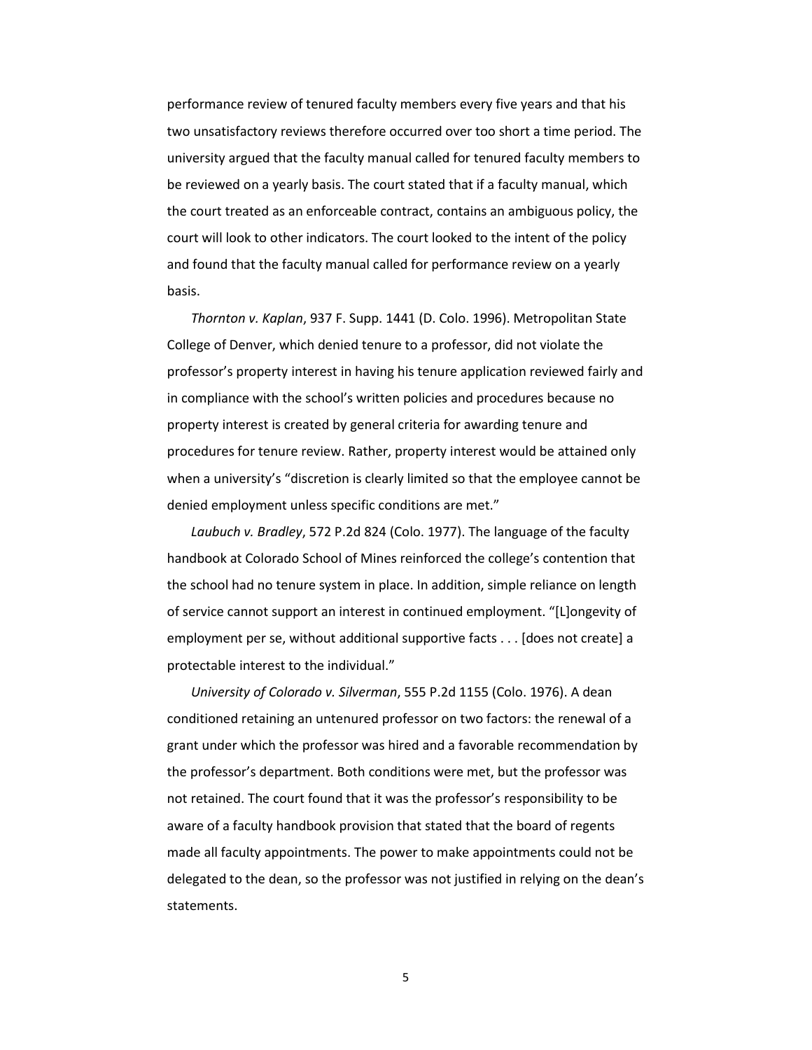performance review of tenured faculty members every five years and that his two unsatisfactory reviews therefore occurred over too short a time period. The university argued that the faculty manual called for tenured faculty members to be reviewed on a yearly basis. The court stated that if a faculty manual, which the court treated as an enforceable contract, contains an ambiguous policy, the court will look to other indicators. The court looked to the intent of the policy and found that the faculty manual called for performance review on a yearly basis.

*Thornton v. Kaplan*, 937 F. Supp. 1441 (D. Colo. 1996). Metropolitan State College of Denver, which denied tenure to a professor, did not violate the professor's property interest in having his tenure application reviewed fairly and in compliance with the school's written policies and procedures because no property interest is created by general criteria for awarding tenure and procedures for tenure review. Rather, property interest would be attained only when a university's "discretion is clearly limited so that the employee cannot be denied employment unless specific conditions are met."

*Laubuch v. Bradley*, 572 P.2d 824 (Colo. 1977). The language of the faculty handbook at Colorado School of Mines reinforced the college's contention that the school had no tenure system in place. In addition, simple reliance on length of service cannot support an interest in continued employment. "[L]ongevity of employment per se, without additional supportive facts . . . [does not create] a protectable interest to the individual."

*University of Colorado v. Silverman*, 555 P.2d 1155 (Colo. 1976). A dean conditioned retaining an untenured professor on two factors: the renewal of a grant under which the professor was hired and a favorable recommendation by the professor's department. Both conditions were met, but the professor was not retained. The court found that it was the professor's responsibility to be aware of a faculty handbook provision that stated that the board of regents made all faculty appointments. The power to make appointments could not be delegated to the dean, so the professor was not justified in relying on the dean's statements.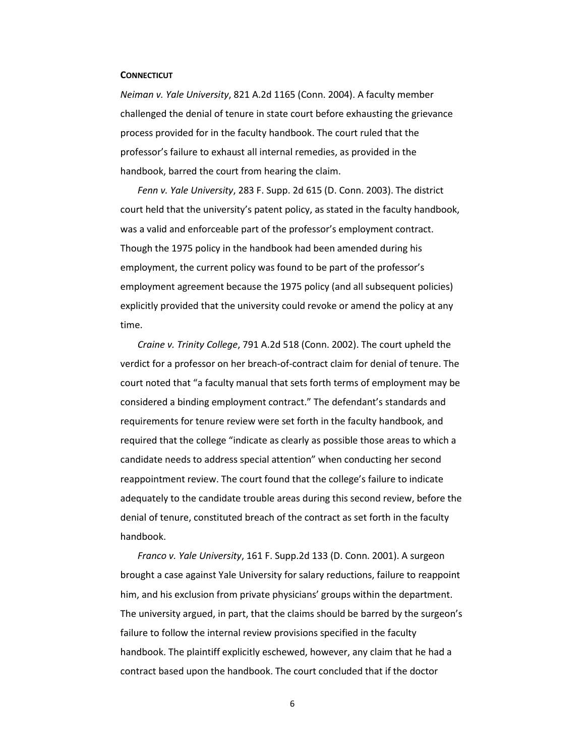**CONNECTICUT**

*Neiman v. Yale University*, 821 A.2d 1165 (Conn. 2004). A faculty member challenged the denial of tenure in state court before exhausting the grievance process provided for in the faculty handbook. The court ruled that the professor's failure to exhaust all internal remedies, as provided in the handbook, barred the court from hearing the claim.

*Fenn v. Yale University*, 283 F. Supp. 2d 615 (D. Conn. 2003). The district court held that the university's patent policy, as stated in the faculty handbook, was a valid and enforceable part of the professor's employment contract. Though the 1975 policy in the handbook had been amended during his employment, the current policy was found to be part of the professor's employment agreement because the 1975 policy (and all subsequent policies) explicitly provided that the university could revoke or amend the policy at any time.

*Craine v. Trinity College*, 791 A.2d 518 (Conn. 2002). The court upheld the verdict for a professor on her breach-of-contract claim for denial of tenure. The court noted that "a faculty manual that sets forth terms of employment may be considered a binding employment contract." The defendant's standards and requirements for tenure review were set forth in the faculty handbook, and required that the college "indicate as clearly as possible those areas to which a candidate needs to address special attention" when conducting her second reappointment review. The court found that the college's failure to indicate adequately to the candidate trouble areas during this second review, before the denial of tenure, constituted breach of the contract as set forth in the faculty handbook.

*Franco v. Yale University*, 161 F. Supp.2d 133 (D. Conn. 2001). A surgeon brought a case against Yale University for salary reductions, failure to reappoint him, and his exclusion from private physicians' groups within the department. The university argued, in part, that the claims should be barred by the surgeon's failure to follow the internal review provisions specified in the faculty handbook. The plaintiff explicitly eschewed, however, any claim that he had a contract based upon the handbook. The court concluded that if the doctor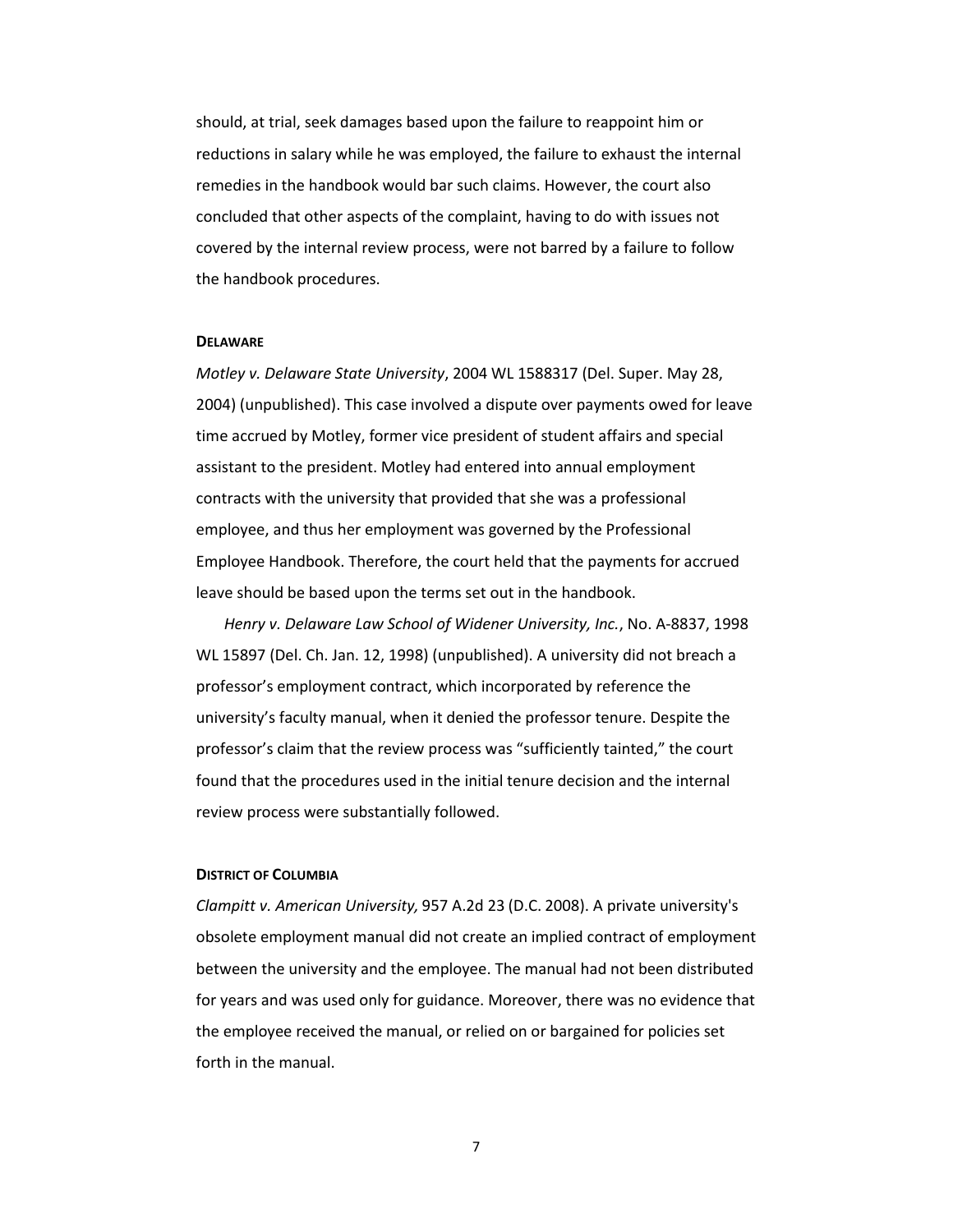should, at trial, seek damages based upon the failure to reappoint him or reductions in salary while he was employed, the failure to exhaust the internal remedies in the handbook would bar such claims. However, the court also concluded that other aspects of the complaint, having to do with issues not covered by the internal review process, were not barred by a failure to follow the handbook procedures.

#### DELAWARE

*Motley v. Delaware State University*, 2004 WL 1588317 (Del. Super. May 28, 2004) (unpublished). This case involved a dispute over payments owed for leave time accrued by Motley, former vice president of student affairs and special assistant to the president. Motley had entered into annual employment contracts with the university that provided that she was a professional employee, and thus her employment was governed by the Professional Employee Handbook. Therefore, the court held that the payments for accrued leave should be based upon the terms set out in the handbook.

*Henry v. Delaware Law School of Widener University, Inc.*, No. A-8837, 1998 WL 15897 (Del. Ch. Jan. 12, 1998) (unpublished). A university did not breach a professor's employment contract, which incorporated by reference the university's faculty manual, when it denied the professor tenure. Despite the professor's claim that the review process was "sufficiently tainted," the court found that the procedures used in the initial tenure decision and the internal review process were substantially followed.

#### DISTRICT OF COLUMBIA

*Clampitt v. American University,* 957 A.2d 23 (D.C. 2008). A private university's obsolete employment manual did not create an implied contract of employment between the university and the employee. The manual had not been distributed for years and was used only for guidance. Moreover, there was no evidence that the employee received the manual, or relied on or bargained for policies set forth in the manual.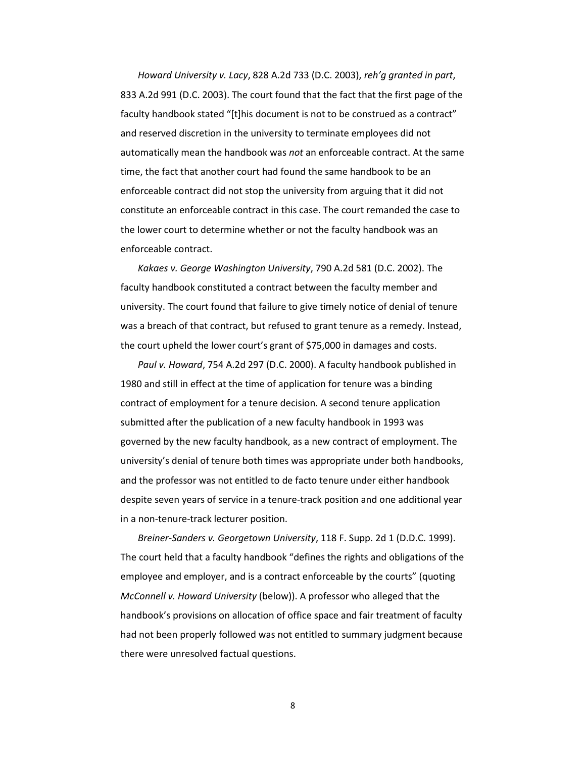*Howard University v. Lacy*, 828 A.2d 733 (D.C. 2003), *reh'g granted in part*, 833 A.2d 991 (D.C. 2003). The court found that the fact that the first page of the faculty handbook stated "[t]his document is not to be construed as a contract" and reserved discretion in the university to terminate employees did not automatically mean the handbook was *not* an enforceable contract. At the same time, the fact that another court had found the same handbook to be an enforceable contract did not stop the university from arguing that it did not constitute an enforceable contract in this case. The court remanded the case to the lower court to determine whether or not the faculty handbook was an enforceable contract.

*Kakaes v. George Washington University*, 790 A.2d 581 (D.C. 2002). The faculty handbook constituted a contract between the faculty member and university. The court found that failure to give timely notice of denial of tenure was a breach of that contract, but refused to grant tenure as a remedy. Instead, the court upheld the lower court's grant of $75,000 in damages and costs.

*Paul v. Howard*, 754 A.2d 297 (D.C. 2000). A faculty handbook published in 1980 and still in effect at the time of application for tenure was a binding contract of employment for a tenure decision. A second tenure application submitted after the publication of a new faculty handbook in 1993 was governed by the new faculty handbook, as a new contract of employment. The university's denial of tenure both times was appropriate under both handbooks, and the professor was not entitled to de facto tenure under either handbook despite seven years of service in a tenure-track position and one additional year in a non-tenure-track lecturer position.

*Breiner-Sanders v. Georgetown University*, 118 F. Supp. 2d 1 (D.D.C. 1999). The court held that a faculty handbook "defines the rights and obligations of the employee and employer, and is a contract enforceable by the courts" (quoting *McConnell v. Howard University* (below)). A professor who alleged that the handbook's provisions on allocation of office space and fair treatment of faculty had not been properly followed was not entitled to summary judgment because there were unresolved factual questions.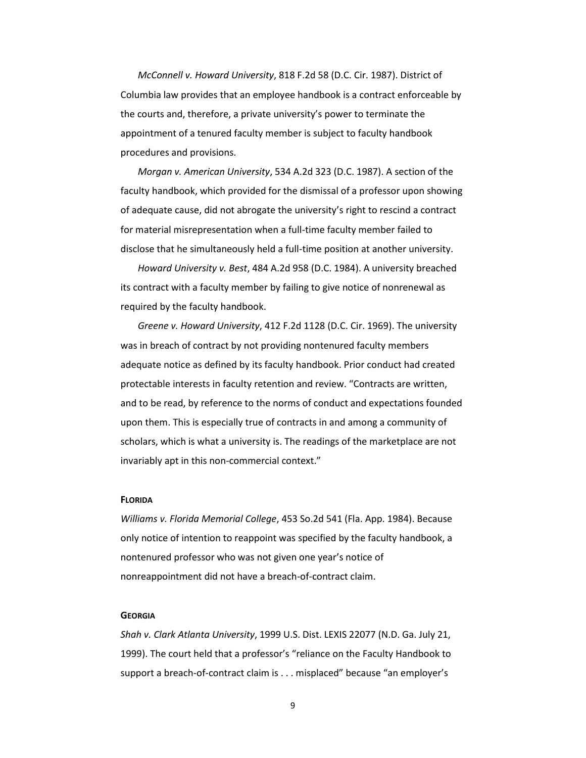*McConnell v. Howard University*, 818 F.2d 58 (D.C. Cir. 1987). District of Columbia law provides that an employee handbook is a contract enforceable by the courts and, therefore, a private university's power to terminate the appointment of a tenured faculty member is subject to faculty handbook procedures and provisions.

*Morgan v. American University*, 534 A.2d 323 (D.C. 1987). A section of the faculty handbook, which provided for the dismissal of a professor upon showing of adequate cause, did not abrogate the university's right to rescind a contract for material misrepresentation when a full-time faculty member failed to disclose that he simultaneously held a full-time position at another university.

*Howard University v. Best*, 484 A.2d 958 (D.C. 1984). A university breached its contract with a faculty member by failing to give notice of nonrenewal as required by the faculty handbook.

*Greene v. Howard University*, 412 F.2d 1128 (D.C. Cir. 1969). The university was in breach of contract by not providing nontenured faculty members adequate notice as defined by its faculty handbook. Prior conduct had created protectable interests in faculty retention and review. "Contracts are written, and to be read, by reference to the norms of conduct and expectations founded upon them. This is especially true of contracts in and among a community of scholars, which is what a university is. The readings of the marketplace are not invariably apt in this non-commercial context."

**FLORIDA**

*Williams v. Florida Memorial College*, 453 So.2d 541 (Fla. App. 1984). Because only notice of intention to reappoint was specified by the faculty handbook, a nontenured professor who was not given one year's notice of nonreappointment did not have a breach-of-contract claim.

**GEORGIA**

*Shah v. Clark Atlanta University*, 1999 U.S. Dist. LEXIS 22077 (N.D. Ga. July 21, 1999). The court held that a professor's "reliance on the Faculty Handbook to support a breach-of-contract claim is . . . misplaced" because "an employer's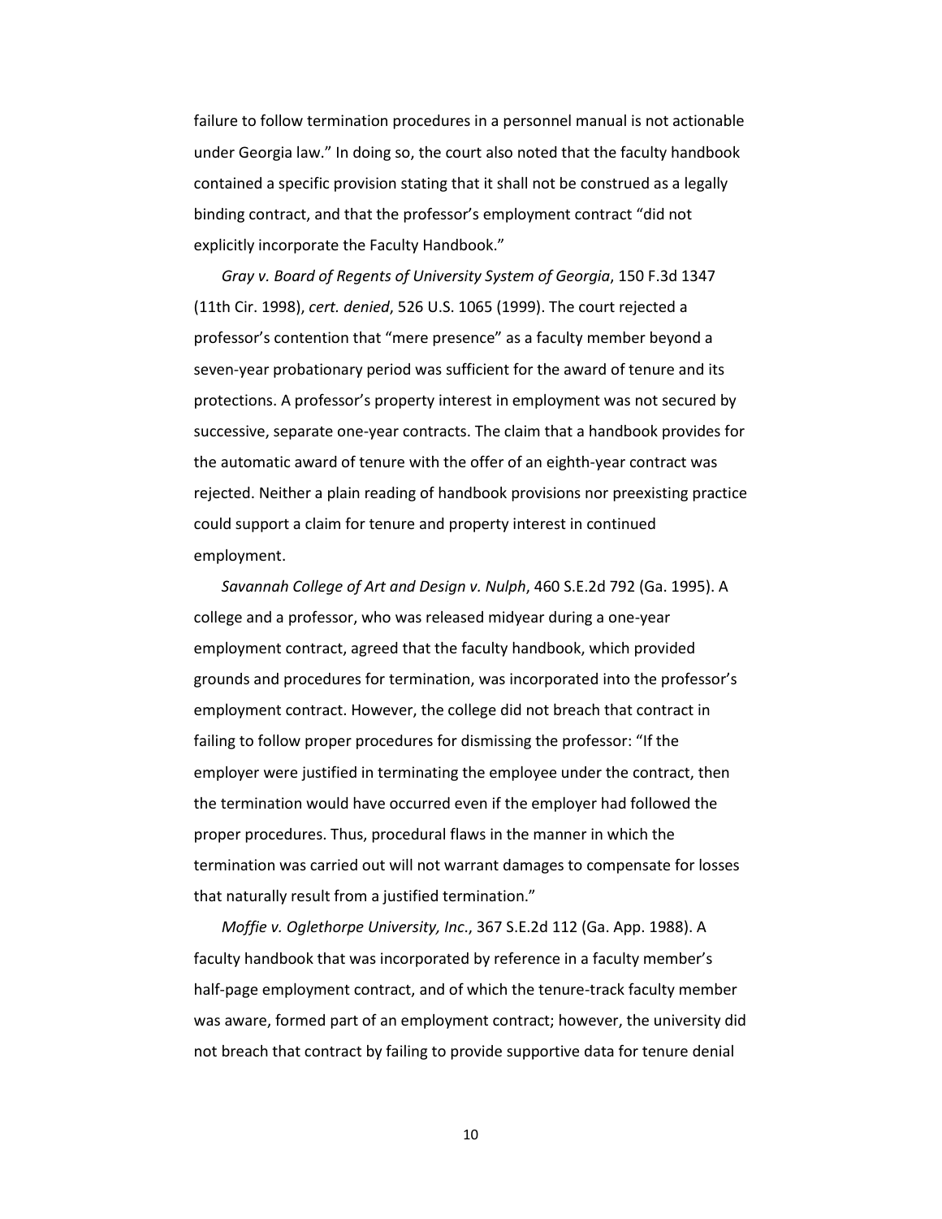failure to follow termination procedures in a personnel manual is not actionable under Georgia law." In doing so, the court also noted that the faculty handbook contained a specific provision stating that it shall not be construed as a legally binding contract, and that the professor's employment contract "did not explicitly incorporate the Faculty Handbook."

*Gray v. Board of Regents of University System of Georgia*, 150 F.3d 1347 (11th Cir. 1998), *cert. denied*, 526 U.S. 1065 (1999). The court rejected a professor's contention that "mere presence" as a faculty member beyond a seven-year probationary period was sufficient for the award of tenure and its protections. A professor's property interest in employment was not secured by successive, separate one-year contracts. The claim that a handbook provides for the automatic award of tenure with the offer of an eighth-year contract was rejected. Neither a plain reading of handbook provisions nor preexisting practice could support a claim for tenure and property interest in continued employment.

*Savannah College of Art and Design v. Nulph*, 460 S.E.2d 792 (Ga. 1995). A college and a professor, who was released midyear during a one-year employment contract, agreed that the faculty handbook, which provided grounds and procedures for termination, was incorporated into the professor's employment contract. However, the college did not breach that contract in failing to follow proper procedures for dismissing the professor: "If the employer were justified in terminating the employee under the contract, then the termination would have occurred even if the employer had followed the proper procedures. Thus, procedural flaws in the manner in which the termination was carried out will not warrant damages to compensate for losses that naturally result from a justified termination."

*Moffie v. Oglethorpe University, Inc.*, 367 S.E.2d 112 (Ga. App. 1988). A faculty handbook that was incorporated by reference in a faculty member's half-page employment contract, and of which the tenure-track faculty member was aware, formed part of an employment contract; however, the university did not breach that contract by failing to provide supportive data for tenure denial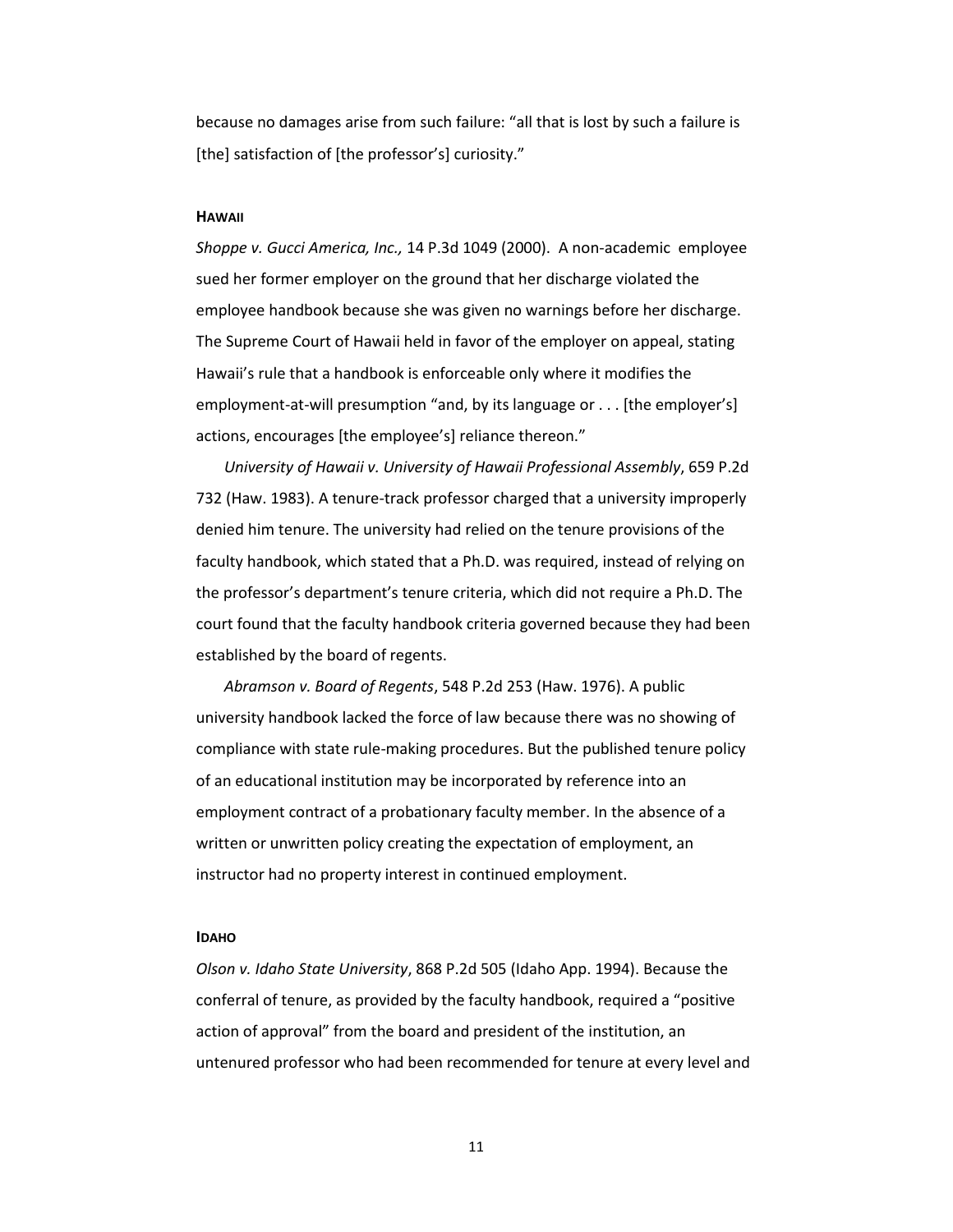because no damages arise from such failure: “all that is lost by such a failure is [the] satisfaction of [the professor’s] curiosity.”

### HAWAII

*Shoppe v. Gucci America, Inc.,* 14 P.3d 1049 (2000). A non-academic employee sued her former employer on the ground that her discharge violated the employee handbook because she was given no warnings before her discharge. The Supreme Court of Hawaii held in favor of the employer on appeal, stating Hawaii’s rule that a handbook is enforceable only where it modifies the employment-at-will presumption “and, by its language or . . . [the employer’s] actions, encourages [the employee’s] reliance thereon.”

*University of Hawaii v. University of Hawaii Professional Assembly*, 659 P.2d 732 (Haw. 1983). A tenure-track professor charged that a university improperly denied him tenure. The university had relied on the tenure provisions of the faculty handbook, which stated that a Ph.D. was required, instead of relying on the professor’s department’s tenure criteria, which did not require a Ph.D. The court found that the faculty handbook criteria governed because they had been established by the board of regents.

*Abramson v. Board of Regents*, 548 P.2d 253 (Haw. 1976). A public university handbook lacked the force of law because there was no showing of compliance with state rule-making procedures. But the published tenure policy of an educational institution may be incorporated by reference into an employment contract of a probationary faculty member. In the absence of a written or unwritten policy creating the expectation of employment, an instructor had no property interest in continued employment.

### IDAHO

*Olson v. Idaho State University*, 868 P.2d 505 (Idaho App. 1994). Because the conferral of tenure, as provided by the faculty handbook, required a “positive action of approval” from the board and president of the institution, an untenured professor who had been recommended for tenure at every level and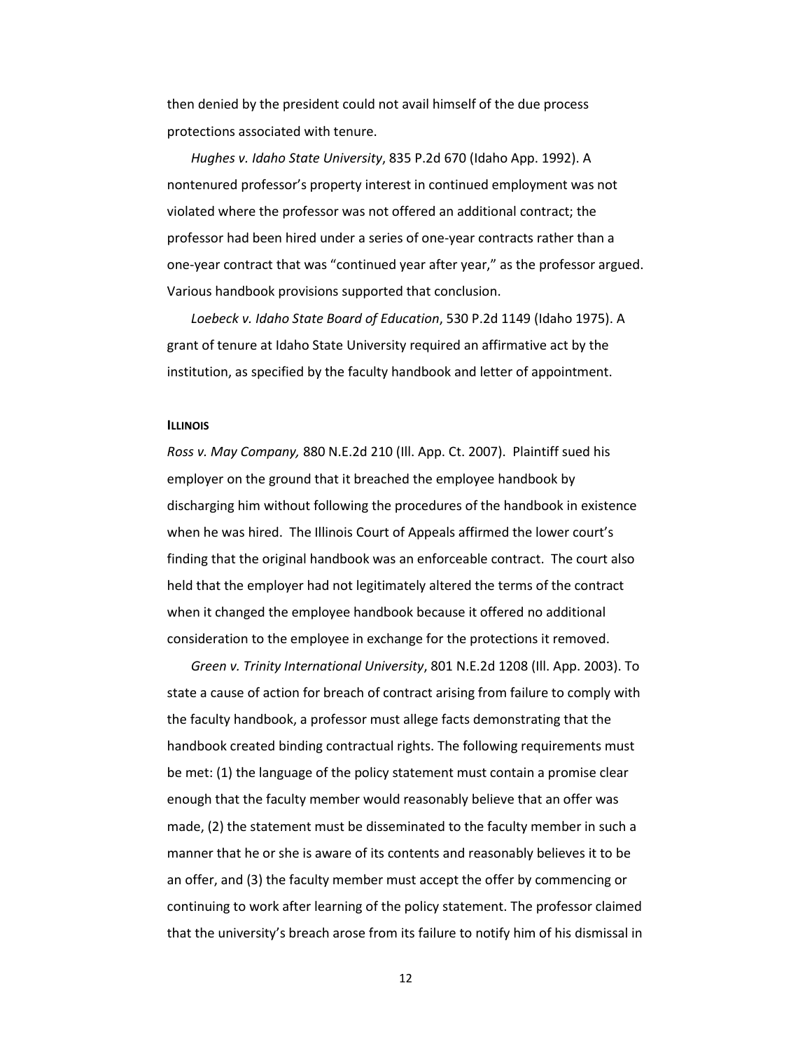then denied by the president could not avail himself of the due process protections associated with tenure.

*Hughes v. Idaho State University*, 835 P.2d 670 (Idaho App. 1992). A nontenured professor's property interest in continued employment was not violated where the professor was not offered an additional contract; the professor had been hired under a series of one-year contracts rather than a one-year contract that was "continued year after year," as the professor argued. Various handbook provisions supported that conclusion.

*Loebeck v. Idaho State Board of Education*, 530 P.2d 1149 (Idaho 1975). A grant of tenure at Idaho State University required an affirmative act by the institution, as specified by the faculty handbook and letter of appointment.

#### **ILLINOIS**

*Ross v. May Company,* 880 N.E.2d 210 (Ill. App. Ct. 2007). Plaintiff sued his employer on the ground that it breached the employee handbook by discharging him without following the procedures of the handbook in existence when he was hired. The Illinois Court of Appeals affirmed the lower court's finding that the original handbook was an enforceable contract. The court also held that the employer had not legitimately altered the terms of the contract when it changed the employee handbook because it offered no additional consideration to the employee in exchange for the protections it removed.

*Green v. Trinity International University*, 801 N.E.2d 1208 (Ill. App. 2003). To state a cause of action for breach of contract arising from failure to comply with the faculty handbook, a professor must allege facts demonstrating that the handbook created binding contractual rights. The following requirements must be met: (1) the language of the policy statement must contain a promise clear enough that the faculty member would reasonably believe that an offer was made, (2) the statement must be disseminated to the faculty member in such a manner that he or she is aware of its contents and reasonably believes it to be an offer, and (3) the faculty member must accept the offer by commencing or continuing to work after learning of the policy statement. The professor claimed that the university's breach arose from its failure to notify him of his dismissal in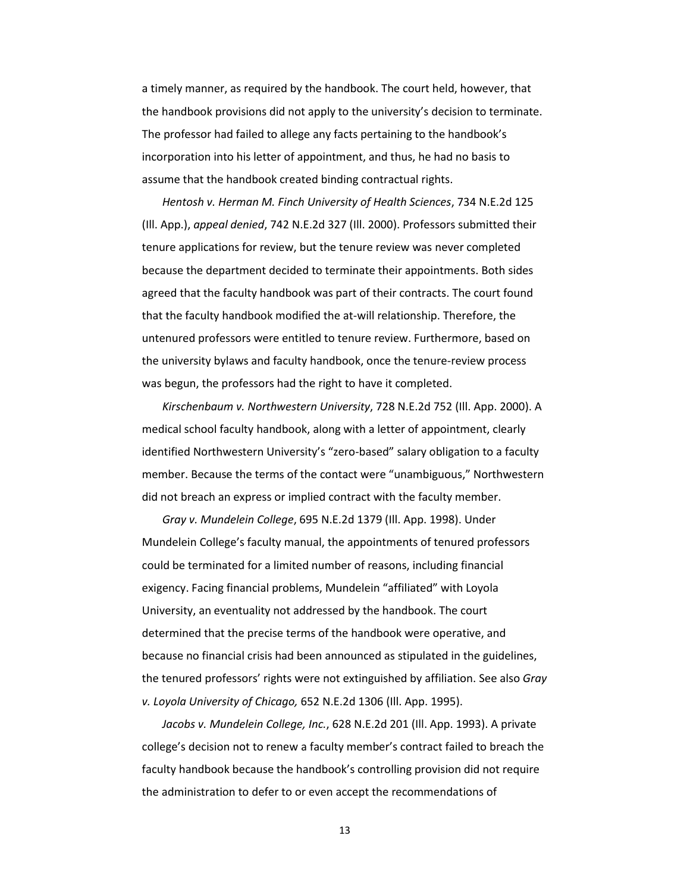a timely manner, as required by the handbook. The court held, however, that the handbook provisions did not apply to the university's decision to terminate. The professor had failed to allege any facts pertaining to the handbook's incorporation into his letter of appointment, and thus, he had no basis to assume that the handbook created binding contractual rights.

*Hentosh v. Herman M. Finch University of Health Sciences*, 734 N.E.2d 125 (Ill. App.), *appeal denied*, 742 N.E.2d 327 (Ill. 2000). Professors submitted their tenure applications for review, but the tenure review was never completed because the department decided to terminate their appointments. Both sides agreed that the faculty handbook was part of their contracts. The court found that the faculty handbook modified the at-will relationship. Therefore, the untenured professors were entitled to tenure review. Furthermore, based on the university bylaws and faculty handbook, once the tenure-review process was begun, the professors had the right to have it completed.

*Kirschenbaum v. Northwestern University*, 728 N.E.2d 752 (Ill. App. 2000). A medical school faculty handbook, along with a letter of appointment, clearly identified Northwestern University's "zero-based" salary obligation to a faculty member. Because the terms of the contact were "unambiguous," Northwestern did not breach an express or implied contract with the faculty member.

*Gray v. Mundelein College*, 695 N.E.2d 1379 (Ill. App. 1998). Under Mundelein College's faculty manual, the appointments of tenured professors could be terminated for a limited number of reasons, including financial exigency. Facing financial problems, Mundelein "affiliated" with Loyola University, an eventuality not addressed by the handbook. The court determined that the precise terms of the handbook were operative, and because no financial crisis had been announced as stipulated in the guidelines, the tenured professors' rights were not extinguished by affiliation. See also *Gray v. Loyola University of Chicago,* 652 N.E.2d 1306 (Ill. App. 1995).

*Jacobs v. Mundelein College, Inc.*, 628 N.E.2d 201 (Ill. App. 1993). A private college's decision not to renew a faculty member's contract failed to breach the faculty handbook because the handbook's controlling provision did not require the administration to defer to or even accept the recommendations of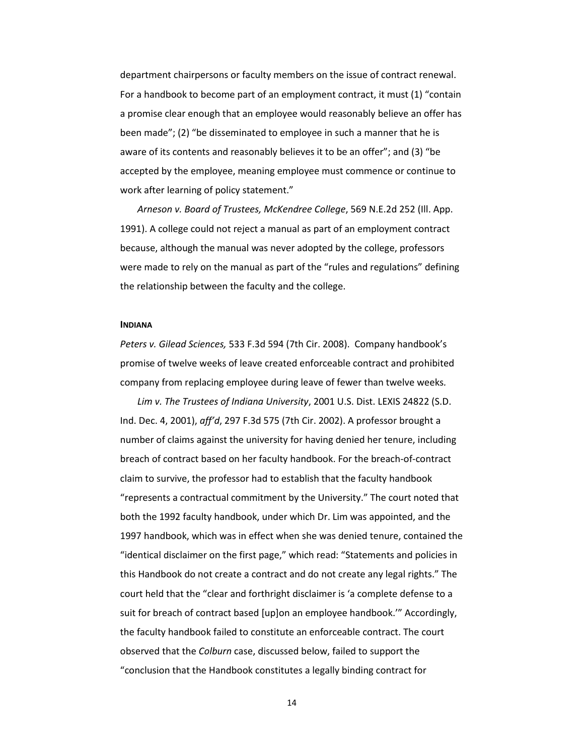department chairpersons or faculty members on the issue of contract renewal. For a handbook to become part of an employment contract, it must (1) "contain a promise clear enough that an employee would reasonably believe an offer has been made"; (2) "be disseminated to employee in such a manner that he is aware of its contents and reasonably believes it to be an offer"; and (3) "be accepted by the employee, meaning employee must commence or continue to work after learning of policy statement."

*Arneson v. Board of Trustees, McKendree College*, 569 N.E.2d 252 (Ill. App. 1991). A college could not reject a manual as part of an employment contract because, although the manual was never adopted by the college, professors were made to rely on the manual as part of the "rules and regulations" defining the relationship between the faculty and the college.

**INDIANA**

*Peters v. Gilead Sciences,* 533 F.3d 594 (7th Cir. 2008). Company handbook's promise of twelve weeks of leave created enforceable contract and prohibited company from replacing employee during leave of fewer than twelve weeks.

*Lim v. The Trustees of Indiana University*, 2001 U.S. Dist. LEXIS 24822 (S.D. Ind. Dec. 4, 2001), *aff'd*, 297 F.3d 575 (7th Cir. 2002). A professor brought a number of claims against the university for having denied her tenure, including breach of contract based on her faculty handbook. For the breach-of-contract claim to survive, the professor had to establish that the faculty handbook "represents a contractual commitment by the University." The court noted that both the 1992 faculty handbook, under which Dr. Lim was appointed, and the 1997 handbook, which was in effect when she was denied tenure, contained the "identical disclaimer on the first page," which read: "Statements and policies in this Handbook do not create a contract and do not create any legal rights." The court held that the "clear and forthright disclaimer is 'a complete defense to a suit for breach of contract based [up]on an employee handbook.'" Accordingly, the faculty handbook failed to constitute an enforceable contract. The court observed that the *Colburn* case, discussed below, failed to support the "conclusion that the Handbook constitutes a legally binding contract for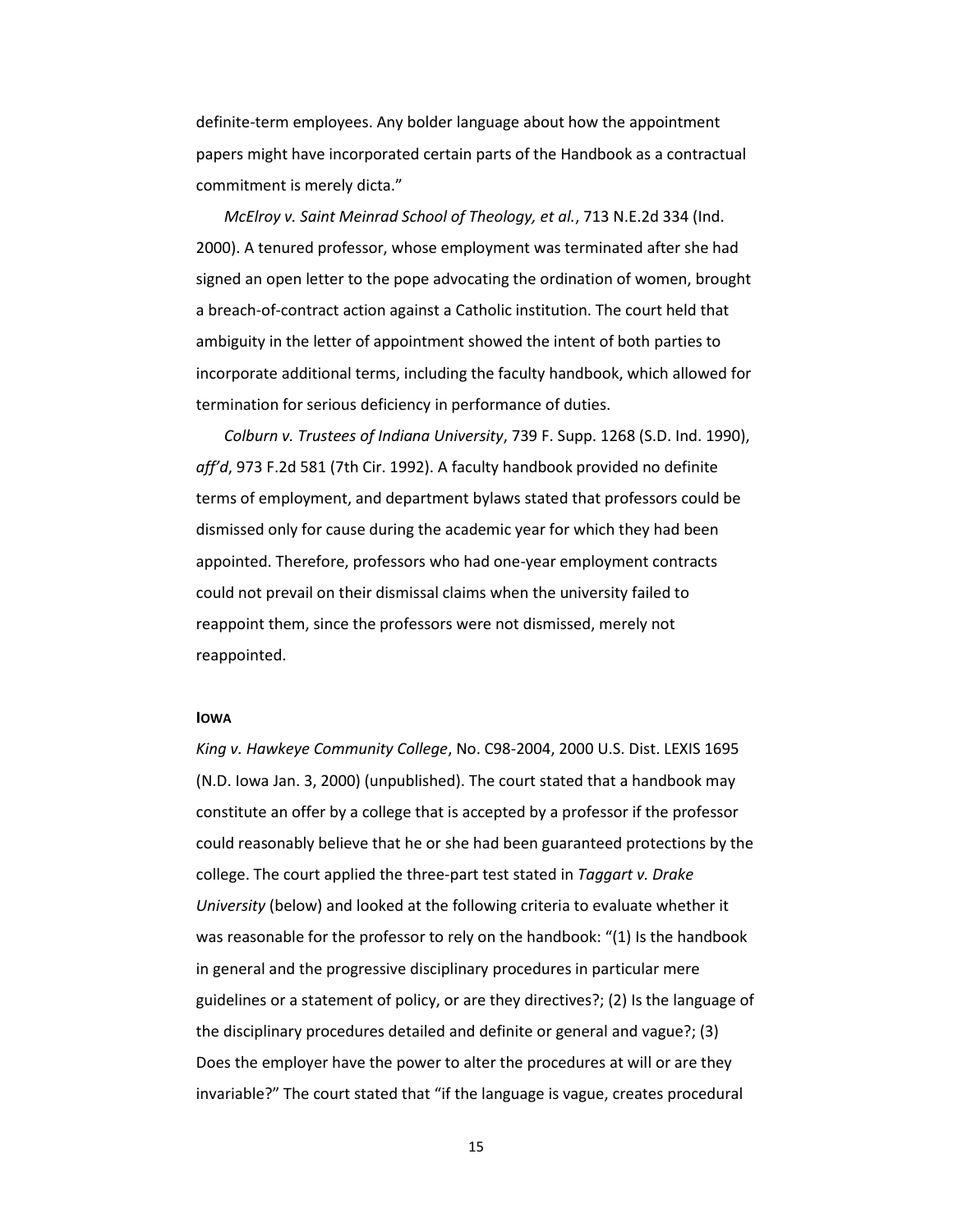definite-term employees. Any bolder language about how the appointment papers might have incorporated certain parts of the Handbook as a contractual commitment is merely dicta."

*McElroy v. Saint Meinrad School of Theology, et al.*, 713 N.E.2d 334 (Ind. 2000). A tenured professor, whose employment was terminated after she had signed an open letter to the pope advocating the ordination of women, brought a breach-of-contract action against a Catholic institution. The court held that ambiguity in the letter of appointment showed the intent of both parties to incorporate additional terms, including the faculty handbook, which allowed for termination for serious deficiency in performance of duties.

*Colburn v. Trustees of Indiana University*, 739 F. Supp. 1268 (S.D. Ind. 1990), *aff'd*, 973 F.2d 581 (7th Cir. 1992). A faculty handbook provided no definite terms of employment, and department bylaws stated that professors could be dismissed only for cause during the academic year for which they had been appointed. Therefore, professors who had one-year employment contracts could not prevail on their dismissal claims when the university failed to reappoint them, since the professors were not dismissed, merely not reappointed.

#### IOWA

*King v. Hawkeye Community College*, No. C98-2004, 2000 U.S. Dist. LEXIS 1695 (N.D. Iowa Jan. 3, 2000) (unpublished). The court stated that a handbook may constitute an offer by a college that is accepted by a professor if the professor could reasonably believe that he or she had been guaranteed protections by the college. The court applied the three-part test stated in *Taggart v. Drake University* (below) and looked at the following criteria to evaluate whether it was reasonable for the professor to rely on the handbook: "(1) Is the handbook in general and the progressive disciplinary procedures in particular mere guidelines or a statement of policy, or are they directives?; (2) Is the language of the disciplinary procedures detailed and definite or general and vague?; (3) Does the employer have the power to alter the procedures at will or are they invariable?" The court stated that "if the language is vague, creates procedural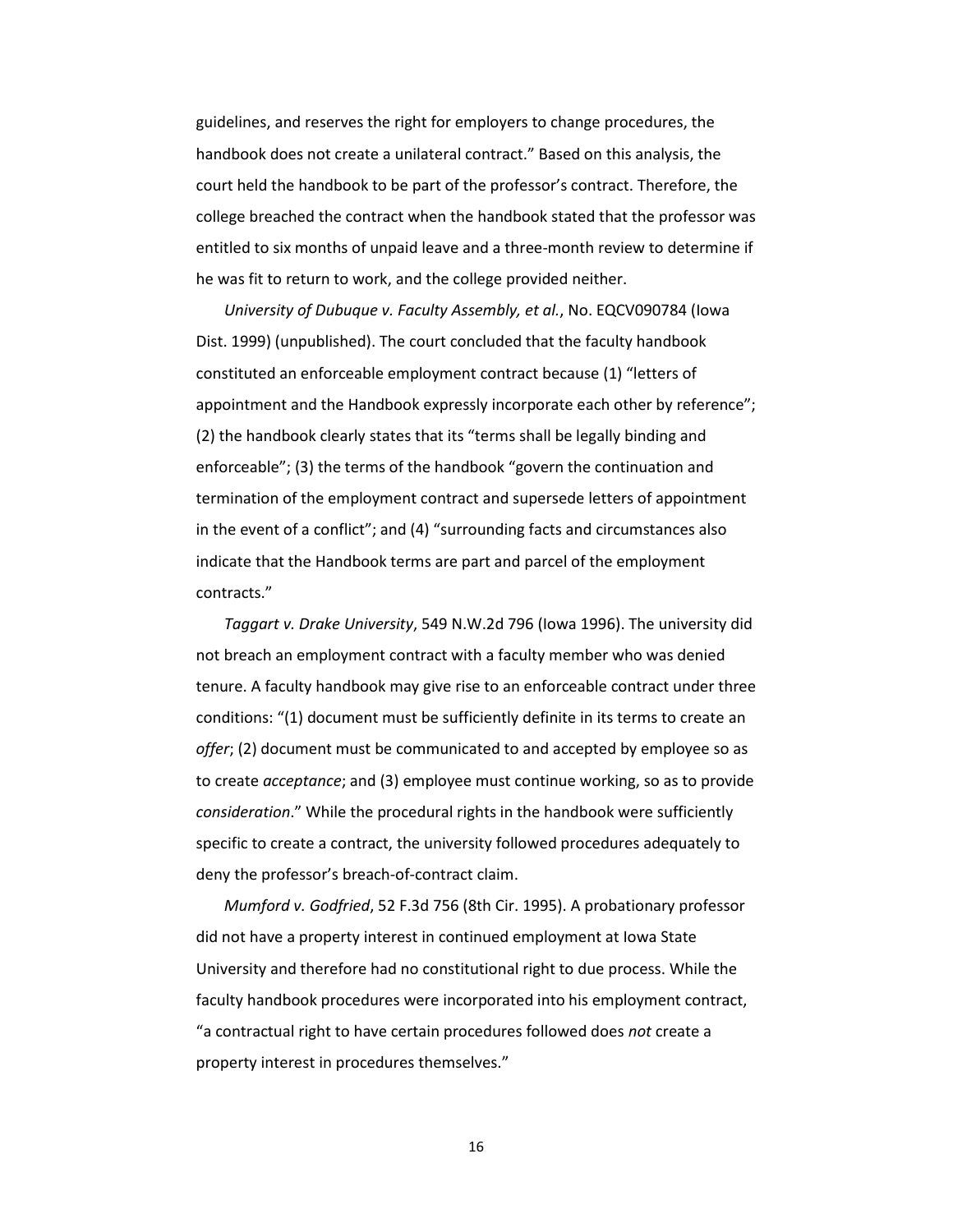guidelines, and reserves the right for employers to change procedures, the handbook does not create a unilateral contract." Based on this analysis, the court held the handbook to be part of the professor's contract. Therefore, the college breached the contract when the handbook stated that the professor was entitled to six months of unpaid leave and a three-month review to determine if he was fit to return to work, and the college provided neither.

*University of Dubuque v. Faculty Assembly, et al.*, No. EQCV090784 (Iowa Dist. 1999) (unpublished). The court concluded that the faculty handbook constituted an enforceable employment contract because (1) "letters of appointment and the Handbook expressly incorporate each other by reference"; (2) the handbook clearly states that its "terms shall be legally binding and enforceable"; (3) the terms of the handbook "govern the continuation and termination of the employment contract and supersede letters of appointment in the event of a conflict"; and (4) "surrounding facts and circumstances also indicate that the Handbook terms are part and parcel of the employment contracts."

*Taggart v. Drake University*, 549 N.W.2d 796 (Iowa 1996). The university did not breach an employment contract with a faculty member who was denied tenure. A faculty handbook may give rise to an enforceable contract under three conditions: "(1) document must be sufficiently definite in its terms to create an *offer*; (2) document must be communicated to and accepted by employee so as to create *acceptance*; and (3) employee must continue working, so as to provide *consideration*." While the procedural rights in the handbook were sufficiently specific to create a contract, the university followed procedures adequately to deny the professor's breach-of-contract claim.

*Mumford v. Godfried*, 52 F.3d 756 (8th Cir. 1995). A probationary professor did not have a property interest in continued employment at Iowa State University and therefore had no constitutional right to due process. While the faculty handbook procedures were incorporated into his employment contract, "a contractual right to have certain procedures followed does *not* create a property interest in procedures themselves."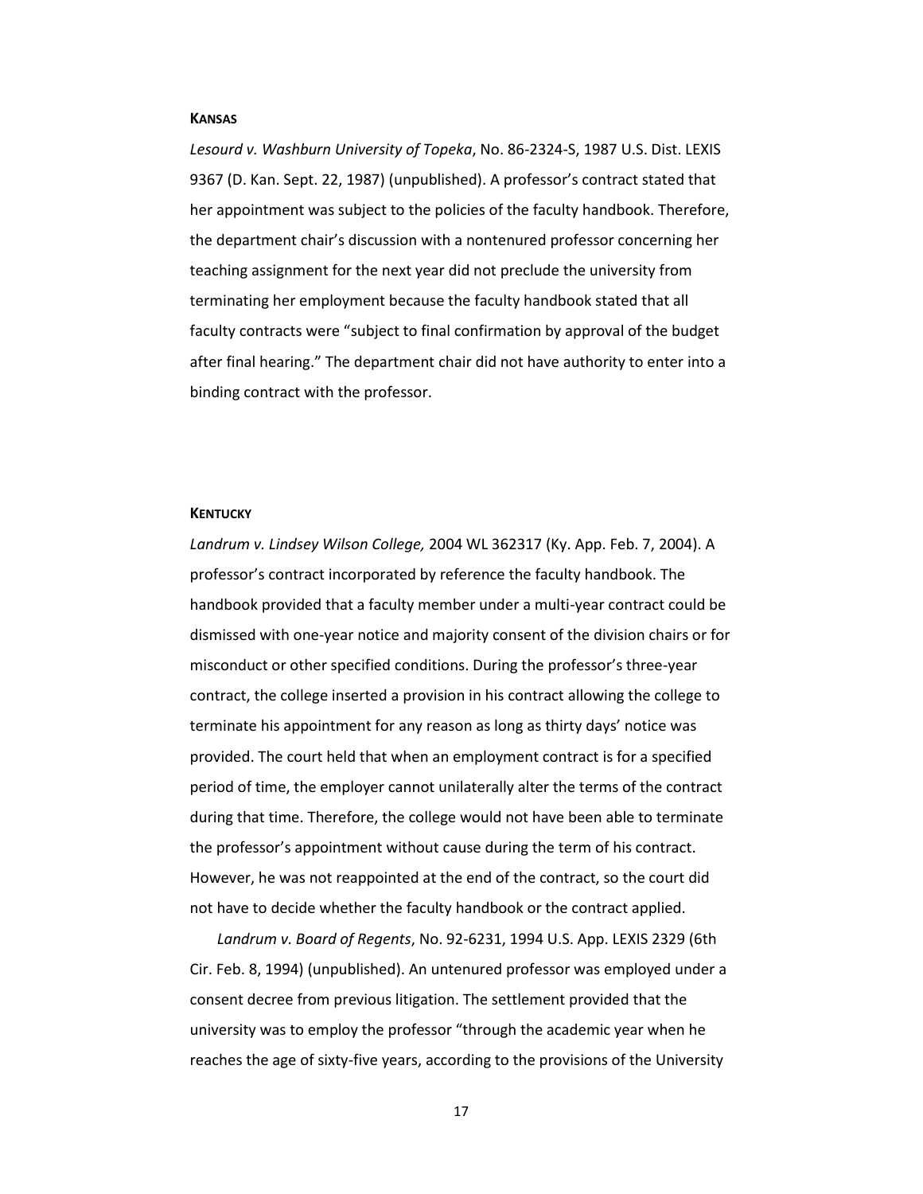**KANSAS**

*Lesourd v. Washburn University of Topeka*, No. 86-2324-S, 1987 U.S. Dist. LEXIS 9367 (D. Kan. Sept. 22, 1987) (unpublished). A professor's contract stated that her appointment was subject to the policies of the faculty handbook. Therefore, the department chair's discussion with a nontenured professor concerning her teaching assignment for the next year did not preclude the university from terminating her employment because the faculty handbook stated that all faculty contracts were "subject to final confirmation by approval of the budget after final hearing." The department chair did not have authority to enter into a binding contract with the professor.

**KENTUCKY**

*Landrum v. Lindsey Wilson College,* 2004 WL 362317 (Ky. App. Feb. 7, 2004). A professor's contract incorporated by reference the faculty handbook. The handbook provided that a faculty member under a multi-year contract could be dismissed with one-year notice and majority consent of the division chairs or for misconduct or other specified conditions. During the professor's three-year contract, the college inserted a provision in his contract allowing the college to terminate his appointment for any reason as long as thirty days' notice was provided. The court held that when an employment contract is for a specified period of time, the employer cannot unilaterally alter the terms of the contract during that time. Therefore, the college would not have been able to terminate the professor's appointment without cause during the term of his contract. However, he was not reappointed at the end of the contract, so the court did not have to decide whether the faculty handbook or the contract applied.

*Landrum v. Board of Regents*, No. 92-6231, 1994 U.S. App. LEXIS 2329 (6th Cir. Feb. 8, 1994) (unpublished). An untenured professor was employed under a consent decree from previous litigation. The settlement provided that the university was to employ the professor "through the academic year when he reaches the age of sixty-five years, according to the provisions of the University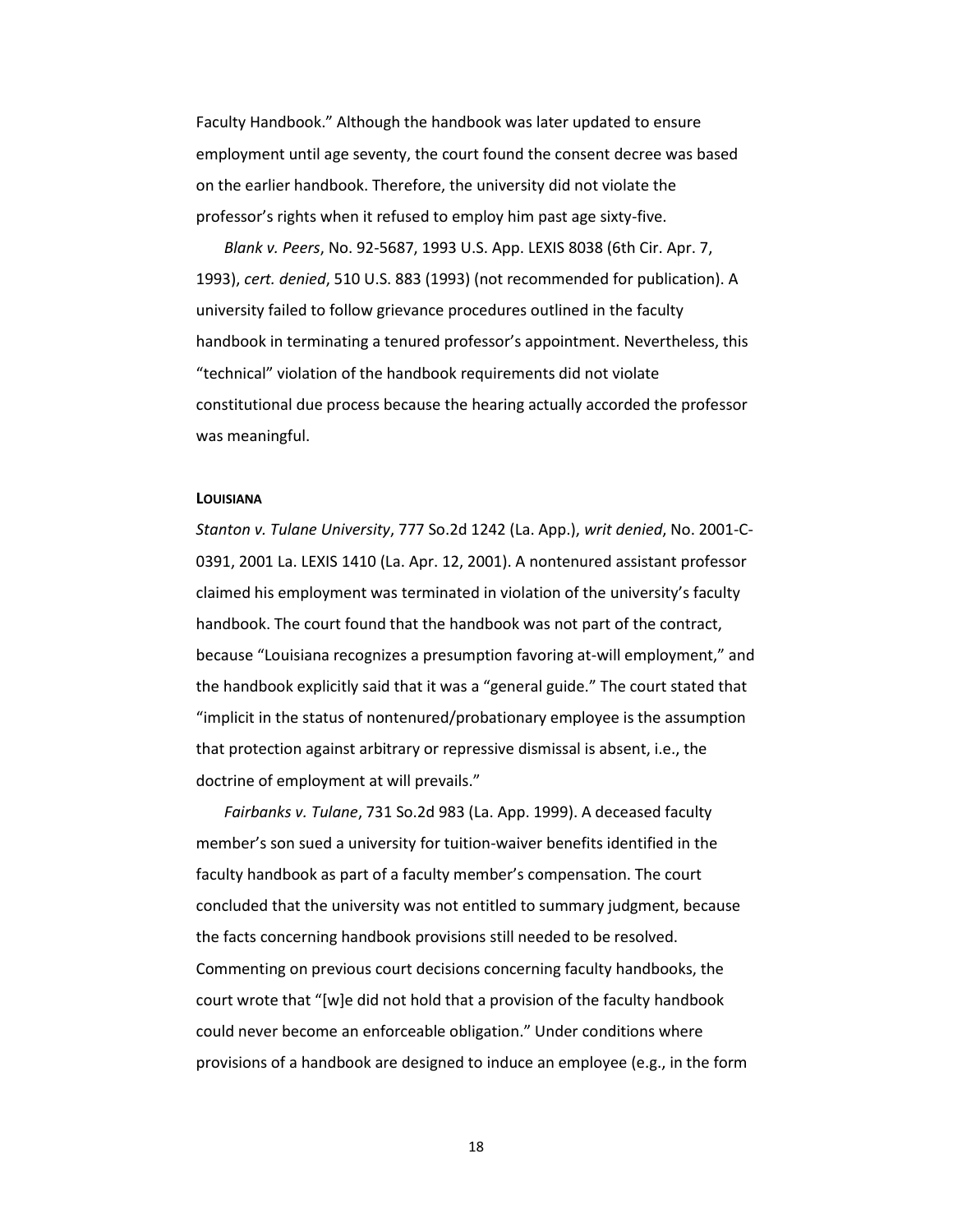Faculty Handbook." Although the handbook was later updated to ensure employment until age seventy, the court found the consent decree was based on the earlier handbook. Therefore, the university did not violate the professor's rights when it refused to employ him past age sixty-five.

*Blank v. Peers*, No. 92-5687, 1993 U.S. App. LEXIS 8038 (6th Cir. Apr. 7, 1993), *cert. denied*, 510 U.S. 883 (1993) (not recommended for publication). A university failed to follow grievance procedures outlined in the faculty handbook in terminating a tenured professor's appointment. Nevertheless, this "technical" violation of the handbook requirements did not violate constitutional due process because the hearing actually accorded the professor was meaningful.

**LOUISIANA**

*Stanton v. Tulane University*, 777 So.2d 1242 (La. App.), *writ denied*, No. 2001-C-0391, 2001 La. LEXIS 1410 (La. Apr. 12, 2001). A nontenured assistant professor claimed his employment was terminated in violation of the university's faculty handbook. The court found that the handbook was not part of the contract, because "Louisiana recognizes a presumption favoring at-will employment," and the handbook explicitly said that it was a "general guide." The court stated that "implicit in the status of nontenured/probationary employee is the assumption that protection against arbitrary or repressive dismissal is absent, i.e., the doctrine of employment at will prevails."

*Fairbanks v. Tulane*, 731 So.2d 983 (La. App. 1999). A deceased faculty member's son sued a university for tuition-waiver benefits identified in the faculty handbook as part of a faculty member's compensation. The court concluded that the university was not entitled to summary judgment, because the facts concerning handbook provisions still needed to be resolved. Commenting on previous court decisions concerning faculty handbooks, the court wrote that "[w]e did not hold that a provision of the faculty handbook could never become an enforceable obligation." Under conditions where provisions of a handbook are designed to induce an employee (e.g., in the form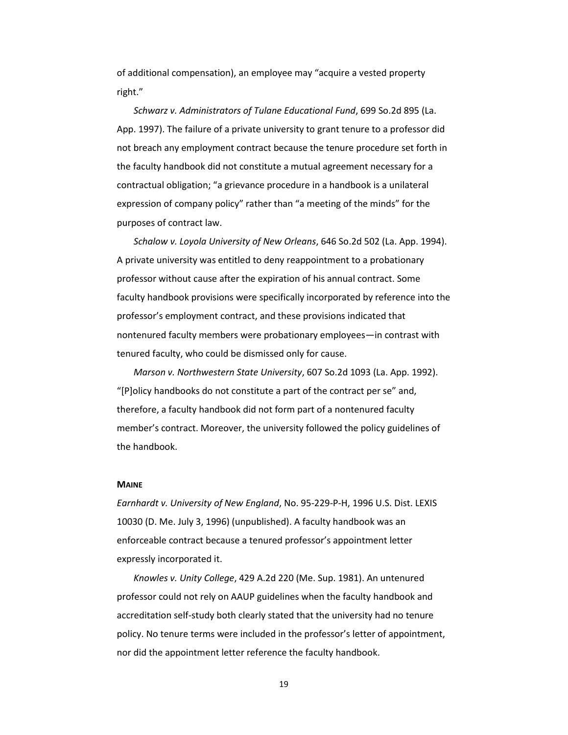of additional compensation), an employee may "acquire a vested property right."

*Schwarz v. Administrators of Tulane Educational Fund*, 699 So.2d 895 (La. App. 1997). The failure of a private university to grant tenure to a professor did not breach any employment contract because the tenure procedure set forth in the faculty handbook did not constitute a mutual agreement necessary for a contractual obligation; "a grievance procedure in a handbook is a unilateral expression of company policy" rather than "a meeting of the minds" for the purposes of contract law.

*Schalow v. Loyola University of New Orleans*, 646 So.2d 502 (La. App. 1994). A private university was entitled to deny reappointment to a probationary professor without cause after the expiration of his annual contract. Some faculty handbook provisions were specifically incorporated by reference into the professor's employment contract, and these provisions indicated that nontenured faculty members were probationary employees—in contrast with tenured faculty, who could be dismissed only for cause.

*Marson v. Northwestern State University*, 607 So.2d 1093 (La. App. 1992). "[P]olicy handbooks do not constitute a part of the contract per se" and, therefore, a faculty handbook did not form part of a nontenured faculty member's contract. Moreover, the university followed the policy guidelines of the handbook.

**MAINE**

*Earnhardt v. University of New England*, No. 95-229-P-H, 1996 U.S. Dist. LEXIS 10030 (D. Me. July 3, 1996) (unpublished). A faculty handbook was an enforceable contract because a tenured professor's appointment letter expressly incorporated it.

*Knowles v. Unity College*, 429 A.2d 220 (Me. Sup. 1981). An untenured professor could not rely on AAUP guidelines when the faculty handbook and accreditation self-study both clearly stated that the university had no tenure policy. No tenure terms were included in the professor's letter of appointment, nor did the appointment letter reference the faculty handbook.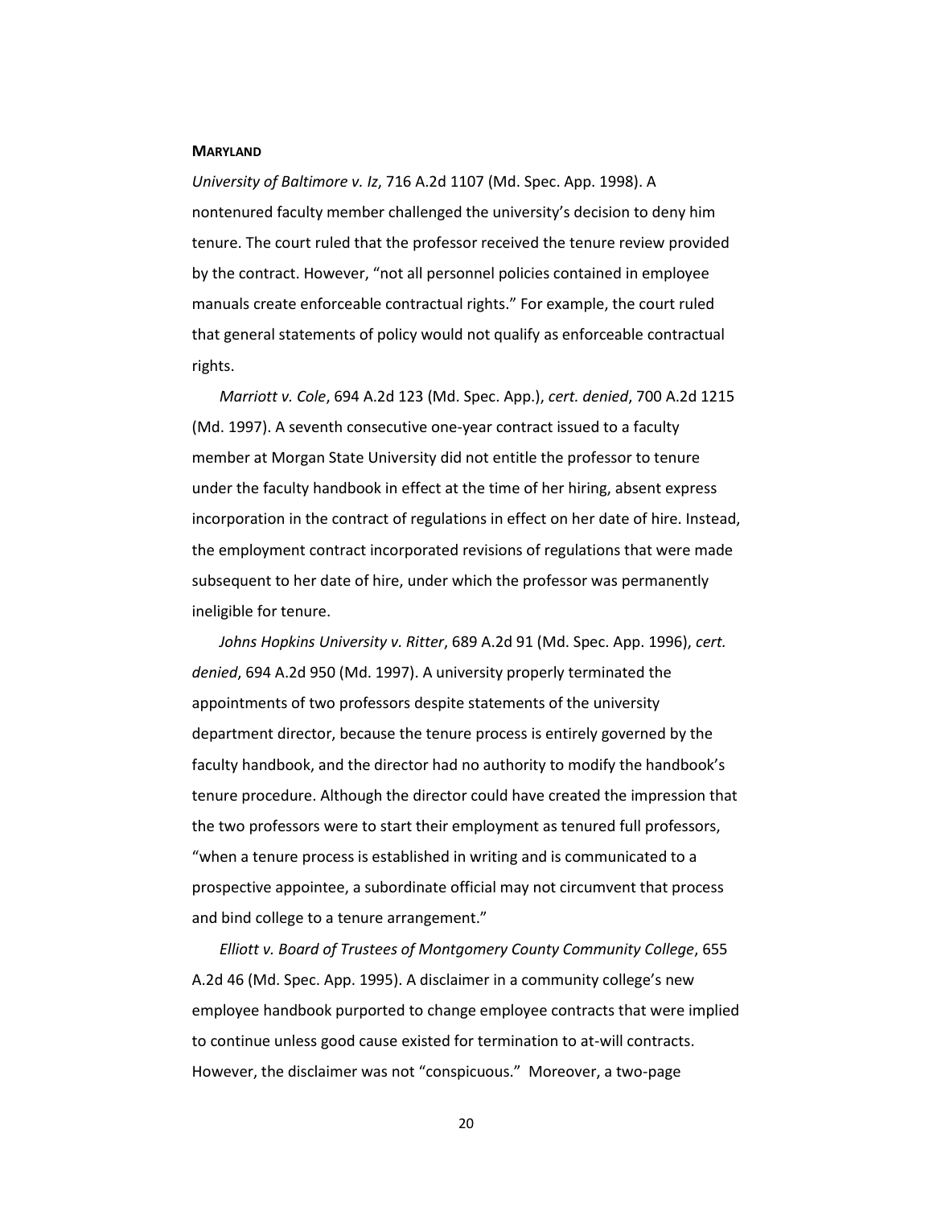**MARYLAND**

*University of Baltimore v. Iz*, 716 A.2d 1107 (Md. Spec. App. 1998). A nontenured faculty member challenged the university's decision to deny him tenure. The court ruled that the professor received the tenure review provided by the contract. However, "not all personnel policies contained in employee manuals create enforceable contractual rights." For example, the court ruled that general statements of policy would not qualify as enforceable contractual rights.

*Marriott v. Cole*, 694 A.2d 123 (Md. Spec. App.), *cert. denied*, 700 A.2d 1215 (Md. 1997). A seventh consecutive one-year contract issued to a faculty member at Morgan State University did not entitle the professor to tenure under the faculty handbook in effect at the time of her hiring, absent express incorporation in the contract of regulations in effect on her date of hire. Instead, the employment contract incorporated revisions of regulations that were made subsequent to her date of hire, under which the professor was permanently ineligible for tenure.

*Johns Hopkins University v. Ritter*, 689 A.2d 91 (Md. Spec. App. 1996), *cert. denied*, 694 A.2d 950 (Md. 1997). A university properly terminated the appointments of two professors despite statements of the university department director, because the tenure process is entirely governed by the faculty handbook, and the director had no authority to modify the handbook's tenure procedure. Although the director could have created the impression that the two professors were to start their employment as tenured full professors, "when a tenure process is established in writing and is communicated to a prospective appointee, a subordinate official may not circumvent that process and bind college to a tenure arrangement."

*Elliott v. Board of Trustees of Montgomery County Community College*, 655 A.2d 46 (Md. Spec. App. 1995). A disclaimer in a community college's new employee handbook purported to change employee contracts that were implied to continue unless good cause existed for termination to at-will contracts. However, the disclaimer was not "conspicuous." Moreover, a two-page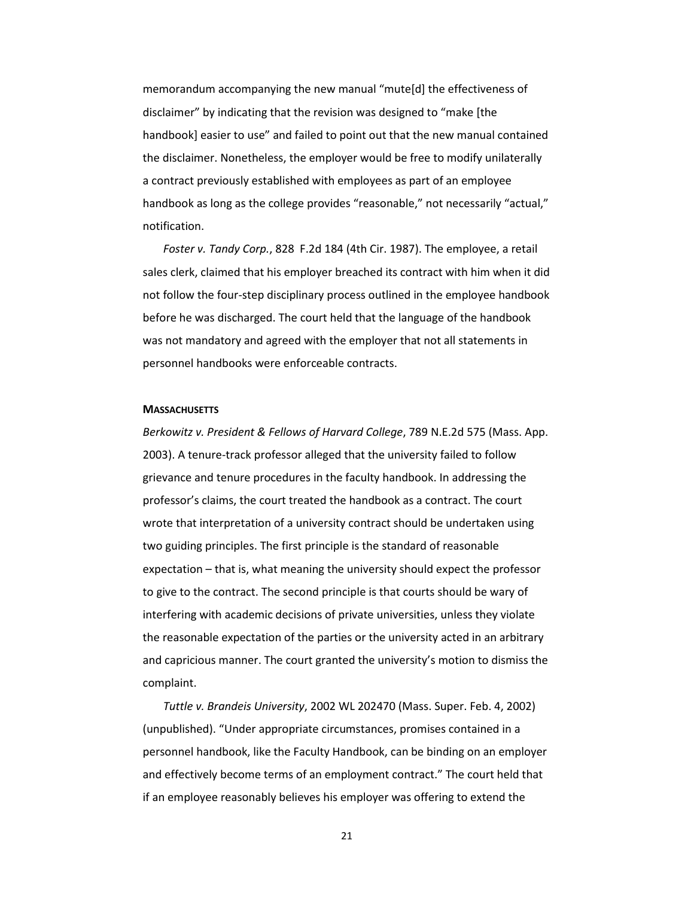memorandum accompanying the new manual "mute[d] the effectiveness of disclaimer" by indicating that the revision was designed to "make [the handbook] easier to use" and failed to point out that the new manual contained the disclaimer. Nonetheless, the employer would be free to modify unilaterally a contract previously established with employees as part of an employee handbook as long as the college provides "reasonable," not necessarily "actual," notification.

*Foster v. Tandy Corp.*, 828 F.2d 184 (4th Cir. 1987). The employee, a retail sales clerk, claimed that his employer breached its contract with him when it did not follow the four-step disciplinary process outlined in the employee handbook before he was discharged. The court held that the language of the handbook was not mandatory and agreed with the employer that not all statements in personnel handbooks were enforceable contracts.

**MASSACHUSETTS**

*Berkowitz v. President & Fellows of Harvard College*, 789 N.E.2d 575 (Mass. App. 2003). A tenure-track professor alleged that the university failed to follow grievance and tenure procedures in the faculty handbook. In addressing the professor's claims, the court treated the handbook as a contract. The court wrote that interpretation of a university contract should be undertaken using two guiding principles. The first principle is the standard of reasonable expectation – that is, what meaning the university should expect the professor to give to the contract. The second principle is that courts should be wary of interfering with academic decisions of private universities, unless they violate the reasonable expectation of the parties or the university acted in an arbitrary and capricious manner. The court granted the university's motion to dismiss the complaint.

*Tuttle v. Brandeis University*, 2002 WL 202470 (Mass. Super. Feb. 4, 2002) (unpublished). "Under appropriate circumstances, promises contained in a personnel handbook, like the Faculty Handbook, can be binding on an employer and effectively become terms of an employment contract." The court held that if an employee reasonably believes his employer was offering to extend the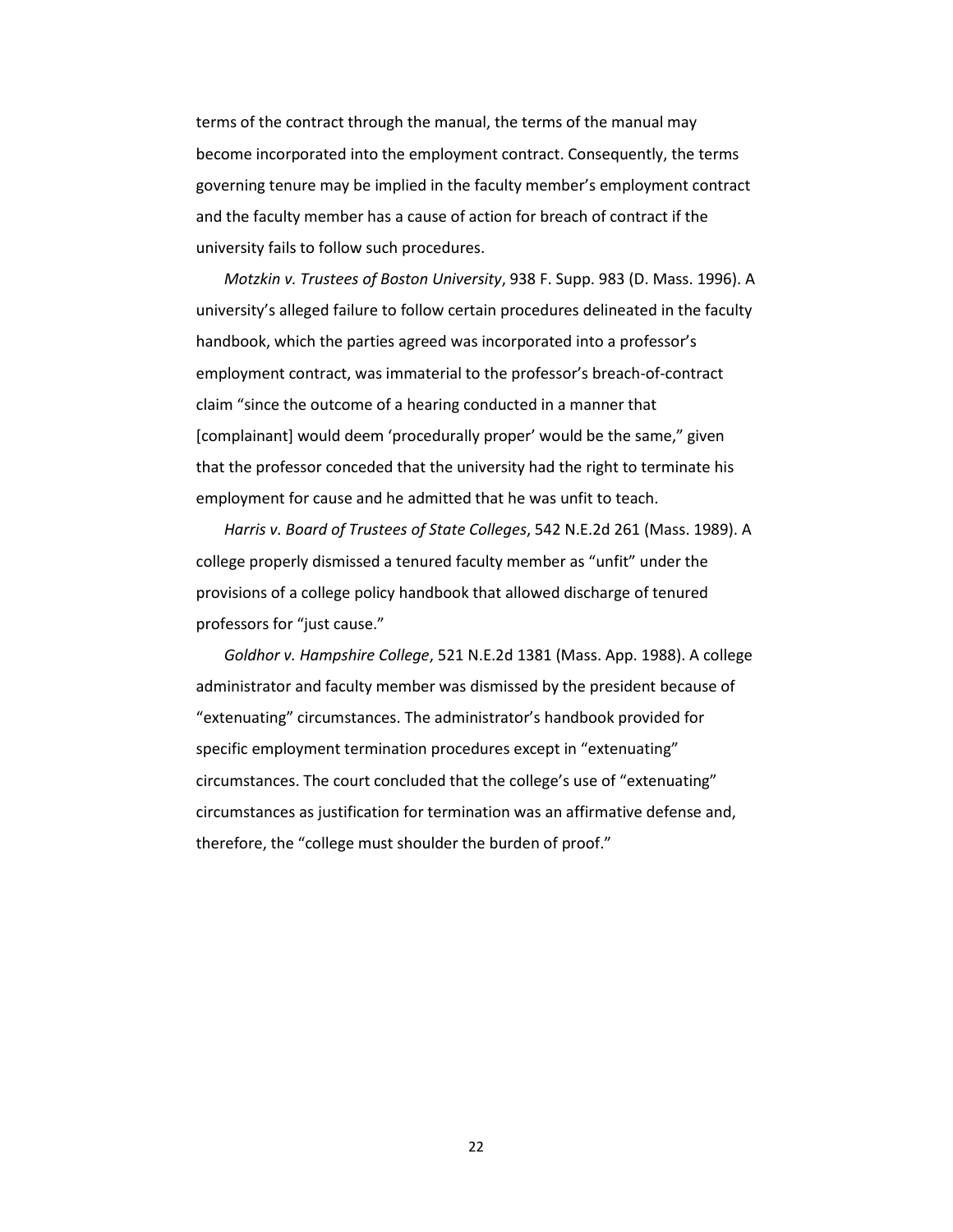terms of the contract through the manual, the terms of the manual may become incorporated into the employment contract. Consequently, the terms governing tenure may be implied in the faculty member's employment contract and the faculty member has a cause of action for breach of contract if the university fails to follow such procedures.

*Motzkin v. Trustees of Boston University*, 938 F. Supp. 983 (D. Mass. 1996). A university's alleged failure to follow certain procedures delineated in the faculty handbook, which the parties agreed was incorporated into a professor's employment contract, was immaterial to the professor's breach-of-contract claim "since the outcome of a hearing conducted in a manner that [complainant] would deem 'procedurally proper' would be the same," given that the professor conceded that the university had the right to terminate his employment for cause and he admitted that he was unfit to teach.

*Harris v. Board of Trustees of State Colleges*, 542 N.E.2d 261 (Mass. 1989). A college properly dismissed a tenured faculty member as "unfit" under the provisions of a college policy handbook that allowed discharge of tenured professors for "just cause."

*Goldhor v. Hampshire College*, 521 N.E.2d 1381 (Mass. App. 1988). A college administrator and faculty member was dismissed by the president because of "extenuating" circumstances. The administrator's handbook provided for specific employment termination procedures except in "extenuating" circumstances. The court concluded that the college's use of "extenuating" circumstances as justification for termination was an affirmative defense and, therefore, the "college must shoulder the burden of proof."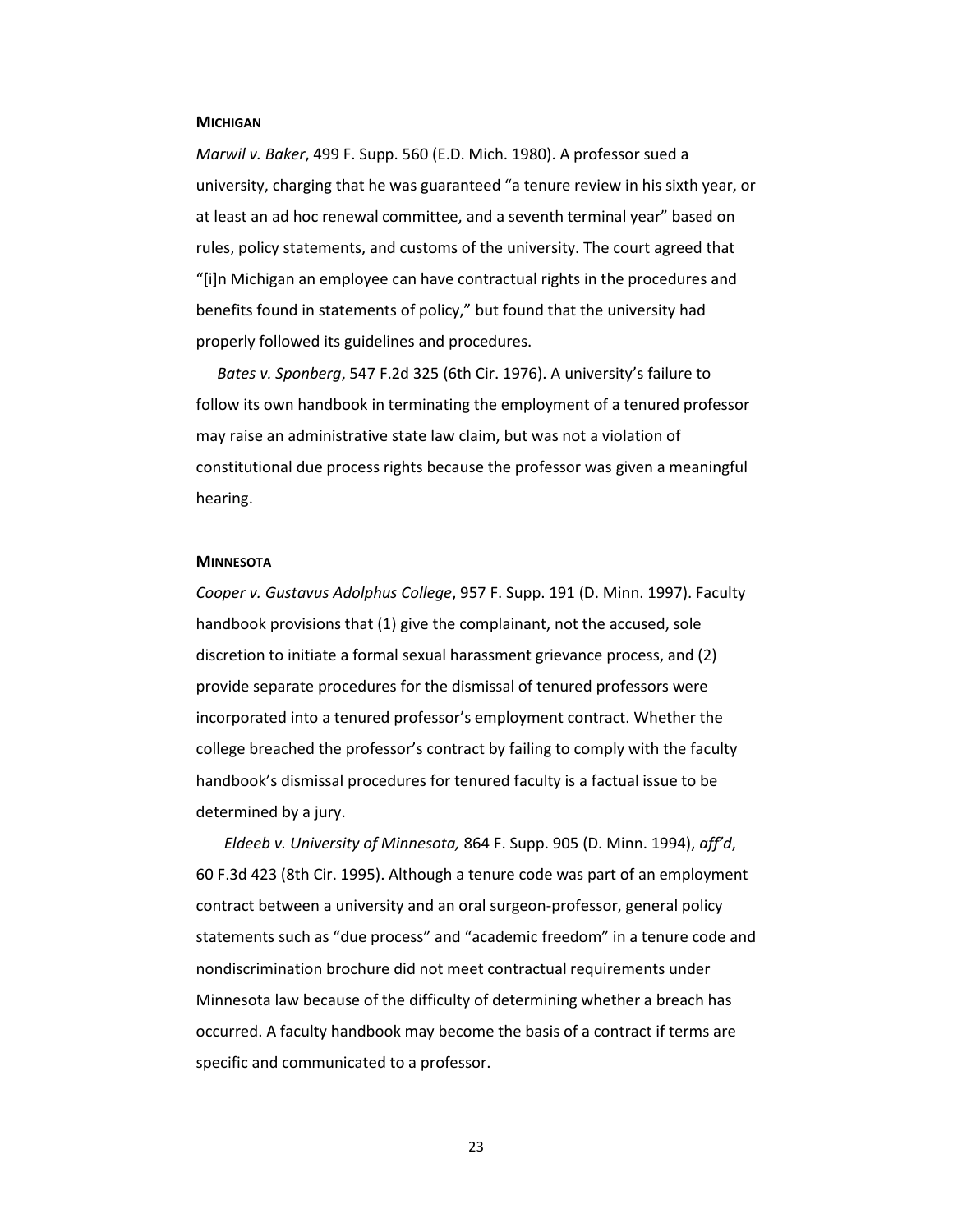### MICHIGAN

*Marwil v. Baker*, 499 F. Supp. 560 (E.D. Mich. 1980). A professor sued a university, charging that he was guaranteed "a tenure review in his sixth year, or at least an ad hoc renewal committee, and a seventh terminal year" based on rules, policy statements, and customs of the university. The court agreed that "[i]n Michigan an employee can have contractual rights in the procedures and benefits found in statements of policy," but found that the university had properly followed its guidelines and procedures.

*Bates v. Sponberg*, 547 F.2d 325 (6th Cir. 1976). A university's failure to follow its own handbook in terminating the employment of a tenured professor may raise an administrative state law claim, but was not a violation of constitutional due process rights because the professor was given a meaningful hearing.

### MINNESOTA

*Cooper v. Gustavus Adolphus College*, 957 F. Supp. 191 (D. Minn. 1997). Faculty handbook provisions that (1) give the complainant, not the accused, sole discretion to initiate a formal sexual harassment grievance process, and (2) provide separate procedures for the dismissal of tenured professors were incorporated into a tenured professor's employment contract. Whether the college breached the professor's contract by failing to comply with the faculty handbook's dismissal procedures for tenured faculty is a factual issue to be determined by a jury.

*Eldeeb v. University of Minnesota,* 864 F. Supp. 905 (D. Minn. 1994), *aff'd*, 60 F.3d 423 (8th Cir. 1995). Although a tenure code was part of an employment contract between a university and an oral surgeon-professor, general policy statements such as "due process" and "academic freedom" in a tenure code and nondiscrimination brochure did not meet contractual requirements under Minnesota law because of the difficulty of determining whether a breach has occurred. A faculty handbook may become the basis of a contract if terms are specific and communicated to a professor.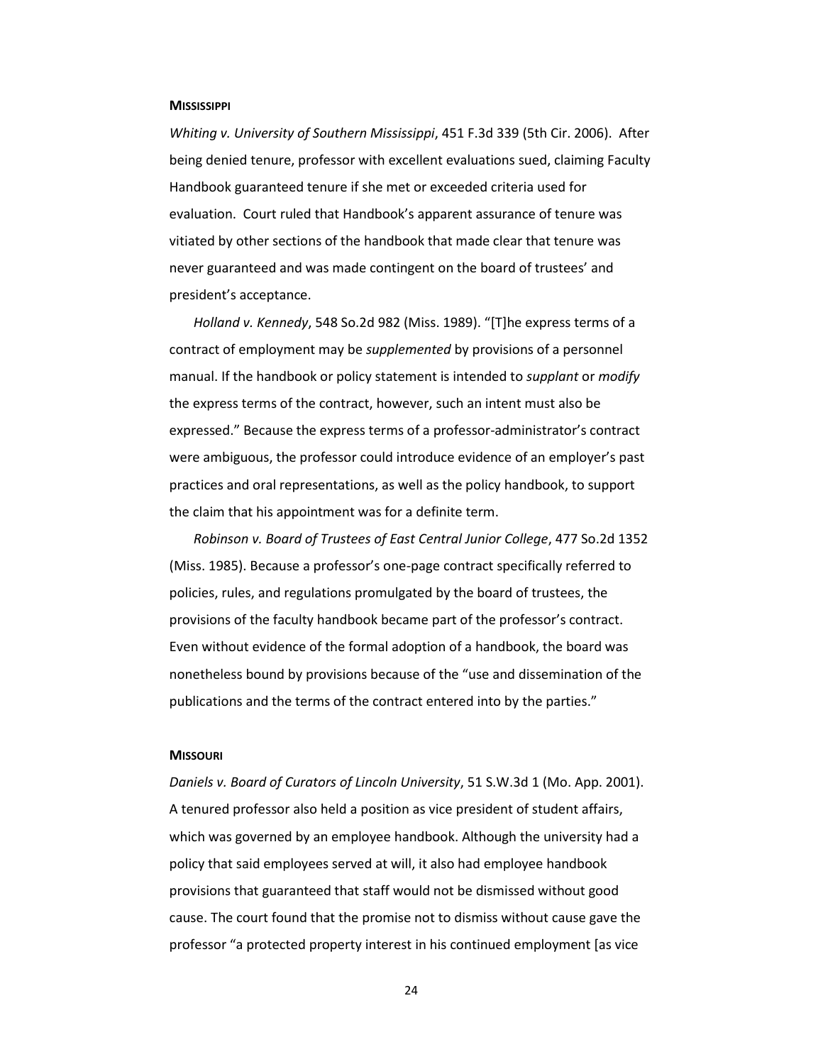### MISSISSIPPI

*Whiting v. University of Southern Mississippi*, 451 F.3d 339 (5th Cir. 2006). After being denied tenure, professor with excellent evaluations sued, claiming Faculty Handbook guaranteed tenure if she met or exceeded criteria used for evaluation. Court ruled that Handbook's apparent assurance of tenure was vitiated by other sections of the handbook that made clear that tenure was never guaranteed and was made contingent on the board of trustees' and president's acceptance.

*Holland v. Kennedy*, 548 So.2d 982 (Miss. 1989). "[T]he express terms of a contract of employment may be *supplemented* by provisions of a personnel manual. If the handbook or policy statement is intended to *supplant* or *modify* the express terms of the contract, however, such an intent must also be expressed." Because the express terms of a professor-administrator's contract were ambiguous, the professor could introduce evidence of an employer's past practices and oral representations, as well as the policy handbook, to support the claim that his appointment was for a definite term.

*Robinson v. Board of Trustees of East Central Junior College*, 477 So.2d 1352 (Miss. 1985). Because a professor's one-page contract specifically referred to policies, rules, and regulations promulgated by the board of trustees, the provisions of the faculty handbook became part of the professor's contract. Even without evidence of the formal adoption of a handbook, the board was nonetheless bound by provisions because of the "use and dissemination of the publications and the terms of the contract entered into by the parties."

### MISSOURI

*Daniels v. Board of Curators of Lincoln University*, 51 S.W.3d 1 (Mo. App. 2001). A tenured professor also held a position as vice president of student affairs, which was governed by an employee handbook. Although the university had a policy that said employees served at will, it also had employee handbook provisions that guaranteed that staff would not be dismissed without good cause. The court found that the promise not to dismiss without cause gave the professor "a protected property interest in his continued employment [as vice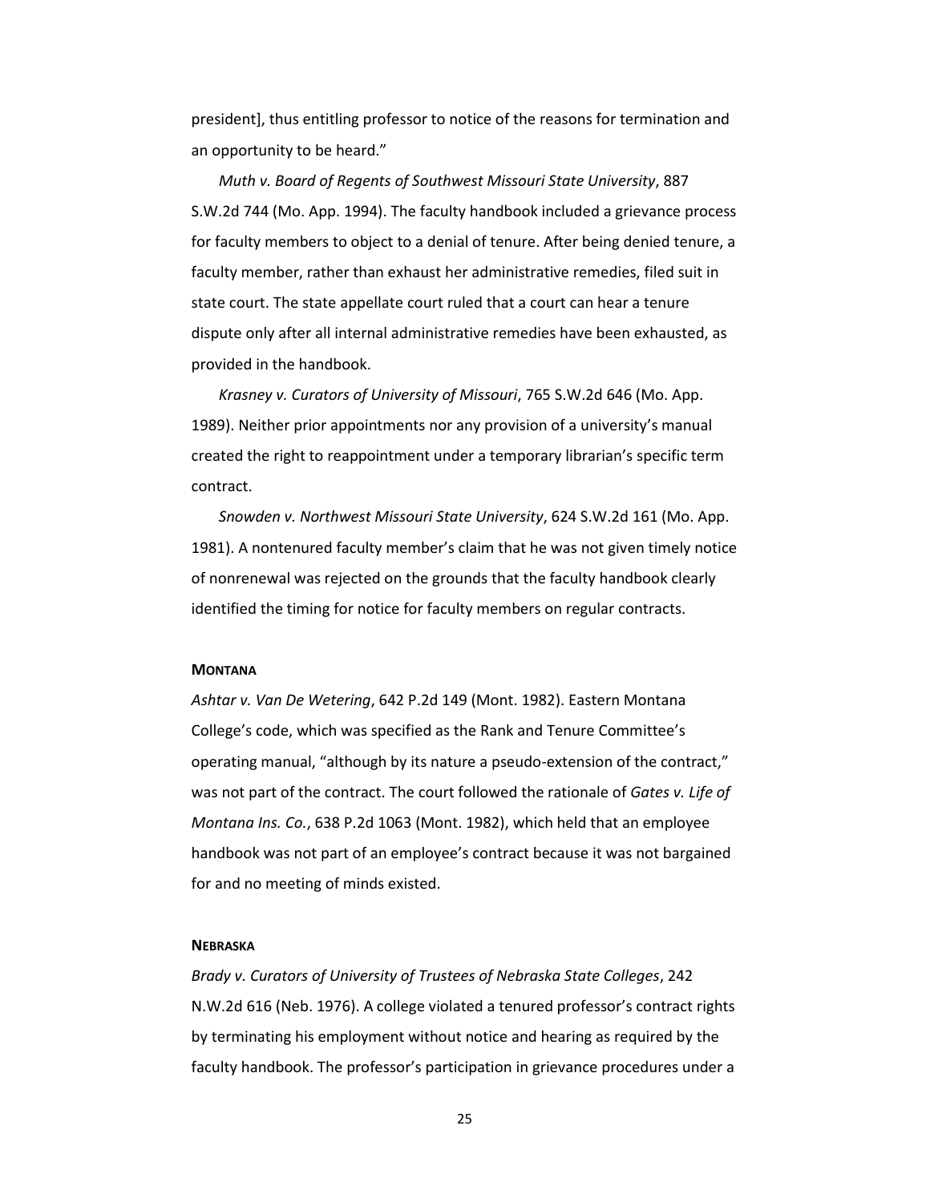president], thus entitling professor to notice of the reasons for termination and an opportunity to be heard."

*Muth v. Board of Regents of Southwest Missouri State University*, 887 S.W.2d 744 (Mo. App. 1994). The faculty handbook included a grievance process for faculty members to object to a denial of tenure. After being denied tenure, a faculty member, rather than exhaust her administrative remedies, filed suit in state court. The state appellate court ruled that a court can hear a tenure dispute only after all internal administrative remedies have been exhausted, as provided in the handbook.

*Krasney v. Curators of University of Missouri*, 765 S.W.2d 646 (Mo. App. 1989). Neither prior appointments nor any provision of a university's manual created the right to reappointment under a temporary librarian's specific term contract.

*Snowden v. Northwest Missouri State University*, 624 S.W.2d 161 (Mo. App. 1981). A nontenured faculty member's claim that he was not given timely notice of nonrenewal was rejected on the grounds that the faculty handbook clearly identified the timing for notice for faculty members on regular contracts.

#### **MONTANA**

*Ashtar v. Van De Wetering*, 642 P.2d 149 (Mont. 1982). Eastern Montana College's code, which was specified as the Rank and Tenure Committee's operating manual, "although by its nature a pseudo-extension of the contract," was not part of the contract. The court followed the rationale of *Gates v. Life of Montana Ins. Co.*, 638 P.2d 1063 (Mont. 1982), which held that an employee handbook was not part of an employee's contract because it was not bargained for and no meeting of minds existed.

#### **NEBRASKA**

*Brady v. Curators of University of Trustees of Nebraska State Colleges*, 242 N.W.2d 616 (Neb. 1976). A college violated a tenured professor's contract rights by terminating his employment without notice and hearing as required by the faculty handbook. The professor's participation in grievance procedures under a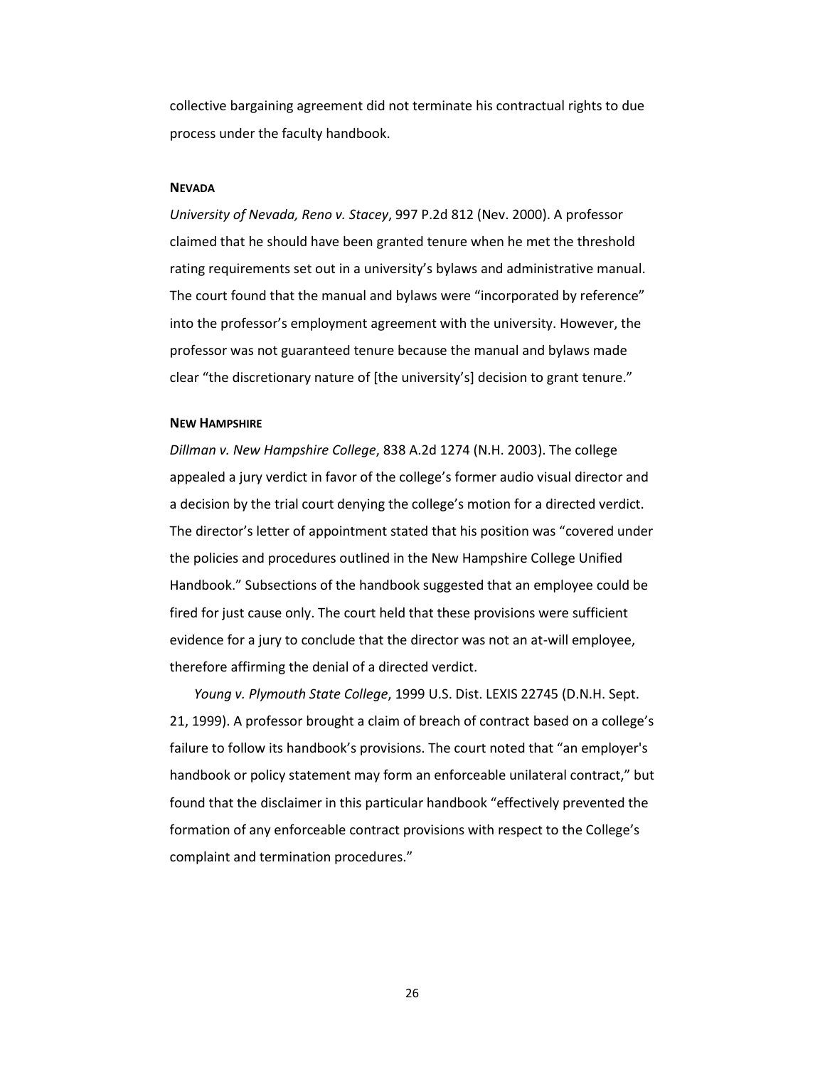collective bargaining agreement did not terminate his contractual rights to due process under the faculty handbook.

### NEVADA

*University of Nevada, Reno v. Stacey*, 997 P.2d 812 (Nev. 2000). A professor claimed that he should have been granted tenure when he met the threshold rating requirements set out in a university's bylaws and administrative manual. The court found that the manual and bylaws were "incorporated by reference" into the professor's employment agreement with the university. However, the professor was not guaranteed tenure because the manual and bylaws made clear "the discretionary nature of [the university's] decision to grant tenure."

### NEW HAMPSHIRE

*Dillman v. New Hampshire College*, 838 A.2d 1274 (N.H. 2003). The college appealed a jury verdict in favor of the college's former audio visual director and a decision by the trial court denying the college's motion for a directed verdict. The director's letter of appointment stated that his position was "covered under the policies and procedures outlined in the New Hampshire College Unified Handbook." Subsections of the handbook suggested that an employee could be fired for just cause only. The court held that these provisions were sufficient evidence for a jury to conclude that the director was not an at-will employee, therefore affirming the denial of a directed verdict.

*Young v. Plymouth State College*, 1999 U.S. Dist. LEXIS 22745 (D.N.H. Sept. 21, 1999). A professor brought a claim of breach of contract based on a college's failure to follow its handbook's provisions. The court noted that "an employer's handbook or policy statement may form an enforceable unilateral contract," but found that the disclaimer in this particular handbook "effectively prevented the formation of any enforceable contract provisions with respect to the College's complaint and termination procedures."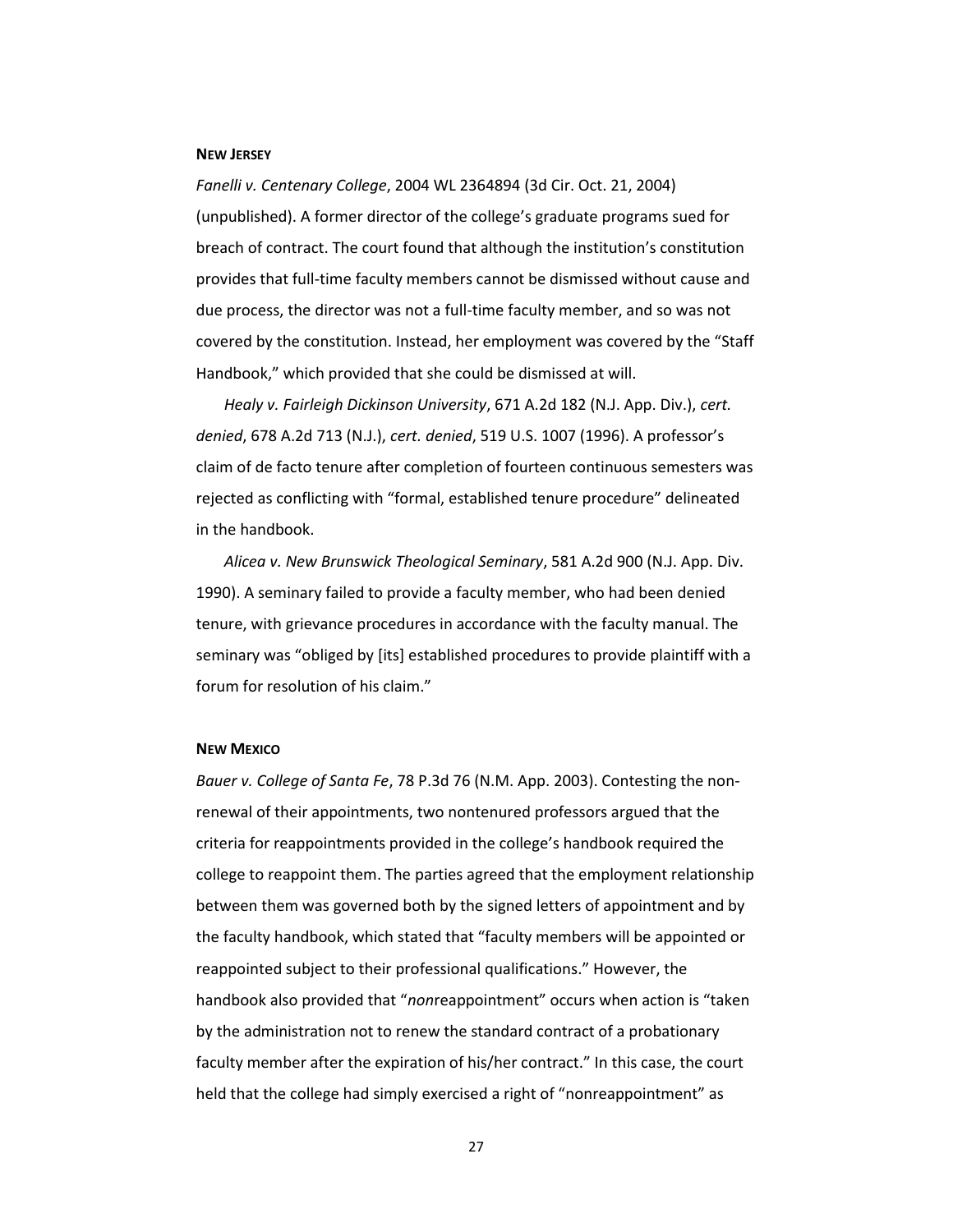**NEW JERSEY**

*Fanelli v. Centenary College*, 2004 WL 2364894 (3d Cir. Oct. 21, 2004) (unpublished). A former director of the college's graduate programs sued for breach of contract. The court found that although the institution's constitution provides that full-time faculty members cannot be dismissed without cause and due process, the director was not a full-time faculty member, and so was not covered by the constitution. Instead, her employment was covered by the "Staff Handbook," which provided that she could be dismissed at will.

*Healy v. Fairleigh Dickinson University*, 671 A.2d 182 (N.J. App. Div.), *cert. denied*, 678 A.2d 713 (N.J.), *cert. denied*, 519 U.S. 1007 (1996). A professor's claim of de facto tenure after completion of fourteen continuous semesters was rejected as conflicting with "formal, established tenure procedure" delineated in the handbook.

*Alicea v. New Brunswick Theological Seminary*, 581 A.2d 900 (N.J. App. Div. 1990). A seminary failed to provide a faculty member, who had been denied tenure, with grievance procedures in accordance with the faculty manual. The seminary was "obliged by [its] established procedures to provide plaintiff with a forum for resolution of his claim."

**NEW MEXICO**

*Bauer v. College of Santa Fe*, 78 P.3d 76 (N.M. App. 2003). Contesting the non-renewal of their appointments, two nontenured professors argued that the criteria for reappointments provided in the college's handbook required the college to reappoint them. The parties agreed that the employment relationship between them was governed both by the signed letters of appointment and by the faculty handbook, which stated that "faculty members will be appointed or reappointed subject to their professional qualifications." However, the handbook also provided that "*non*reappointment" occurs when action is "taken by the administration not to renew the standard contract of a probationary faculty member after the expiration of his/her contract." In this case, the court held that the college had simply exercised a right of "nonreappointment" as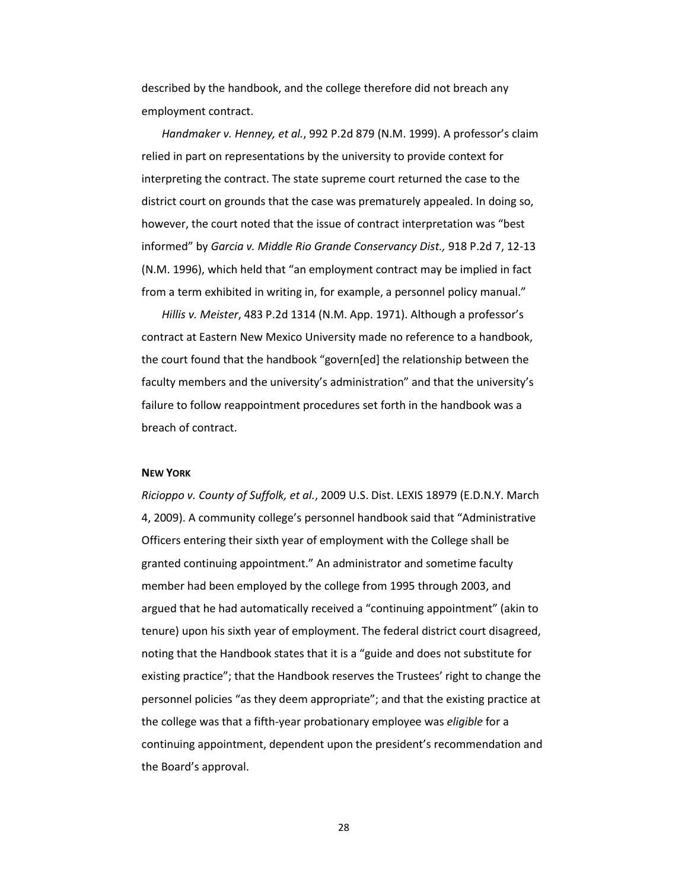described by the handbook, and the college therefore did not breach any employment contract.

*Handmaker v. Henney, et al.*, 992 P.2d 879 (N.M. 1999). A professor's claim relied in part on representations by the university to provide context for interpreting the contract. The state supreme court returned the case to the district court on grounds that the case was prematurely appealed. In doing so, however, the court noted that the issue of contract interpretation was "best informed" by *Garcia v. Middle Rio Grande Conservancy Dist.,* 918 P.2d 7, 12-13 (N.M. 1996), which held that "an employment contract may be implied in fact from a term exhibited in writing in, for example, a personnel policy manual."

*Hillis v. Meister*, 483 P.2d 1314 (N.M. App. 1971). Although a professor's contract at Eastern New Mexico University made no reference to a handbook, the court found that the handbook "govern[ed] the relationship between the faculty members and the university's administration" and that the university's failure to follow reappointment procedures set forth in the handbook was a breach of contract.

**NEW YORK**

*Ricioppo v. County of Suffolk, et al.*, 2009 U.S. Dist. LEXIS 18979 (E.D.N.Y. March 4, 2009). A community college's personnel handbook said that "Administrative Officers entering their sixth year of employment with the College shall be granted continuing appointment." An administrator and sometime faculty member had been employed by the college from 1995 through 2003, and argued that he had automatically received a "continuing appointment" (akin to tenure) upon his sixth year of employment. The federal district court disagreed, noting that the Handbook states that it is a "guide and does not substitute for existing practice"; that the Handbook reserves the Trustees' right to change the personnel policies "as they deem appropriate"; and that the existing practice at the college was that a fifth-year probationary employee was *eligible* for a continuing appointment, dependent upon the president's recommendation and the Board's approval.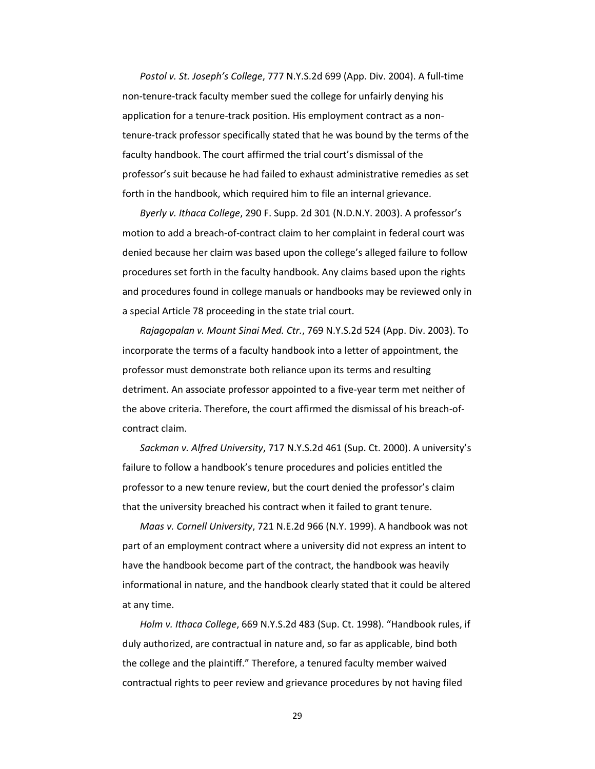*Postol v. St. Joseph's College*, 777 N.Y.S.2d 699 (App. Div. 2004). A full-time non-tenure-track faculty member sued the college for unfairly denying his application for a tenure-track position. His employment contract as a non-tenure-track professor specifically stated that he was bound by the terms of the faculty handbook. The court affirmed the trial court's dismissal of the professor's suit because he had failed to exhaust administrative remedies as set forth in the handbook, which required him to file an internal grievance.

*Byerly v. Ithaca College*, 290 F. Supp. 2d 301 (N.D.N.Y. 2003). A professor's motion to add a breach-of-contract claim to her complaint in federal court was denied because her claim was based upon the college's alleged failure to follow procedures set forth in the faculty handbook. Any claims based upon the rights and procedures found in college manuals or handbooks may be reviewed only in a special Article 78 proceeding in the state trial court.

*Rajagopalan v. Mount Sinai Med. Ctr.*, 769 N.Y.S.2d 524 (App. Div. 2003). To incorporate the terms of a faculty handbook into a letter of appointment, the professor must demonstrate both reliance upon its terms and resulting detriment. An associate professor appointed to a five-year term met neither of the above criteria. Therefore, the court affirmed the dismissal of his breach-of-contract claim.

*Sackman v. Alfred University*, 717 N.Y.S.2d 461 (Sup. Ct. 2000). A university's failure to follow a handbook's tenure procedures and policies entitled the professor to a new tenure review, but the court denied the professor's claim that the university breached his contract when it failed to grant tenure.

*Maas v. Cornell University*, 721 N.E.2d 966 (N.Y. 1999). A handbook was not part of an employment contract where a university did not express an intent to have the handbook become part of the contract, the handbook was heavily informational in nature, and the handbook clearly stated that it could be altered at any time.

*Holm v. Ithaca College*, 669 N.Y.S.2d 483 (Sup. Ct. 1998). "Handbook rules, if duly authorized, are contractual in nature and, so far as applicable, bind both the college and the plaintiff." Therefore, a tenured faculty member waived contractual rights to peer review and grievance procedures by not having filed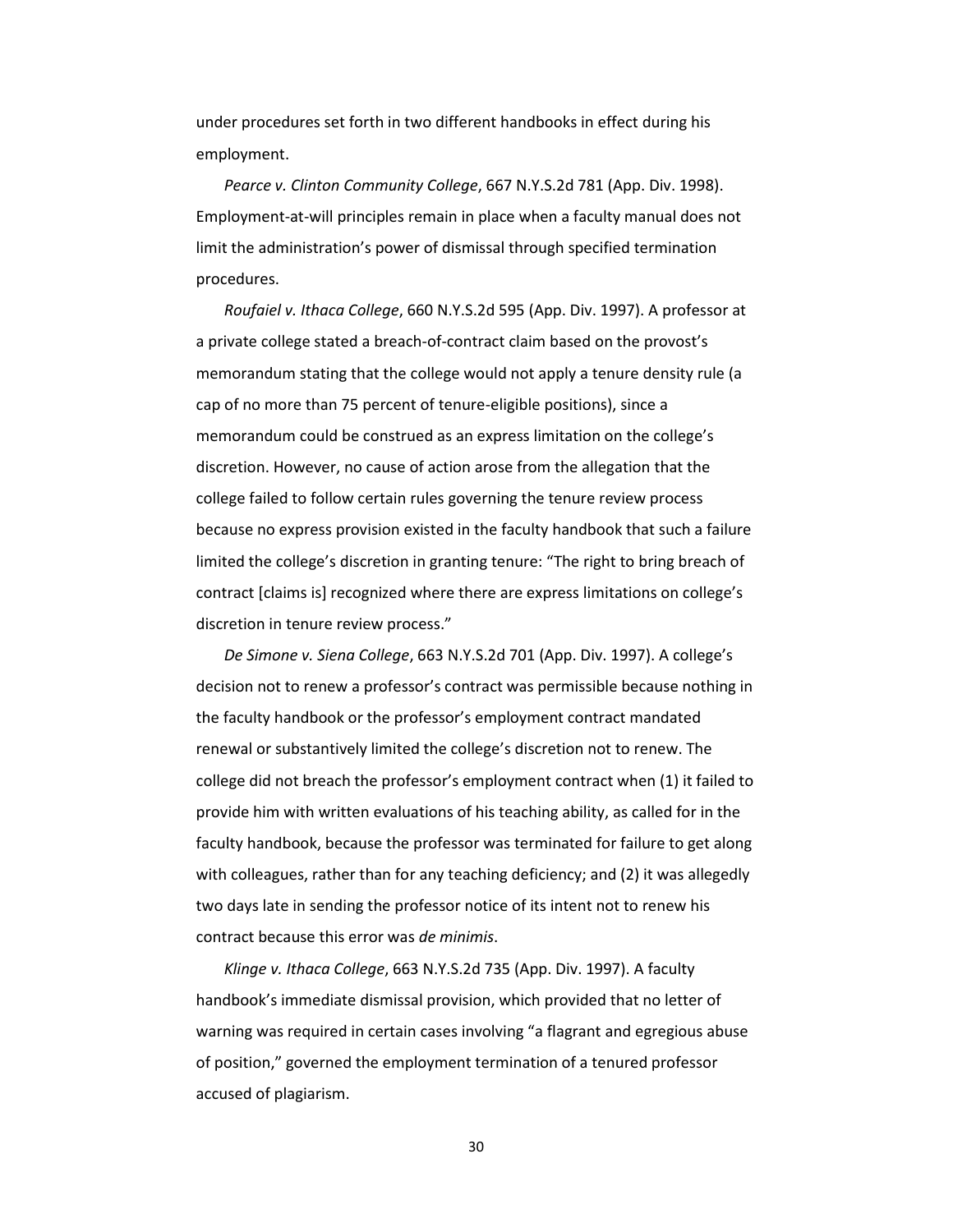under procedures set forth in two different handbooks in effect during his employment.

*Pearce v. Clinton Community College*, 667 N.Y.S.2d 781 (App. Div. 1998). Employment-at-will principles remain in place when a faculty manual does not limit the administration's power of dismissal through specified termination procedures.

*Roufaiel v. Ithaca College*, 660 N.Y.S.2d 595 (App. Div. 1997). A professor at a private college stated a breach-of-contract claim based on the provost's memorandum stating that the college would not apply a tenure density rule (a cap of no more than 75 percent of tenure-eligible positions), since a memorandum could be construed as an express limitation on the college's discretion. However, no cause of action arose from the allegation that the college failed to follow certain rules governing the tenure review process because no express provision existed in the faculty handbook that such a failure limited the college's discretion in granting tenure: "The right to bring breach of contract [claims is] recognized where there are express limitations on college's discretion in tenure review process."

*De Simone v. Siena College*, 663 N.Y.S.2d 701 (App. Div. 1997). A college's decision not to renew a professor's contract was permissible because nothing in the faculty handbook or the professor's employment contract mandated renewal or substantively limited the college's discretion not to renew. The college did not breach the professor's employment contract when (1) it failed to provide him with written evaluations of his teaching ability, as called for in the faculty handbook, because the professor was terminated for failure to get along with colleagues, rather than for any teaching deficiency; and (2) it was allegedly two days late in sending the professor notice of its intent not to renew his contract because this error was *de minimis*.

*Klinge v. Ithaca College*, 663 N.Y.S.2d 735 (App. Div. 1997). A faculty handbook's immediate dismissal provision, which provided that no letter of warning was required in certain cases involving "a flagrant and egregious abuse of position," governed the employment termination of a tenured professor accused of plagiarism.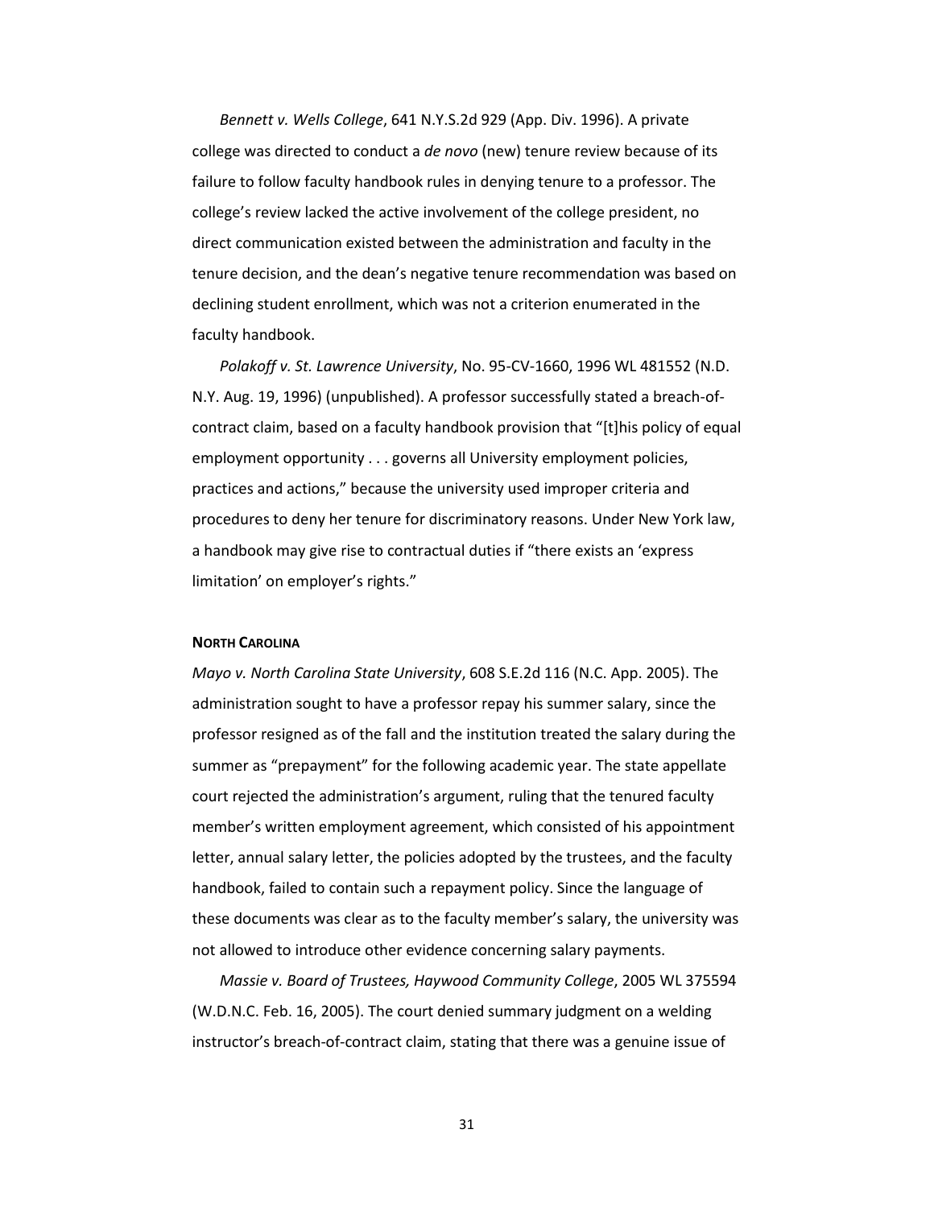*Bennett v. Wells College*, 641 N.Y.S.2d 929 (App. Div. 1996). A private college was directed to conduct a *de novo* (new) tenure review because of its failure to follow faculty handbook rules in denying tenure to a professor. The college's review lacked the active involvement of the college president, no direct communication existed between the administration and faculty in the tenure decision, and the dean's negative tenure recommendation was based on declining student enrollment, which was not a criterion enumerated in the faculty handbook.

*Polakoff v. St. Lawrence University*, No. 95-CV-1660, 1996 WL 481552 (N.D. N.Y. Aug. 19, 1996) (unpublished). A professor successfully stated a breach-of-contract claim, based on a faculty handbook provision that "[t]his policy of equal employment opportunity . . . governs all University employment policies, practices and actions," because the university used improper criteria and procedures to deny her tenure for discriminatory reasons. Under New York law, a handbook may give rise to contractual duties if "there exists an 'express limitation' on employer's rights."

**NORTH CAROLINA**

*Mayo v. North Carolina State University*, 608 S.E.2d 116 (N.C. App. 2005). The administration sought to have a professor repay his summer salary, since the professor resigned as of the fall and the institution treated the salary during the summer as "prepayment" for the following academic year. The state appellate court rejected the administration's argument, ruling that the tenured faculty member's written employment agreement, which consisted of his appointment letter, annual salary letter, the policies adopted by the trustees, and the faculty handbook, failed to contain such a repayment policy. Since the language of these documents was clear as to the faculty member's salary, the university was not allowed to introduce other evidence concerning salary payments.

*Massie v. Board of Trustees, Haywood Community College*, 2005 WL 375594 (W.D.N.C. Feb. 16, 2005). The court denied summary judgment on a welding instructor's breach-of-contract claim, stating that there was a genuine issue of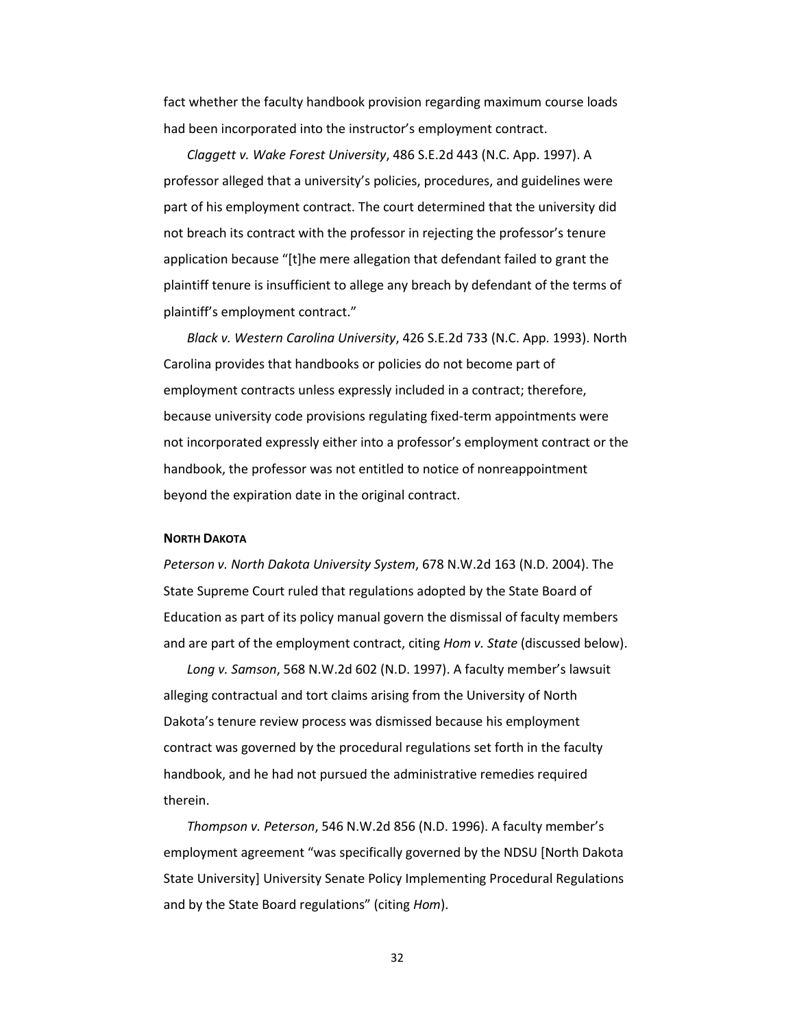fact whether the faculty handbook provision regarding maximum course loads had been incorporated into the instructor's employment contract.

*Claggett v. Wake Forest University*, 486 S.E.2d 443 (N.C. App. 1997). A professor alleged that a university's policies, procedures, and guidelines were part of his employment contract. The court determined that the university did not breach its contract with the professor in rejecting the professor's tenure application because "[t]he mere allegation that defendant failed to grant the plaintiff tenure is insufficient to allege any breach by defendant of the terms of plaintiff's employment contract."

*Black v. Western Carolina University*, 426 S.E.2d 733 (N.C. App. 1993). North Carolina provides that handbooks or policies do not become part of employment contracts unless expressly included in a contract; therefore, because university code provisions regulating fixed-term appointments were not incorporated expressly either into a professor's employment contract or the handbook, the professor was not entitled to notice of nonreappointment beyond the expiration date in the original contract.

**NORTH DAKOTA**

*Peterson v. North Dakota University System*, 678 N.W.2d 163 (N.D. 2004). The State Supreme Court ruled that regulations adopted by the State Board of Education as part of its policy manual govern the dismissal of faculty members and are part of the employment contract, citing *Hom v. State* (discussed below).

*Long v. Samson*, 568 N.W.2d 602 (N.D. 1997). A faculty member's lawsuit alleging contractual and tort claims arising from the University of North Dakota's tenure review process was dismissed because his employment contract was governed by the procedural regulations set forth in the faculty handbook, and he had not pursued the administrative remedies required therein.

*Thompson v. Peterson*, 546 N.W.2d 856 (N.D. 1996). A faculty member's employment agreement "was specifically governed by the NDSU [North Dakota State University] University Senate Policy Implementing Procedural Regulations and by the State Board regulations" (citing *Hom*).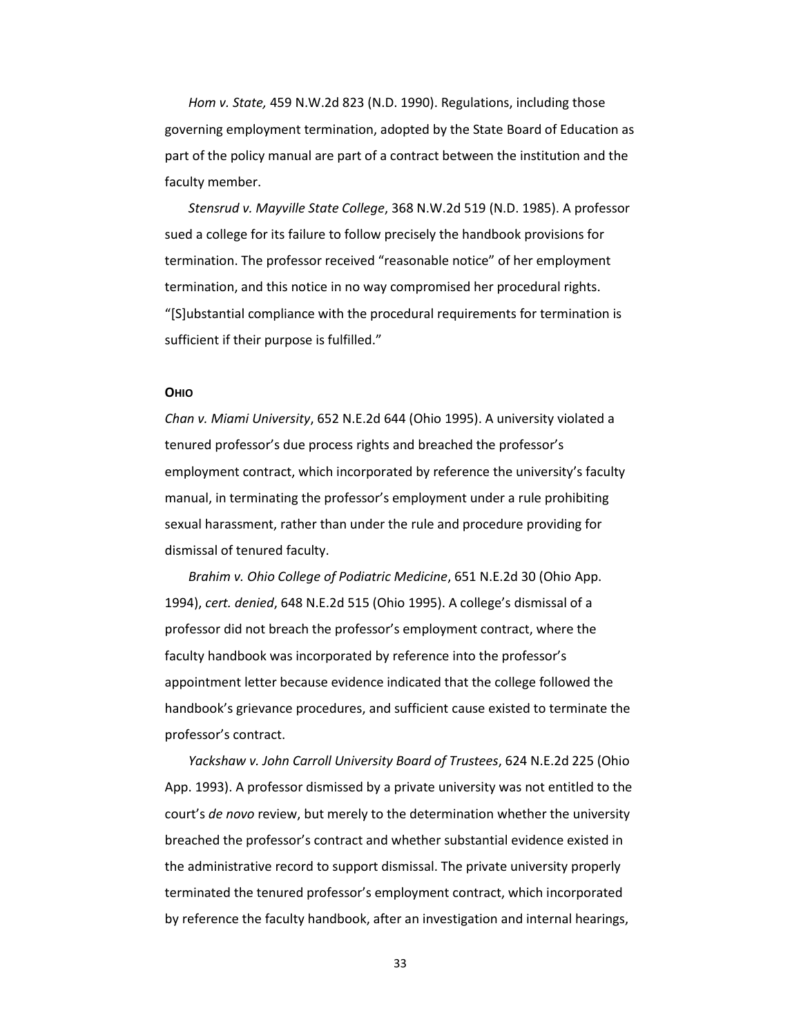*Hom v. State,* 459 N.W.2d 823 (N.D. 1990). Regulations, including those governing employment termination, adopted by the State Board of Education as part of the policy manual are part of a contract between the institution and the faculty member.

*Stensrud v. Mayville State College*, 368 N.W.2d 519 (N.D. 1985). A professor sued a college for its failure to follow precisely the handbook provisions for termination. The professor received "reasonable notice" of her employment termination, and this notice in no way compromised her procedural rights. "[S]ubstantial compliance with the procedural requirements for termination is sufficient if their purpose is fulfilled."

**OHIO**

*Chan v. Miami University*, 652 N.E.2d 644 (Ohio 1995). A university violated a tenured professor's due process rights and breached the professor's employment contract, which incorporated by reference the university's faculty manual, in terminating the professor's employment under a rule prohibiting sexual harassment, rather than under the rule and procedure providing for dismissal of tenured faculty.

*Brahim v. Ohio College of Podiatric Medicine*, 651 N.E.2d 30 (Ohio App. 1994), *cert. denied*, 648 N.E.2d 515 (Ohio 1995). A college's dismissal of a professor did not breach the professor's employment contract, where the faculty handbook was incorporated by reference into the professor's appointment letter because evidence indicated that the college followed the handbook's grievance procedures, and sufficient cause existed to terminate the professor's contract.

*Yackshaw v. John Carroll University Board of Trustees*, 624 N.E.2d 225 (Ohio App. 1993). A professor dismissed by a private university was not entitled to the court's *de novo* review, but merely to the determination whether the university breached the professor's contract and whether substantial evidence existed in the administrative record to support dismissal. The private university properly terminated the tenured professor's employment contract, which incorporated by reference the faculty handbook, after an investigation and internal hearings,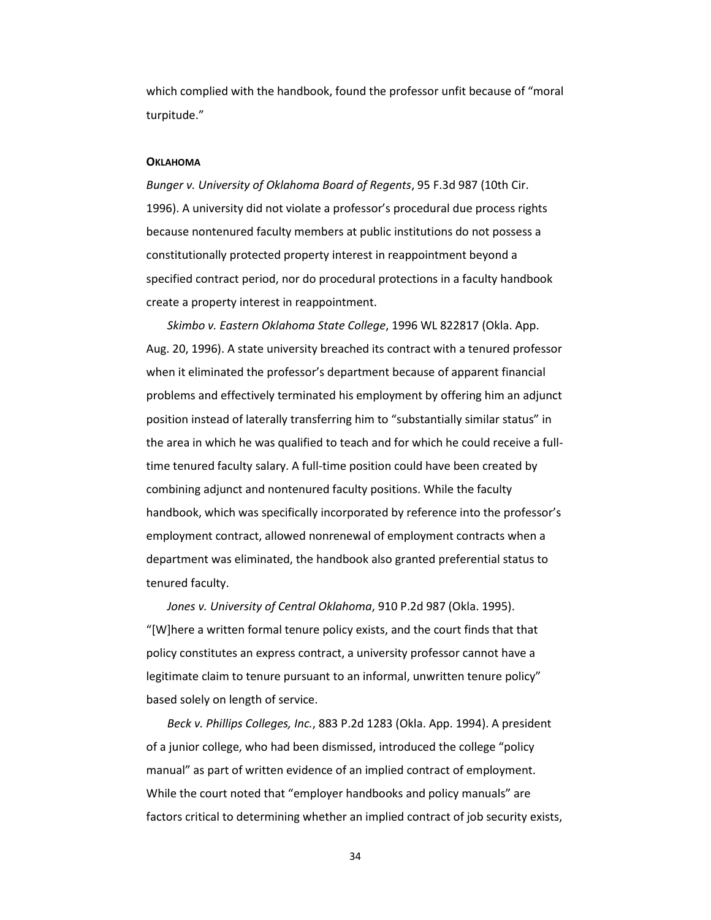which complied with the handbook, found the professor unfit because of "moral turpitude."

**OKLAHOMA**

*Bunger v. University of Oklahoma Board of Regents*, 95 F.3d 987 (10th Cir. 1996). A university did not violate a professor's procedural due process rights because nontenured faculty members at public institutions do not possess a constitutionally protected property interest in reappointment beyond a specified contract period, nor do procedural protections in a faculty handbook create a property interest in reappointment.

*Skimbo v. Eastern Oklahoma State College*, 1996 WL 822817 (Okla. App. Aug. 20, 1996). A state university breached its contract with a tenured professor when it eliminated the professor's department because of apparent financial problems and effectively terminated his employment by offering him an adjunct position instead of laterally transferring him to "substantially similar status" in the area in which he was qualified to teach and for which he could receive a full-time tenured faculty salary. A full-time position could have been created by combining adjunct and nontenured faculty positions. While the faculty handbook, which was specifically incorporated by reference into the professor's employment contract, allowed nonrenewal of employment contracts when a department was eliminated, the handbook also granted preferential status to tenured faculty.

*Jones v. University of Central Oklahoma*, 910 P.2d 987 (Okla. 1995). "[W]here a written formal tenure policy exists, and the court finds that that policy constitutes an express contract, a university professor cannot have a legitimate claim to tenure pursuant to an informal, unwritten tenure policy" based solely on length of service.

*Beck v. Phillips Colleges, Inc.*, 883 P.2d 1283 (Okla. App. 1994). A president of a junior college, who had been dismissed, introduced the college "policy manual" as part of written evidence of an implied contract of employment. While the court noted that "employer handbooks and policy manuals" are factors critical to determining whether an implied contract of job security exists,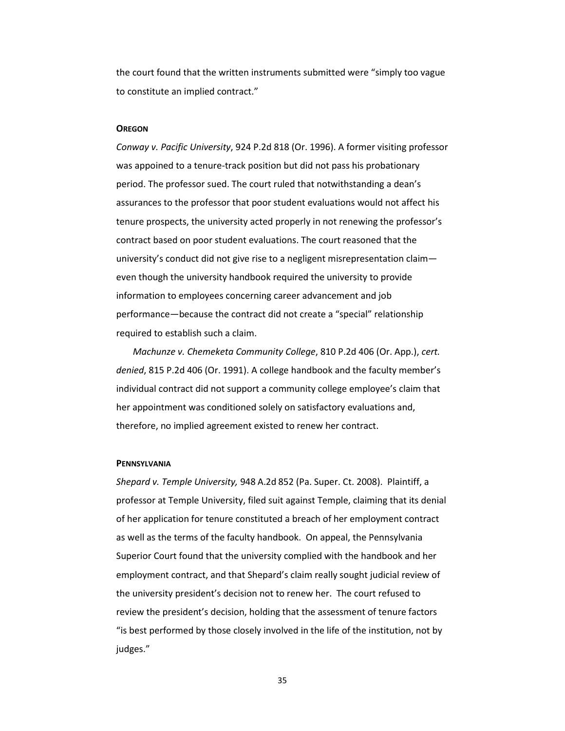the court found that the written instruments submitted were "simply too vague to constitute an implied contract."

### OREGON

*Conway v. Pacific University*, 924 P.2d 818 (Or. 1996). A former visiting professor was appoined to a tenure-track position but did not pass his probationary period. The professor sued. The court ruled that notwithstanding a dean's assurances to the professor that poor student evaluations would not affect his tenure prospects, the university acted properly in not renewing the professor's contract based on poor student evaluations. The court reasoned that the university's conduct did not give rise to a negligent misrepresentation claim—even though the university handbook required the university to provide information to employees concerning career advancement and job performance—because the contract did not create a "special" relationship required to establish such a claim.

*Machunze v. Chemeketa Community College*, 810 P.2d 406 (Or. App.), *cert. denied*, 815 P.2d 406 (Or. 1991). A college handbook and the faculty member's individual contract did not support a community college employee's claim that her appointment was conditioned solely on satisfactory evaluations and, therefore, no implied agreement existed to renew her contract.

### PENNSYLVANIA

*Shepard v. Temple University,* 948 A.2d 852 (Pa. Super. Ct. 2008). Plaintiff, a professor at Temple University, filed suit against Temple, claiming that its denial of her application for tenure constituted a breach of her employment contract as well as the terms of the faculty handbook. On appeal, the Pennsylvania Superior Court found that the university complied with the handbook and her employment contract, and that Shepard's claim really sought judicial review of the university president's decision not to renew her. The court refused to review the president's decision, holding that the assessment of tenure factors "is best performed by those closely involved in the life of the institution, not by judges."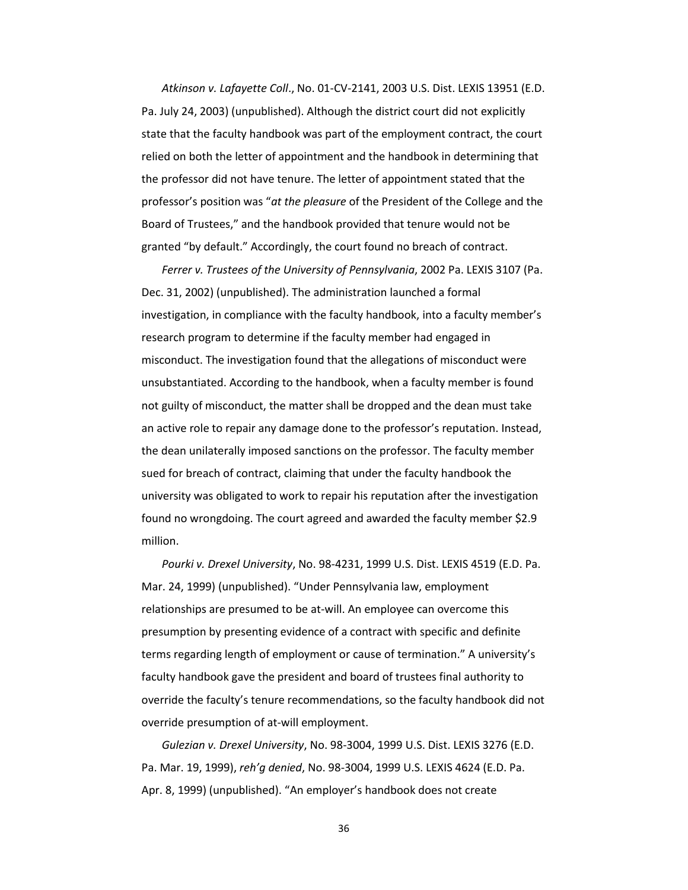*Atkinson v. Lafayette Coll*., No. 01-CV-2141, 2003 U.S. Dist. LEXIS 13951 (E.D. Pa. July 24, 2003) (unpublished). Although the district court did not explicitly state that the faculty handbook was part of the employment contract, the court relied on both the letter of appointment and the handbook in determining that the professor did not have tenure. The letter of appointment stated that the professor's position was "*at the pleasure* of the President of the College and the Board of Trustees," and the handbook provided that tenure would not be granted "by default." Accordingly, the court found no breach of contract.

*Ferrer v. Trustees of the University of Pennsylvania*, 2002 Pa. LEXIS 3107 (Pa. Dec. 31, 2002) (unpublished). The administration launched a formal investigation, in compliance with the faculty handbook, into a faculty member's research program to determine if the faculty member had engaged in misconduct. The investigation found that the allegations of misconduct were unsubstantiated. According to the handbook, when a faculty member is found not guilty of misconduct, the matter shall be dropped and the dean must take an active role to repair any damage done to the professor's reputation. Instead, the dean unilaterally imposed sanctions on the professor. The faculty member sued for breach of contract, claiming that under the faculty handbook the university was obligated to work to repair his reputation after the investigation found no wrongdoing. The court agreed and awarded the faculty member $2.9 million.

*Pourki v. Drexel University*, No. 98-4231, 1999 U.S. Dist. LEXIS 4519 (E.D. Pa. Mar. 24, 1999) (unpublished). "Under Pennsylvania law, employment relationships are presumed to be at-will. An employee can overcome this presumption by presenting evidence of a contract with specific and definite terms regarding length of employment or cause of termination." A university's faculty handbook gave the president and board of trustees final authority to override the faculty's tenure recommendations, so the faculty handbook did not override presumption of at-will employment.

*Gulezian v. Drexel University*, No. 98-3004, 1999 U.S. Dist. LEXIS 3276 (E.D. Pa. Mar. 19, 1999), *reh'g denied*, No. 98-3004, 1999 U.S. LEXIS 4624 (E.D. Pa. Apr. 8, 1999) (unpublished). "An employer's handbook does not create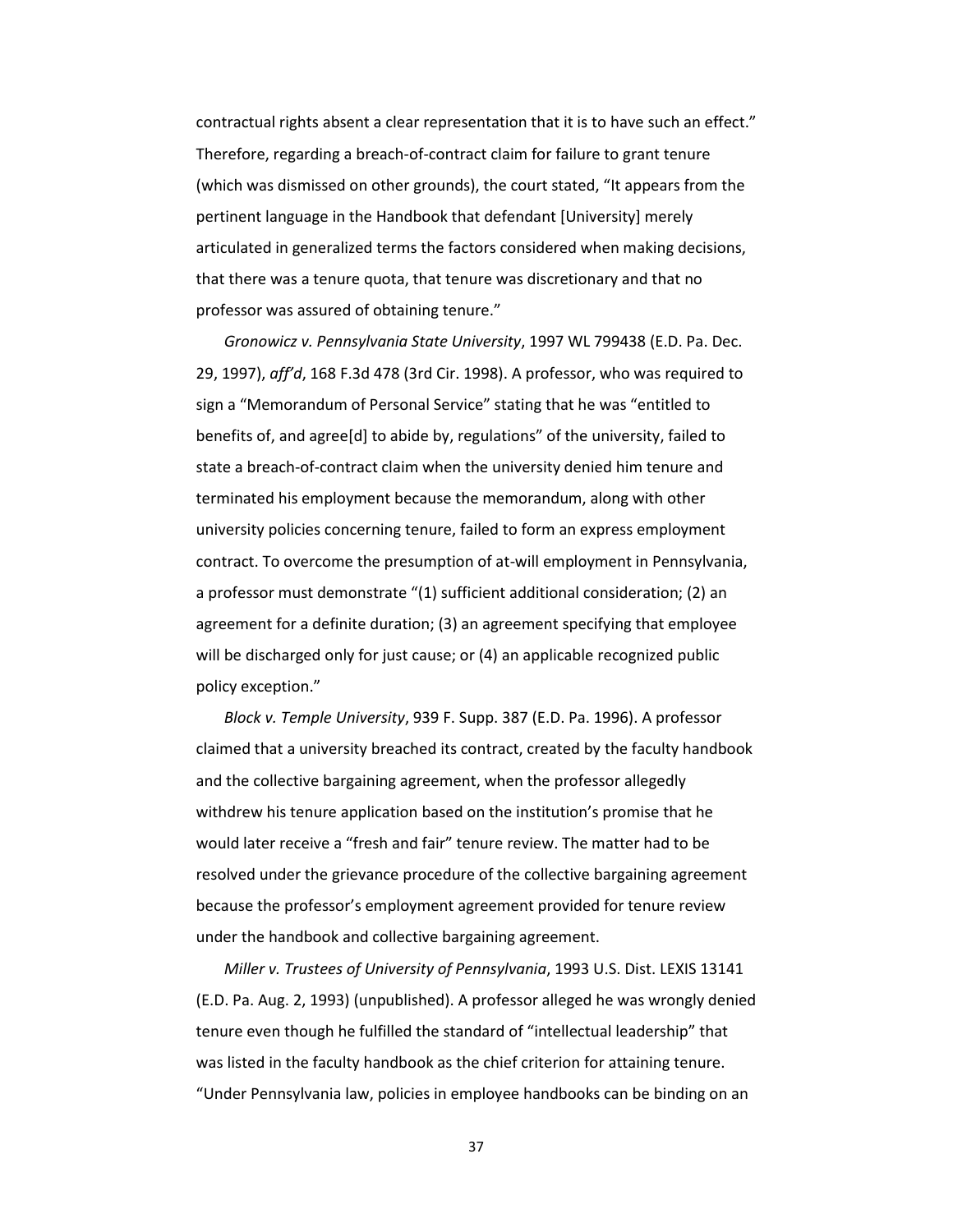contractual rights absent a clear representation that it is to have such an effect." Therefore, regarding a breach-of-contract claim for failure to grant tenure (which was dismissed on other grounds), the court stated, "It appears from the pertinent language in the Handbook that defendant [University] merely articulated in generalized terms the factors considered when making decisions, that there was a tenure quota, that tenure was discretionary and that no professor was assured of obtaining tenure."

*Gronowicz v. Pennsylvania State University*, 1997 WL 799438 (E.D. Pa. Dec. 29, 1997), *aff'd*, 168 F.3d 478 (3rd Cir. 1998). A professor, who was required to sign a "Memorandum of Personal Service" stating that he was "entitled to benefits of, and agree[d] to abide by, regulations" of the university, failed to state a breach-of-contract claim when the university denied him tenure and terminated his employment because the memorandum, along with other university policies concerning tenure, failed to form an express employment contract. To overcome the presumption of at-will employment in Pennsylvania, a professor must demonstrate "(1) sufficient additional consideration; (2) an agreement for a definite duration; (3) an agreement specifying that employee will be discharged only for just cause; or (4) an applicable recognized public policy exception."

*Block v. Temple University*, 939 F. Supp. 387 (E.D. Pa. 1996). A professor claimed that a university breached its contract, created by the faculty handbook and the collective bargaining agreement, when the professor allegedly withdrew his tenure application based on the institution's promise that he would later receive a "fresh and fair" tenure review. The matter had to be resolved under the grievance procedure of the collective bargaining agreement because the professor's employment agreement provided for tenure review under the handbook and collective bargaining agreement.

*Miller v. Trustees of University of Pennsylvania*, 1993 U.S. Dist. LEXIS 13141 (E.D. Pa. Aug. 2, 1993) (unpublished). A professor alleged he was wrongly denied tenure even though he fulfilled the standard of "intellectual leadership" that was listed in the faculty handbook as the chief criterion for attaining tenure. "Under Pennsylvania law, policies in employee handbooks can be binding on an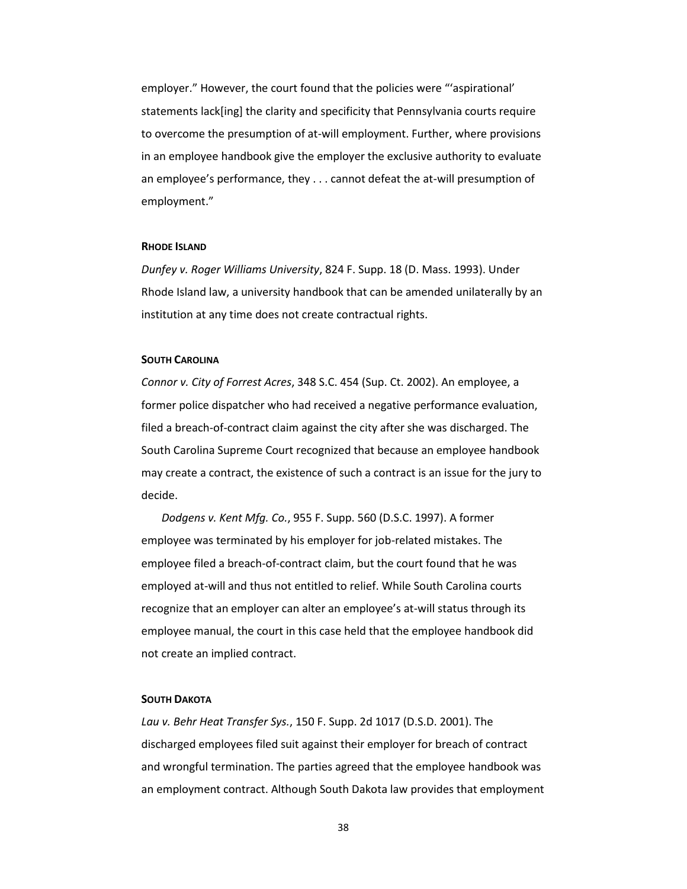employer." However, the court found that the policies were "'aspirational' statements lack[ing] the clarity and specificity that Pennsylvania courts require to overcome the presumption of at-will employment. Further, where provisions in an employee handbook give the employer the exclusive authority to evaluate an employee's performance, they . . . cannot defeat the at-will presumption of employment."

#### RHODE ISLAND

*Dunfey v. Roger Williams University*, 824 F. Supp. 18 (D. Mass. 1993). Under Rhode Island law, a university handbook that can be amended unilaterally by an institution at any time does not create contractual rights.

#### SOUTH CAROLINA

*Connor v. City of Forrest Acres*, 348 S.C. 454 (Sup. Ct. 2002). An employee, a former police dispatcher who had received a negative performance evaluation, filed a breach-of-contract claim against the city after she was discharged. The South Carolina Supreme Court recognized that because an employee handbook may create a contract, the existence of such a contract is an issue for the jury to decide.

*Dodgens v. Kent Mfg. Co.*, 955 F. Supp. 560 (D.S.C. 1997). A former employee was terminated by his employer for job-related mistakes. The employee filed a breach-of-contract claim, but the court found that he was employed at-will and thus not entitled to relief. While South Carolina courts recognize that an employer can alter an employee's at-will status through its employee manual, the court in this case held that the employee handbook did not create an implied contract.

#### SOUTH DAKOTA

*Lau v. Behr Heat Transfer Sys.*, 150 F. Supp. 2d 1017 (D.S.D. 2001). The discharged employees filed suit against their employer for breach of contract and wrongful termination. The parties agreed that the employee handbook was an employment contract. Although South Dakota law provides that employment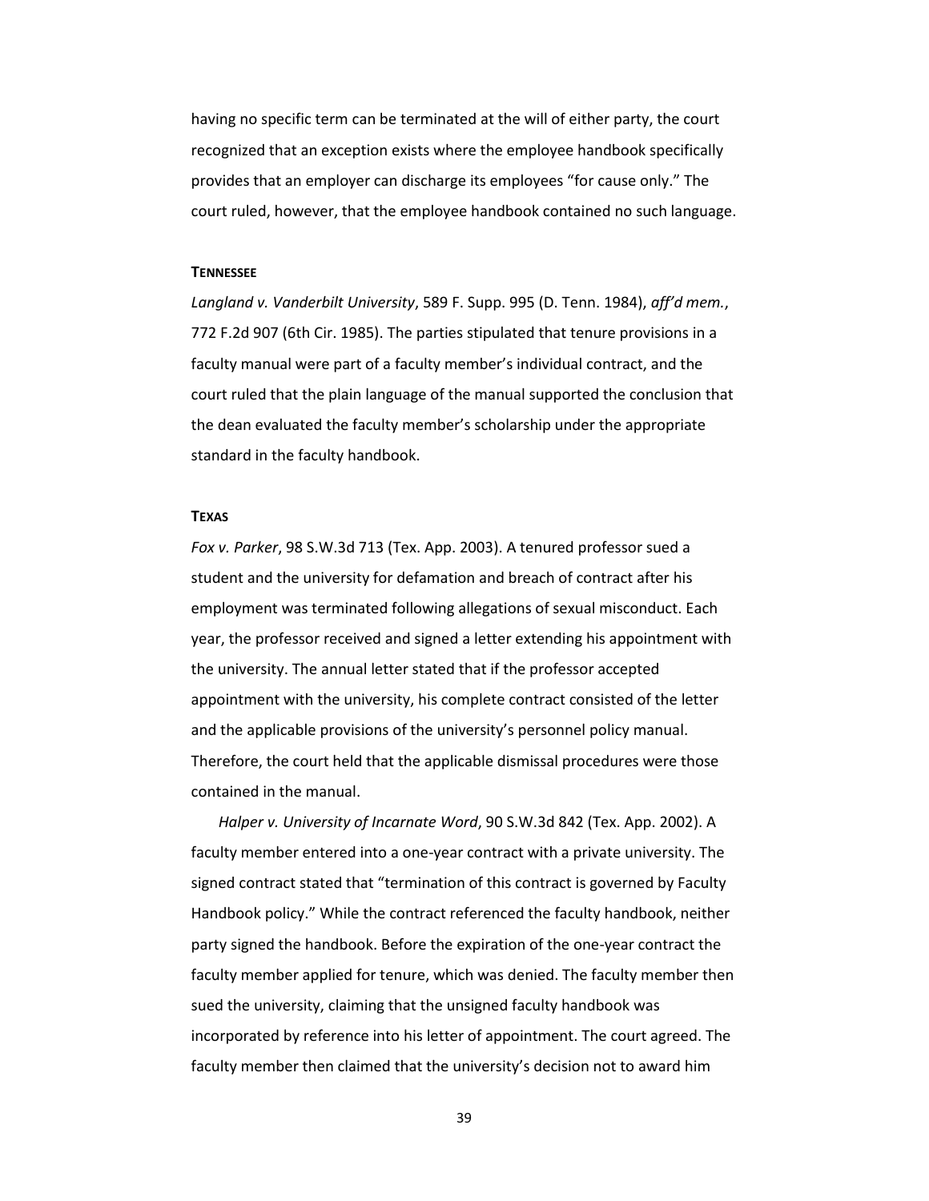having no specific term can be terminated at the will of either party, the court recognized that an exception exists where the employee handbook specifically provides that an employer can discharge its employees “for cause only.” The court ruled, however, that the employee handbook contained no such language.

**TENNESSEE**

*Langland v. Vanderbilt University*, 589 F. Supp. 995 (D. Tenn. 1984), *aff’d mem.*, 772 F.2d 907 (6th Cir. 1985). The parties stipulated that tenure provisions in a faculty manual were part of a faculty member’s individual contract, and the court ruled that the plain language of the manual supported the conclusion that the dean evaluated the faculty member’s scholarship under the appropriate standard in the faculty handbook.

**TEXAS**

*Fox v. Parker*, 98 S.W.3d 713 (Tex. App. 2003). A tenured professor sued a student and the university for defamation and breach of contract after his employment was terminated following allegations of sexual misconduct. Each year, the professor received and signed a letter extending his appointment with the university. The annual letter stated that if the professor accepted appointment with the university, his complete contract consisted of the letter and the applicable provisions of the university’s personnel policy manual. Therefore, the court held that the applicable dismissal procedures were those contained in the manual.

*Halper v. University of Incarnate Word*, 90 S.W.3d 842 (Tex. App. 2002). A faculty member entered into a one-year contract with a private university. The signed contract stated that “termination of this contract is governed by Faculty Handbook policy.” While the contract referenced the faculty handbook, neither party signed the handbook. Before the expiration of the one-year contract the faculty member applied for tenure, which was denied. The faculty member then sued the university, claiming that the unsigned faculty handbook was incorporated by reference into his letter of appointment. The court agreed. The faculty member then claimed that the university’s decision not to award him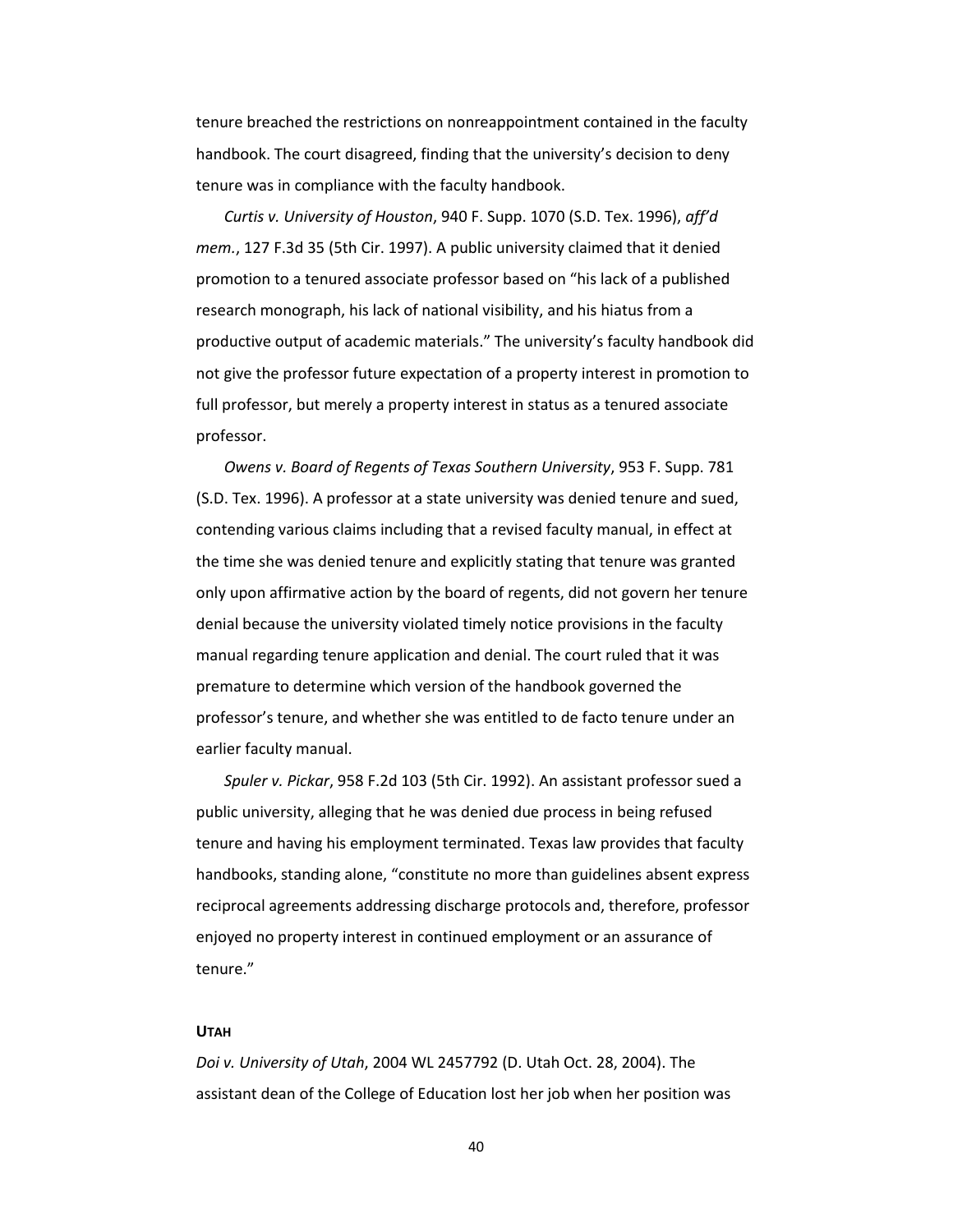tenure breached the restrictions on nonreappointment contained in the faculty handbook. The court disagreed, finding that the university's decision to deny tenure was in compliance with the faculty handbook.

*Curtis v. University of Houston*, 940 F. Supp. 1070 (S.D. Tex. 1996), *aff'd mem.*, 127 F.3d 35 (5th Cir. 1997). A public university claimed that it denied promotion to a tenured associate professor based on "his lack of a published research monograph, his lack of national visibility, and his hiatus from a productive output of academic materials." The university's faculty handbook did not give the professor future expectation of a property interest in promotion to full professor, but merely a property interest in status as a tenured associate professor.

*Owens v. Board of Regents of Texas Southern University*, 953 F. Supp. 781 (S.D. Tex. 1996). A professor at a state university was denied tenure and sued, contending various claims including that a revised faculty manual, in effect at the time she was denied tenure and explicitly stating that tenure was granted only upon affirmative action by the board of regents, did not govern her tenure denial because the university violated timely notice provisions in the faculty manual regarding tenure application and denial. The court ruled that it was premature to determine which version of the handbook governed the professor's tenure, and whether she was entitled to de facto tenure under an earlier faculty manual.

*Spuler v. Pickar*, 958 F.2d 103 (5th Cir. 1992). An assistant professor sued a public university, alleging that he was denied due process in being refused tenure and having his employment terminated. Texas law provides that faculty handbooks, standing alone, "constitute no more than guidelines absent express reciprocal agreements addressing discharge protocols and, therefore, professor enjoyed no property interest in continued employment or an assurance of tenure."

#### UTAH

*Doi v. University of Utah*, 2004 WL 2457792 (D. Utah Oct. 28, 2004). The assistant dean of the College of Education lost her job when her position was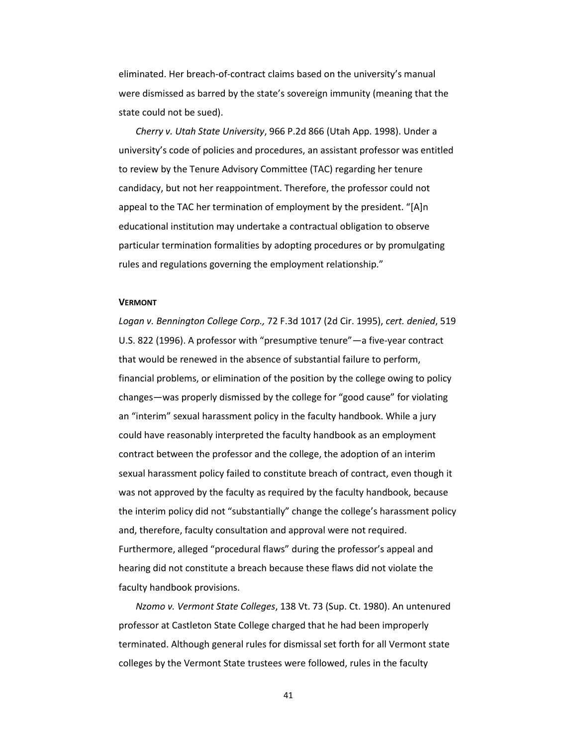eliminated. Her breach-of-contract claims based on the university's manual were dismissed as barred by the state's sovereign immunity (meaning that the state could not be sued).

*Cherry v. Utah State University*, 966 P.2d 866 (Utah App. 1998). Under a university's code of policies and procedures, an assistant professor was entitled to review by the Tenure Advisory Committee (TAC) regarding her tenure candidacy, but not her reappointment. Therefore, the professor could not appeal to the TAC her termination of employment by the president. "[A]n educational institution may undertake a contractual obligation to observe particular termination formalities by adopting procedures or by promulgating rules and regulations governing the employment relationship."

**VERMONT**

*Logan v. Bennington College Corp.,* 72 F.3d 1017 (2d Cir. 1995), *cert. denied*, 519 U.S. 822 (1996). A professor with "presumptive tenure"—a five-year contract that would be renewed in the absence of substantial failure to perform, financial problems, or elimination of the position by the college owing to policy changes—was properly dismissed by the college for "good cause" for violating an "interim" sexual harassment policy in the faculty handbook. While a jury could have reasonably interpreted the faculty handbook as an employment contract between the professor and the college, the adoption of an interim sexual harassment policy failed to constitute breach of contract, even though it was not approved by the faculty as required by the faculty handbook, because the interim policy did not "substantially" change the college's harassment policy and, therefore, faculty consultation and approval were not required. Furthermore, alleged "procedural flaws" during the professor's appeal and hearing did not constitute a breach because these flaws did not violate the faculty handbook provisions.

*Nzomo v. Vermont State Colleges*, 138 Vt. 73 (Sup. Ct. 1980). An untenured professor at Castleton State College charged that he had been improperly terminated. Although general rules for dismissal set forth for all Vermont state colleges by the Vermont State trustees were followed, rules in the faculty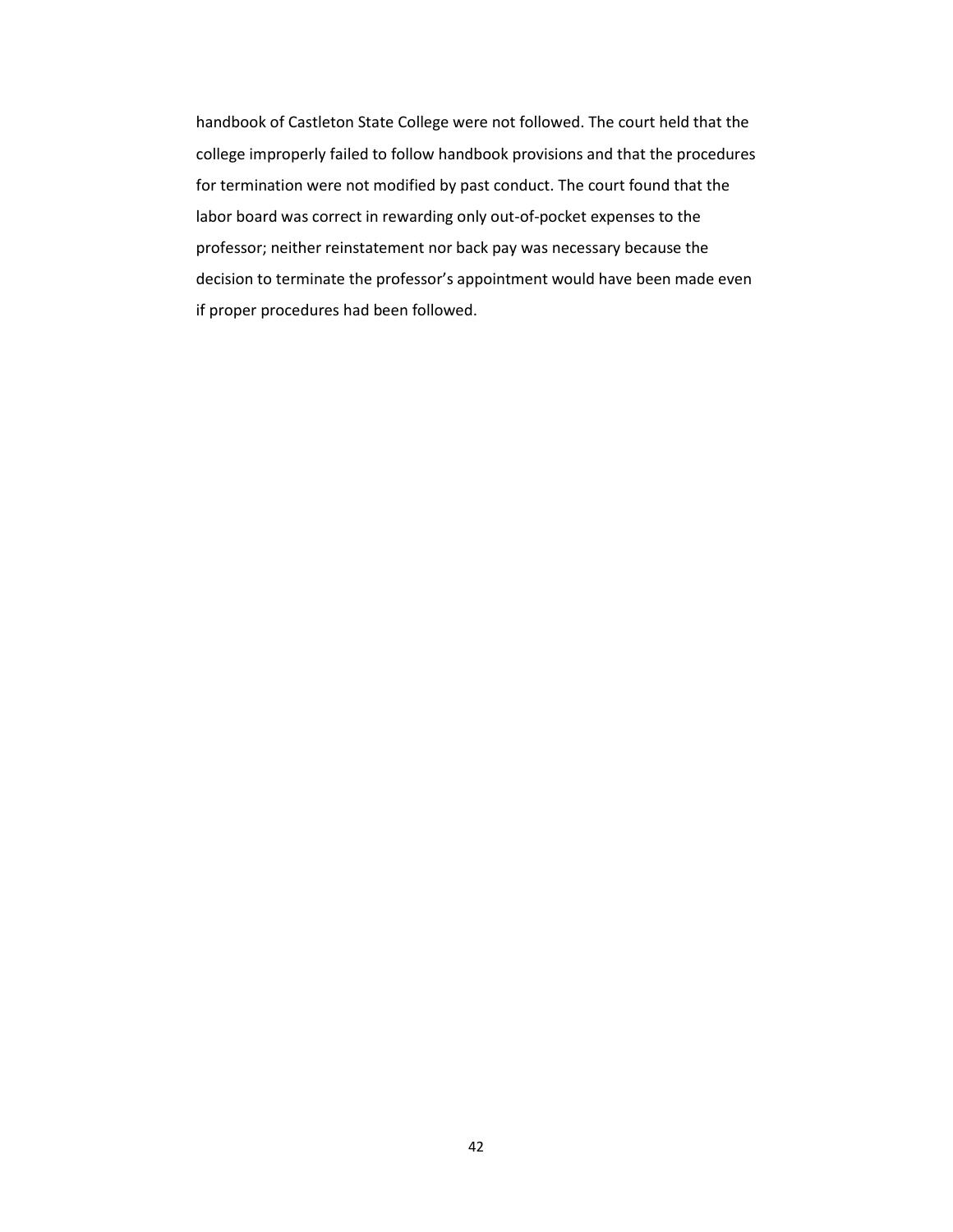handbook of Castleton State College were not followed. The court held that the college improperly failed to follow handbook provisions and that the procedures for termination were not modified by past conduct. The court found that the labor board was correct in rewarding only out-of-pocket expenses to the professor; neither reinstatement nor back pay was necessary because the decision to terminate the professor's appointment would have been made even if proper procedures had been followed.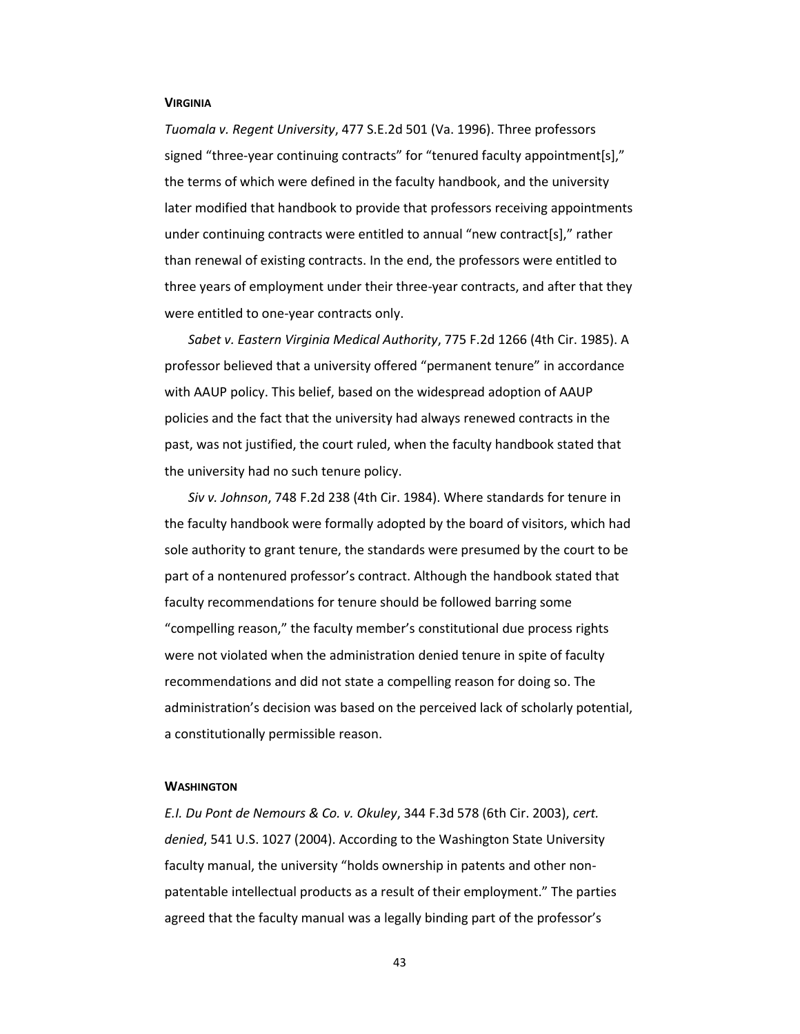**VIRGINIA**

*Tuomala v. Regent University*, 477 S.E.2d 501 (Va. 1996). Three professors signed "three-year continuing contracts" for "tenured faculty appointment[s]," the terms of which were defined in the faculty handbook, and the university later modified that handbook to provide that professors receiving appointments under continuing contracts were entitled to annual "new contract[s]," rather than renewal of existing contracts. In the end, the professors were entitled to three years of employment under their three-year contracts, and after that they were entitled to one-year contracts only.

*Sabet v. Eastern Virginia Medical Authority*, 775 F.2d 1266 (4th Cir. 1985). A professor believed that a university offered "permanent tenure" in accordance with AAUP policy. This belief, based on the widespread adoption of AAUP policies and the fact that the university had always renewed contracts in the past, was not justified, the court ruled, when the faculty handbook stated that the university had no such tenure policy.

*Siv v. Johnson*, 748 F.2d 238 (4th Cir. 1984). Where standards for tenure in the faculty handbook were formally adopted by the board of visitors, which had sole authority to grant tenure, the standards were presumed by the court to be part of a nontenured professor's contract. Although the handbook stated that faculty recommendations for tenure should be followed barring some "compelling reason," the faculty member's constitutional due process rights were not violated when the administration denied tenure in spite of faculty recommendations and did not state a compelling reason for doing so. The administration's decision was based on the perceived lack of scholarly potential, a constitutionally permissible reason.

**WASHINGTON**

*E.I. Du Pont de Nemours & Co. v. Okuley*, 344 F.3d 578 (6th Cir. 2003), *cert. denied*, 541 U.S. 1027 (2004). According to the Washington State University faculty manual, the university "holds ownership in patents and other non-patentable intellectual products as a result of their employment." The parties agreed that the faculty manual was a legally binding part of the professor's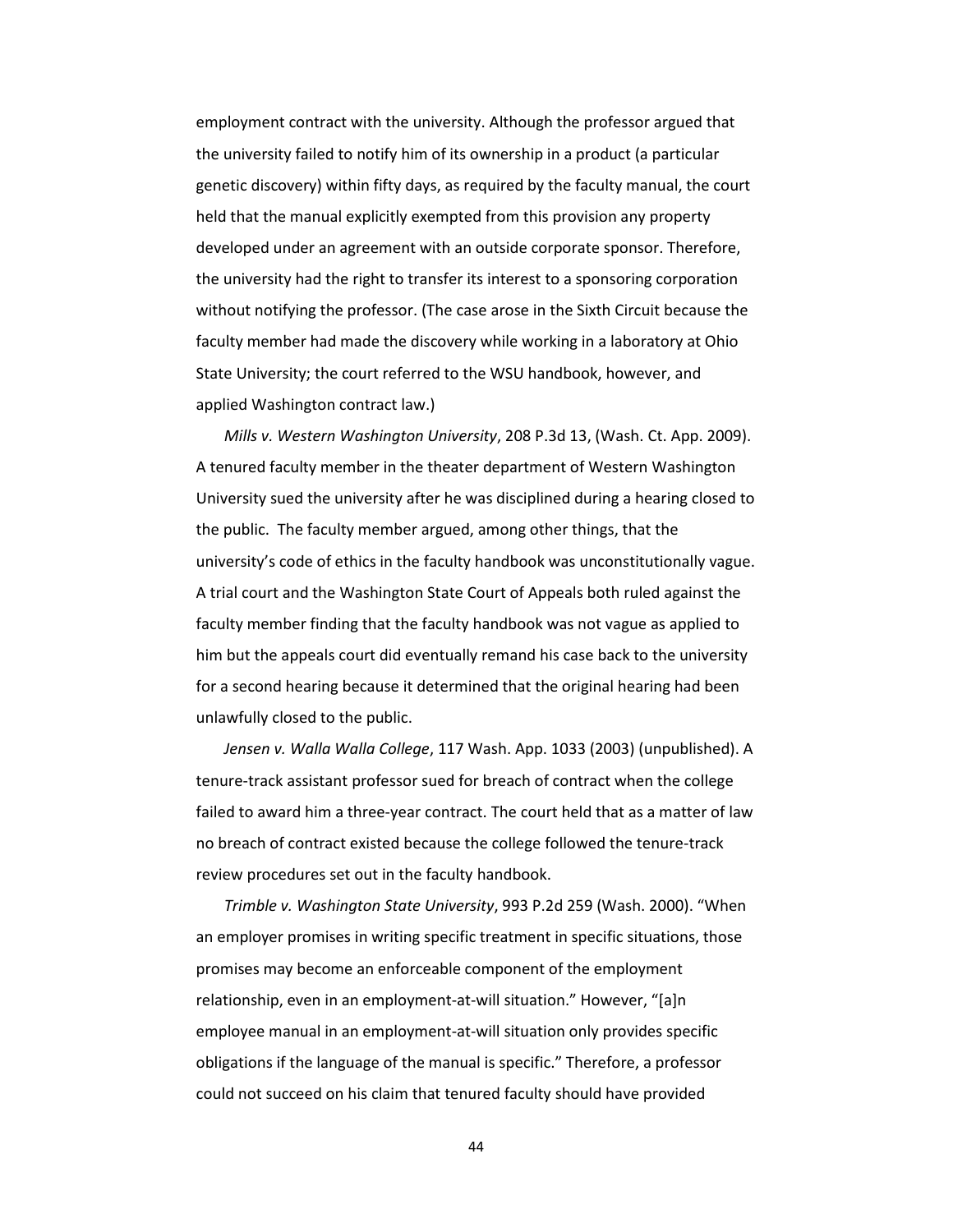employment contract with the university. Although the professor argued that the university failed to notify him of its ownership in a product (a particular genetic discovery) within fifty days, as required by the faculty manual, the court held that the manual explicitly exempted from this provision any property developed under an agreement with an outside corporate sponsor. Therefore, the university had the right to transfer its interest to a sponsoring corporation without notifying the professor. (The case arose in the Sixth Circuit because the faculty member had made the discovery while working in a laboratory at Ohio State University; the court referred to the WSU handbook, however, and applied Washington contract law.)

*Mills v. Western Washington University*, 208 P.3d 13, (Wash. Ct. App. 2009). A tenured faculty member in the theater department of Western Washington University sued the university after he was disciplined during a hearing closed to the public. The faculty member argued, among other things, that the university's code of ethics in the faculty handbook was unconstitutionally vague. A trial court and the Washington State Court of Appeals both ruled against the faculty member finding that the faculty handbook was not vague as applied to him but the appeals court did eventually remand his case back to the university for a second hearing because it determined that the original hearing had been unlawfully closed to the public.

*Jensen v. Walla Walla College*, 117 Wash. App. 1033 (2003) (unpublished). A tenure-track assistant professor sued for breach of contract when the college failed to award him a three-year contract. The court held that as a matter of law no breach of contract existed because the college followed the tenure-track review procedures set out in the faculty handbook.

*Trimble v. Washington State University*, 993 P.2d 259 (Wash. 2000). "When an employer promises in writing specific treatment in specific situations, those promises may become an enforceable component of the employment relationship, even in an employment-at-will situation." However, "[a]n employee manual in an employment-at-will situation only provides specific obligations if the language of the manual is specific." Therefore, a professor could not succeed on his claim that tenured faculty should have provided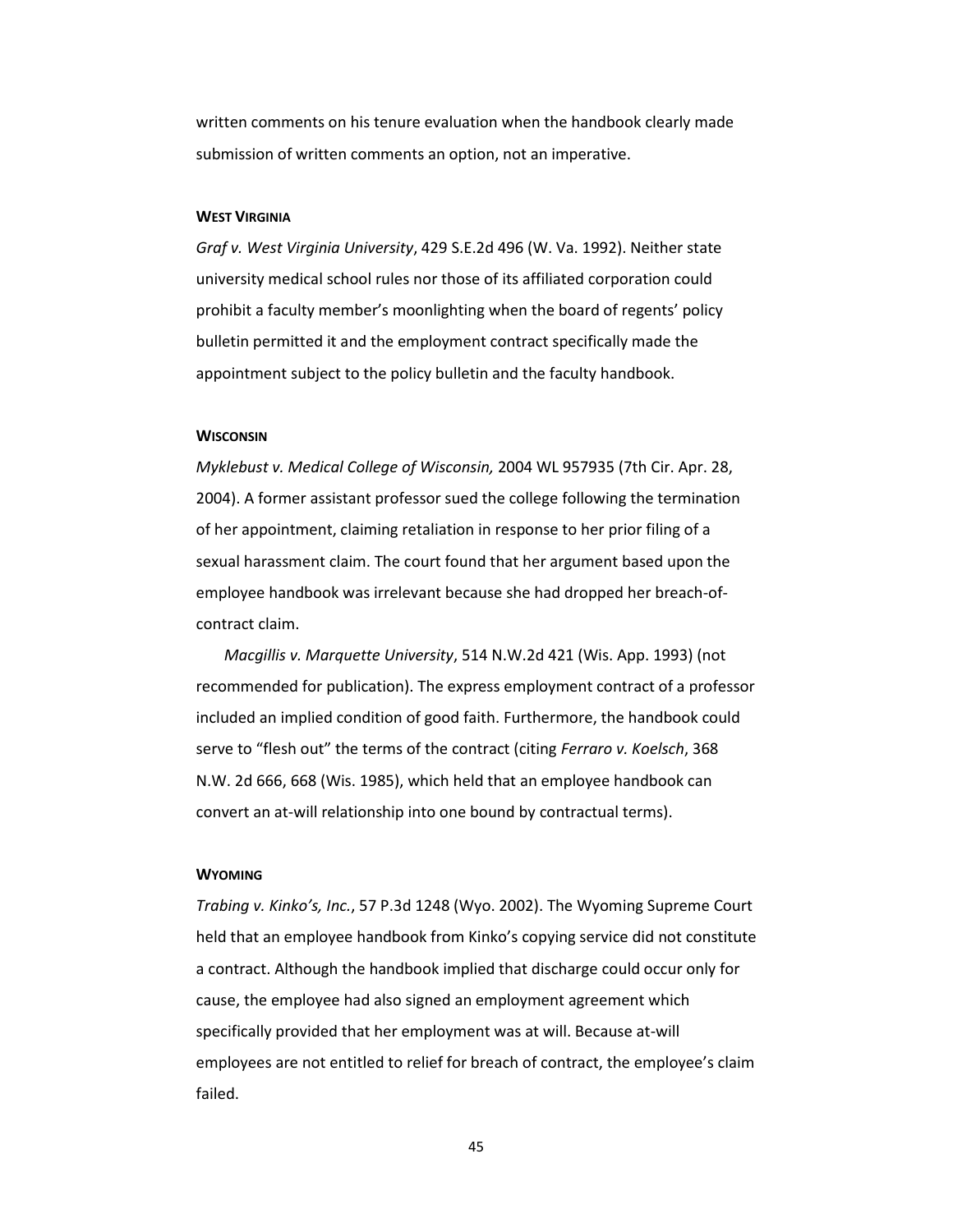written comments on his tenure evaluation when the handbook clearly made submission of written comments an option, not an imperative.

#### WEST VIRGINIA

*Graf v. West Virginia University*, 429 S.E.2d 496 (W. Va. 1992). Neither state university medical school rules nor those of its affiliated corporation could prohibit a faculty member's moonlighting when the board of regents' policy bulletin permitted it and the employment contract specifically made the appointment subject to the policy bulletin and the faculty handbook.

#### WISCONSIN

*Myklebust v. Medical College of Wisconsin,* 2004 WL 957935 (7th Cir. Apr. 28, 2004). A former assistant professor sued the college following the termination of her appointment, claiming retaliation in response to her prior filing of a sexual harassment claim. The court found that her argument based upon the employee handbook was irrelevant because she had dropped her breach-of-contract claim.

*Macgillis v. Marquette University*, 514 N.W.2d 421 (Wis. App. 1993) (not recommended for publication). The express employment contract of a professor included an implied condition of good faith. Furthermore, the handbook could serve to "flesh out" the terms of the contract (citing *Ferraro v. Koelsch*, 368 N.W. 2d 666, 668 (Wis. 1985), which held that an employee handbook can convert an at-will relationship into one bound by contractual terms).

#### WYOMING

*Trabing v. Kinko's, Inc.*, 57 P.3d 1248 (Wyo. 2002). The Wyoming Supreme Court held that an employee handbook from Kinko's copying service did not constitute a contract. Although the handbook implied that discharge could occur only for cause, the employee had also signed an employment agreement which specifically provided that her employment was at will. Because at-will employees are not entitled to relief for breach of contract, the employee's claim failed.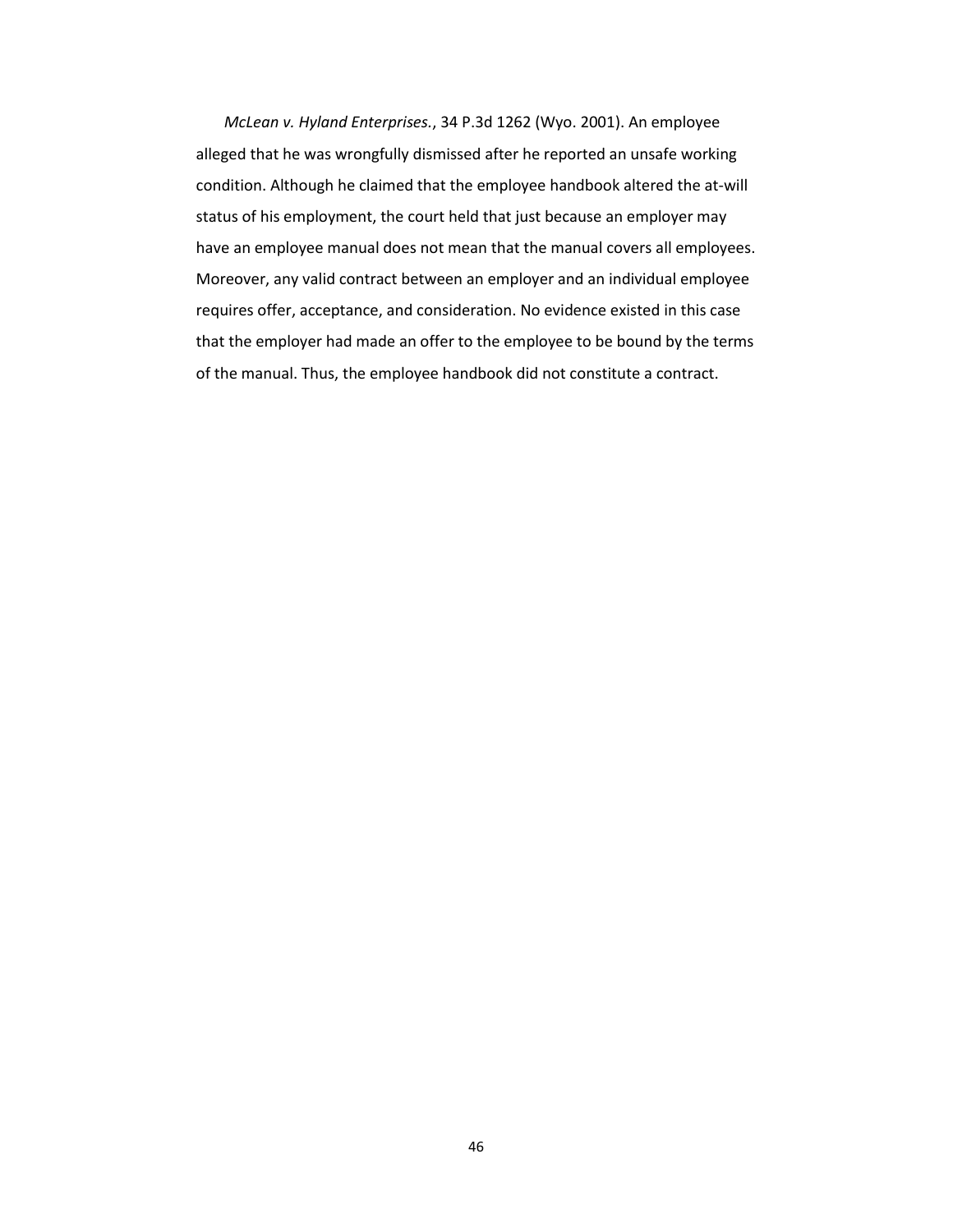*McLean v. Hyland Enterprises.*, 34 P.3d 1262 (Wyo. 2001). An employee alleged that he was wrongfully dismissed after he reported an unsafe working condition. Although he claimed that the employee handbook altered the at-will status of his employment, the court held that just because an employer may have an employee manual does not mean that the manual covers all employees. Moreover, any valid contract between an employer and an individual employee requires offer, acceptance, and consideration. No evidence existed in this case that the employer had made an offer to the employee to be bound by the terms of the manual. Thus, the employee handbook did not constitute a contract.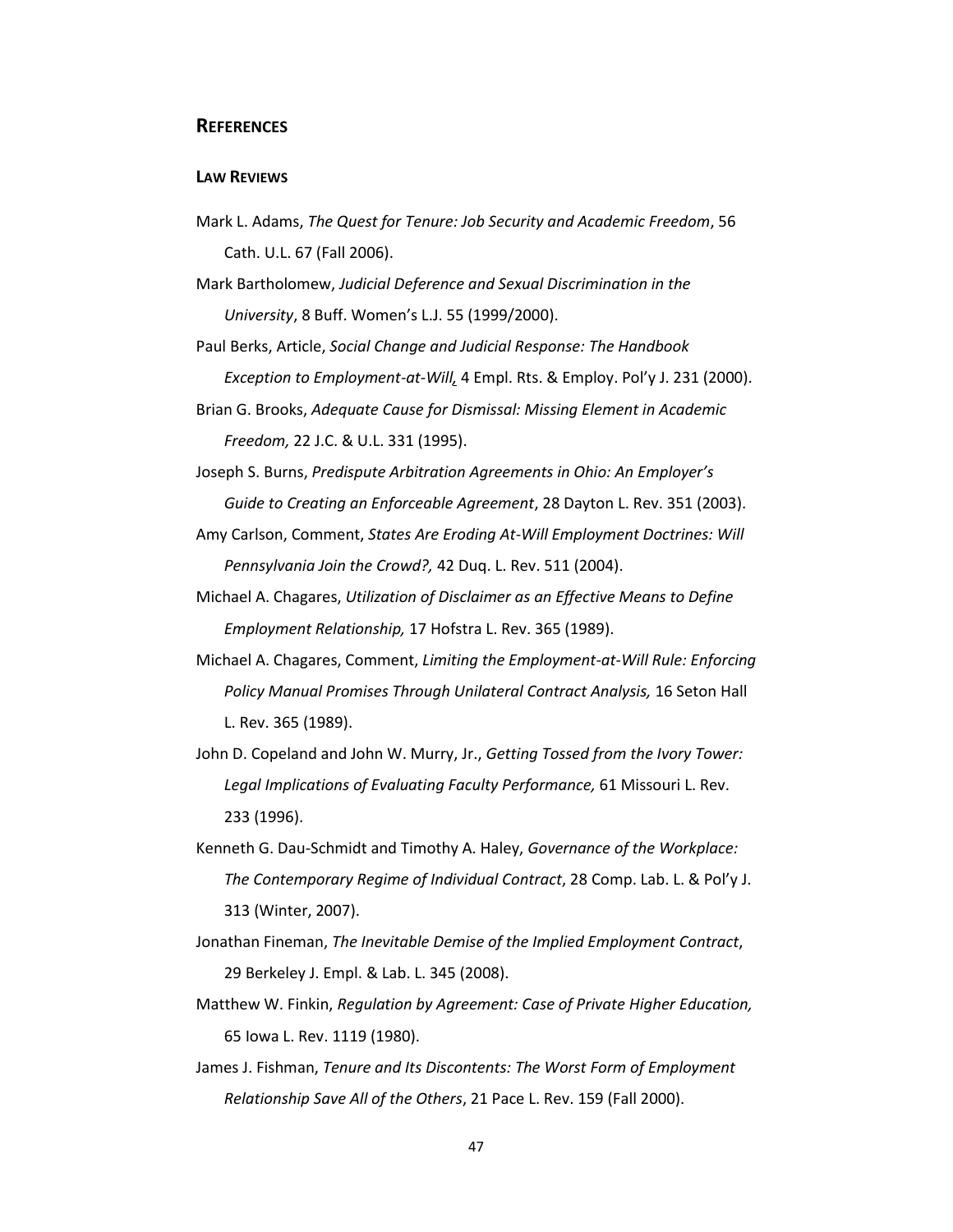## REFERENCES

### LAW REVIEWS

Mark L. Adams, *The Quest for Tenure: Job Security and Academic Freedom*, 56 Cath. U.L. 67 (Fall 2006).

Mark Bartholomew, *Judicial Deference and Sexual Discrimination in the University*, 8 Buff. Women's L.J. 55 (1999/2000).

Paul Berks, Article, *Social Change and Judicial Response: The Handbook Exception to Employment-at-Will*, 4 Empl. Rts. & Employ. Pol'y J. 231 (2000).

Brian G. Brooks, *Adequate Cause for Dismissal: Missing Element in Academic Freedom,* 22 J.C. & U.L. 331 (1995).

Joseph S. Burns, *Predispute Arbitration Agreements in Ohio: An Employer's Guide to Creating an Enforceable Agreement*, 28 Dayton L. Rev. 351 (2003).

Amy Carlson, Comment, *States Are Eroding At-Will Employment Doctrines: Will Pennsylvania Join the Crowd?,* 42 Duq. L. Rev. 511 (2004).

Michael A. Chagares, *Utilization of Disclaimer as an Effective Means to Define Employment Relationship,* 17 Hofstra L. Rev. 365 (1989).

Michael A. Chagares, Comment, *Limiting the Employment-at-Will Rule: Enforcing Policy Manual Promises Through Unilateral Contract Analysis,* 16 Seton Hall L. Rev. 365 (1989).

John D. Copeland and John W. Murry, Jr., *Getting Tossed from the Ivory Tower: Legal Implications of Evaluating Faculty Performance,* 61 Missouri L. Rev. 233 (1996).

Kenneth G. Dau-Schmidt and Timothy A. Haley, *Governance of the Workplace: The Contemporary Regime of Individual Contract*, 28 Comp. Lab. L. & Pol'y J. 313 (Winter, 2007).

Jonathan Fineman, *The Inevitable Demise of the Implied Employment Contract*, 29 Berkeley J. Empl. & Lab. L. 345 (2008).

Matthew W. Finkin, *Regulation by Agreement: Case of Private Higher Education,* 65 Iowa L. Rev. 1119 (1980).

James J. Fishman, *Tenure and Its Discontents: The Worst Form of Employment Relationship Save All of the Others*, 21 Pace L. Rev. 159 (Fall 2000).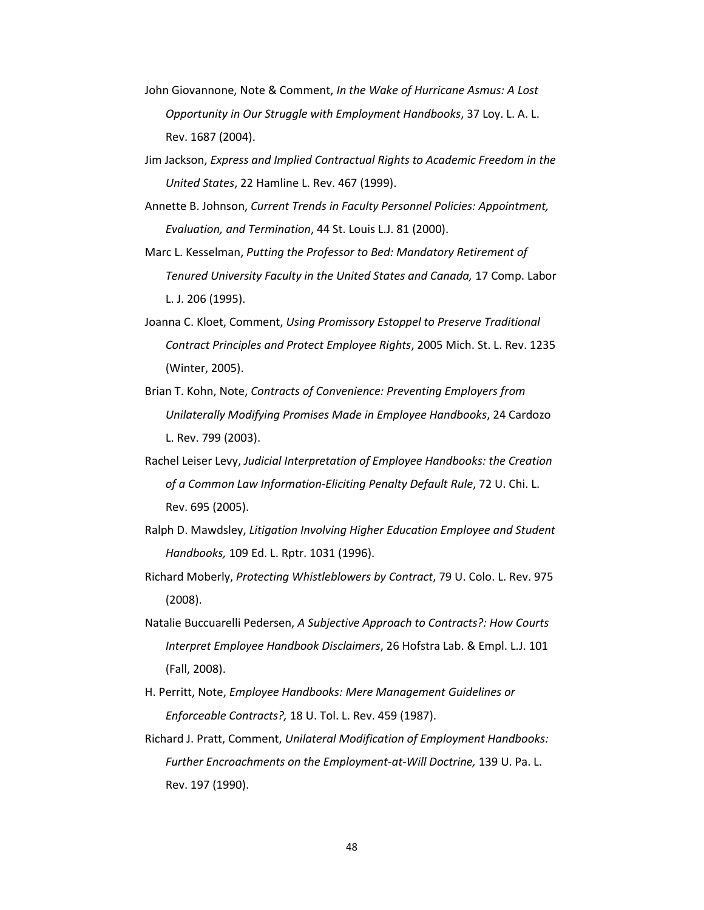John Giovannone, Note & Comment, *In the Wake of Hurricane Asmus: A Lost Opportunity in Our Struggle with Employment Handbooks*, 37 Loy. L. A. L. Rev. 1687 (2004).

Jim Jackson, *Express and Implied Contractual Rights to Academic Freedom in the United States*, 22 Hamline L. Rev. 467 (1999).

Annette B. Johnson, *Current Trends in Faculty Personnel Policies: Appointment, Evaluation, and Termination*, 44 St. Louis L.J. 81 (2000).

Marc L. Kesselman, *Putting the Professor to Bed: Mandatory Retirement of Tenured University Faculty in the United States and Canada,* 17 Comp. Labor L. J. 206 (1995).

Joanna C. Kloet, Comment, *Using Promissory Estoppel to Preserve Traditional Contract Principles and Protect Employee Rights*, 2005 Mich. St. L. Rev. 1235 (Winter, 2005).

Brian T. Kohn, Note, *Contracts of Convenience: Preventing Employers from Unilaterally Modifying Promises Made in Employee Handbooks*, 24 Cardozo L. Rev. 799 (2003).

Rachel Leiser Levy, *Judicial Interpretation of Employee Handbooks: the Creation of a Common Law Information-Eliciting Penalty Default Rule*, 72 U. Chi. L. Rev. 695 (2005).

Ralph D. Mawdsley, *Litigation Involving Higher Education Employee and Student Handbooks,* 109 Ed. L. Rptr. 1031 (1996).

Richard Moberly, *Protecting Whistleblowers by Contract*, 79 U. Colo. L. Rev. 975 (2008).

Natalie Buccuarelli Pedersen, *A Subjective Approach to Contracts?: How Courts Interpret Employee Handbook Disclaimers*, 26 Hofstra Lab. & Empl. L.J. 101 (Fall, 2008).

H. Perritt, Note, *Employee Handbooks: Mere Management Guidelines or Enforceable Contracts?,* 18 U. Tol. L. Rev. 459 (1987).

Richard J. Pratt, Comment, *Unilateral Modification of Employment Handbooks: Further Encroachments on the Employment-at-Will Doctrine,* 139 U. Pa. L. Rev. 197 (1990).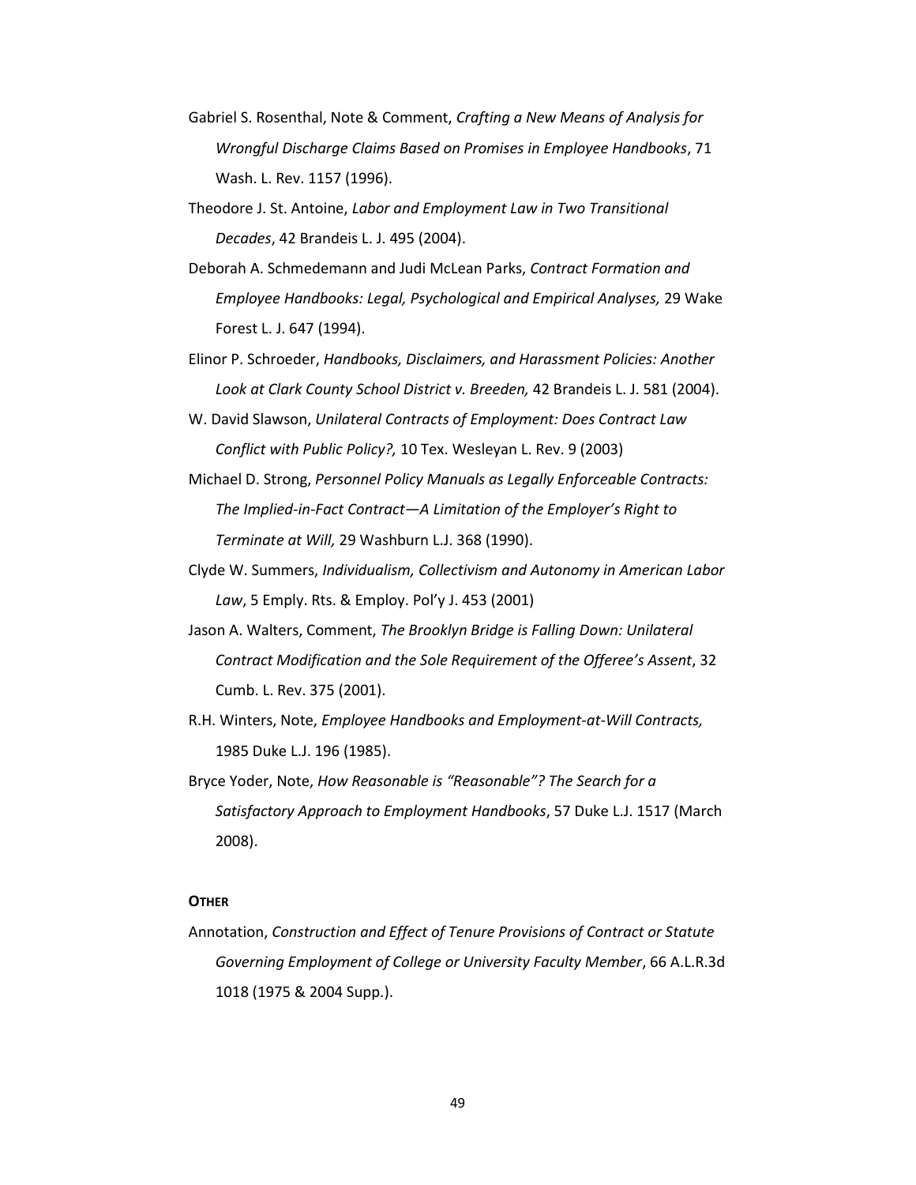Gabriel S. Rosenthal, Note & Comment, *Crafting a New Means of Analysis for Wrongful Discharge Claims Based on Promises in Employee Handbooks*, 71 Wash. L. Rev. 1157 (1996).

Theodore J. St. Antoine, *Labor and Employment Law in Two Transitional Decades*, 42 Brandeis L. J. 495 (2004).

Deborah A. Schmedemann and Judi McLean Parks, *Contract Formation and Employee Handbooks: Legal, Psychological and Empirical Analyses,* 29 Wake Forest L. J. 647 (1994).

Elinor P. Schroeder, *Handbooks, Disclaimers, and Harassment Policies: Another Look at Clark County School District v. Breeden,* 42 Brandeis L. J. 581 (2004).

W. David Slawson, *Unilateral Contracts of Employment: Does Contract Law Conflict with Public Policy?,* 10 Tex. Wesleyan L. Rev. 9 (2003)

Michael D. Strong, *Personnel Policy Manuals as Legally Enforceable Contracts: The Implied-in-Fact Contract—A Limitation of the Employer's Right to Terminate at Will,* 29 Washburn L.J. 368 (1990).

Clyde W. Summers, *Individualism, Collectivism and Autonomy in American Labor Law*, 5 Emply. Rts. & Employ. Pol'y J. 453 (2001)

Jason A. Walters, Comment, *The Brooklyn Bridge is Falling Down: Unilateral Contract Modification and the Sole Requirement of the Offeree's Assent*, 32 Cumb. L. Rev. 375 (2001).

R.H. Winters, Note, *Employee Handbooks and Employment-at-Will Contracts,* 1985 Duke L.J. 196 (1985).

Bryce Yoder, Note, *How Reasonable is "Reasonable"? The Search for a Satisfactory Approach to Employment Handbooks*, 57 Duke L.J. 1517 (March 2008).

**OTHER**

Annotation, *Construction and Effect of Tenure Provisions of Contract or Statute Governing Employment of College or University Faculty Member*, 66 A.L.R.3d 1018 (1975 & 2004 Supp.).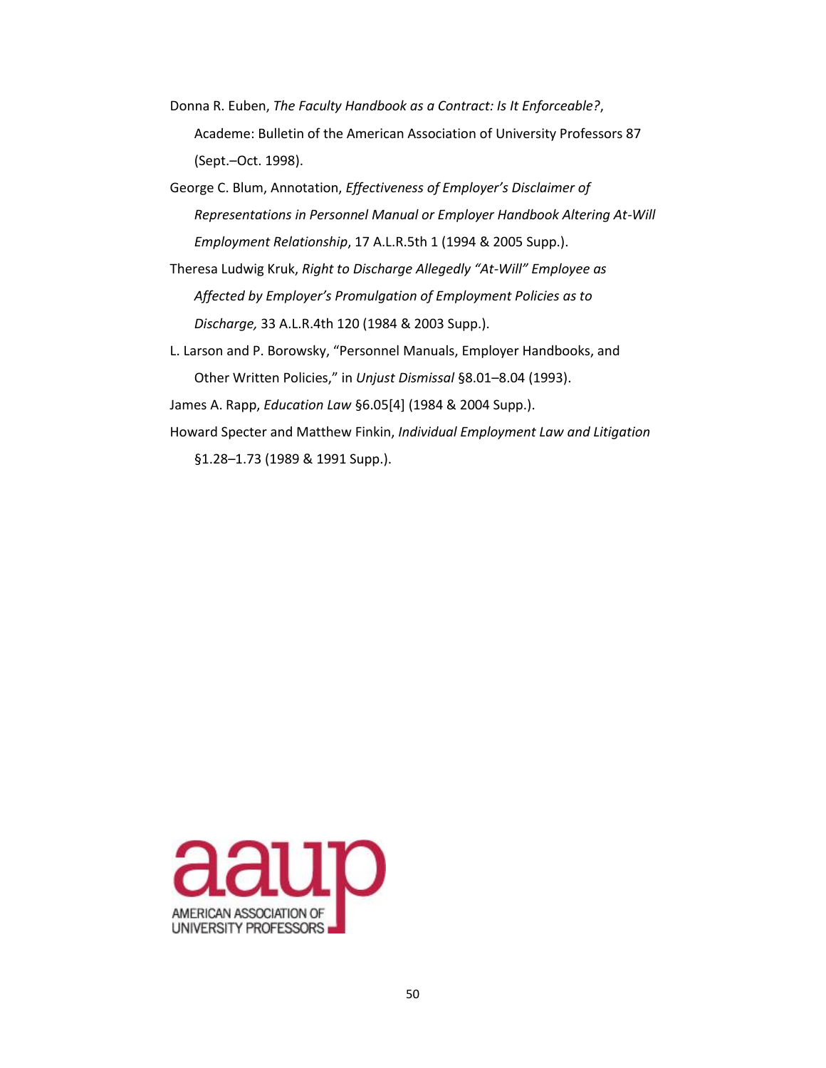Donna R. Euben, *The Faculty Handbook as a Contract: Is It Enforceable?*, Academe: Bulletin of the American Association of University Professors 87 (Sept.–Oct. 1998).

George C. Blum, Annotation, *Effectiveness of Employer's Disclaimer of Representations in Personnel Manual or Employer Handbook Altering At-Will Employment Relationship*, 17 A.L.R.5th 1 (1994 & 2005 Supp.).

Theresa Ludwig Kruk, *Right to Discharge Allegedly "At-Will" Employee as Affected by Employer's Promulgation of Employment Policies as to Discharge,* 33 A.L.R.4th 120 (1984 & 2003 Supp.).

L. Larson and P. Borowsky, "Personnel Manuals, Employer Handbooks, and Other Written Policies," in *Unjust Dismissal* §8.01–8.04 (1993).

James A. Rapp, *Education Law* §6.05[4] (1984 & 2004 Supp.).

Howard Specter and Matthew Finkin, *Individual Employment Law and Litigation* §1.28–1.73 (1989 & 1991 Supp.).

aaup
AMERICAN ASSOCIATION OF
UNIVERSITY PROFESSORS